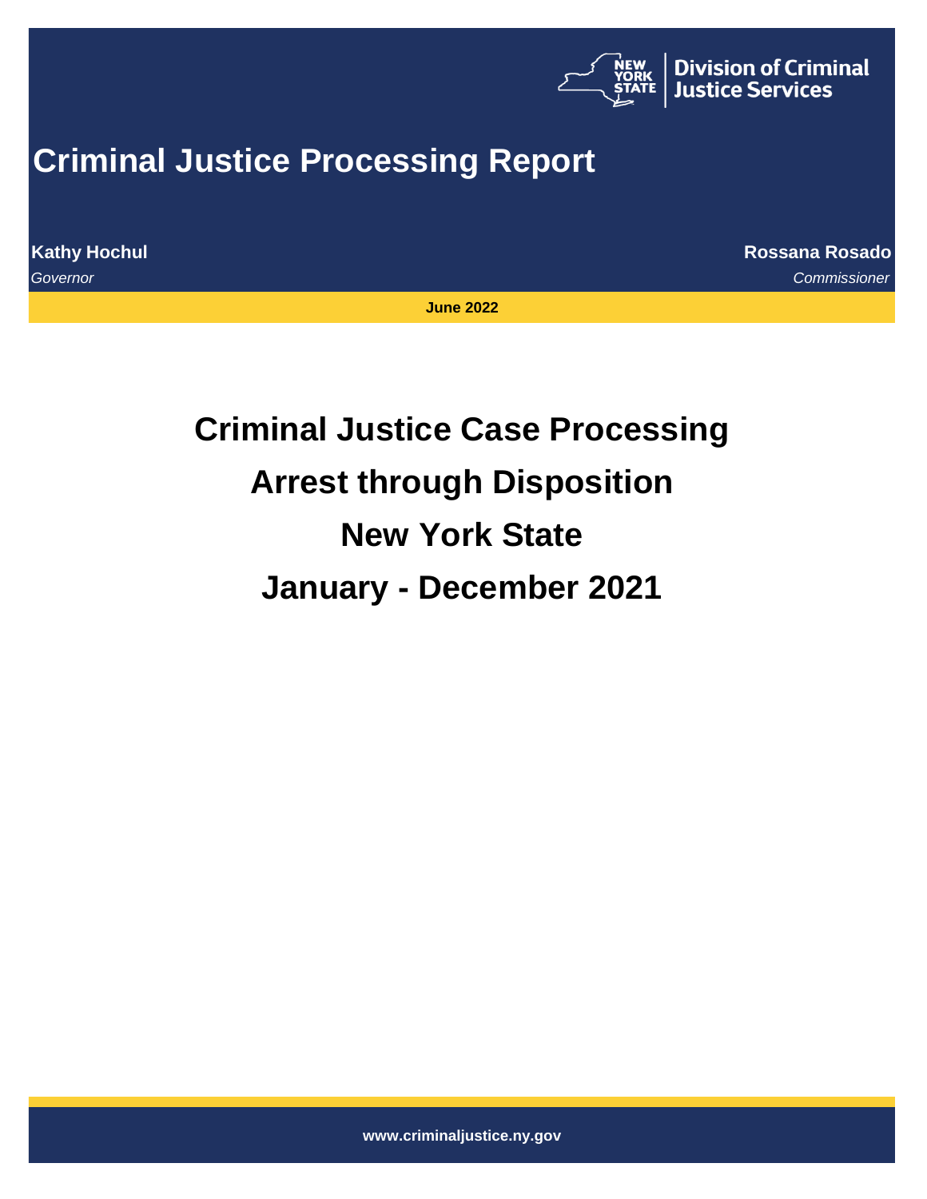New York State Division of Criminal Justice Services

# Criminal Justice Processing Report

**Kathy Hochul**
*Governor*

**Rossana Rosado**
*Commissioner*

**June 2022**

## Criminal Justice Case Processing

## Arrest through Disposition

## New York State

## January - December 2021

www.criminaljustice.ny.gov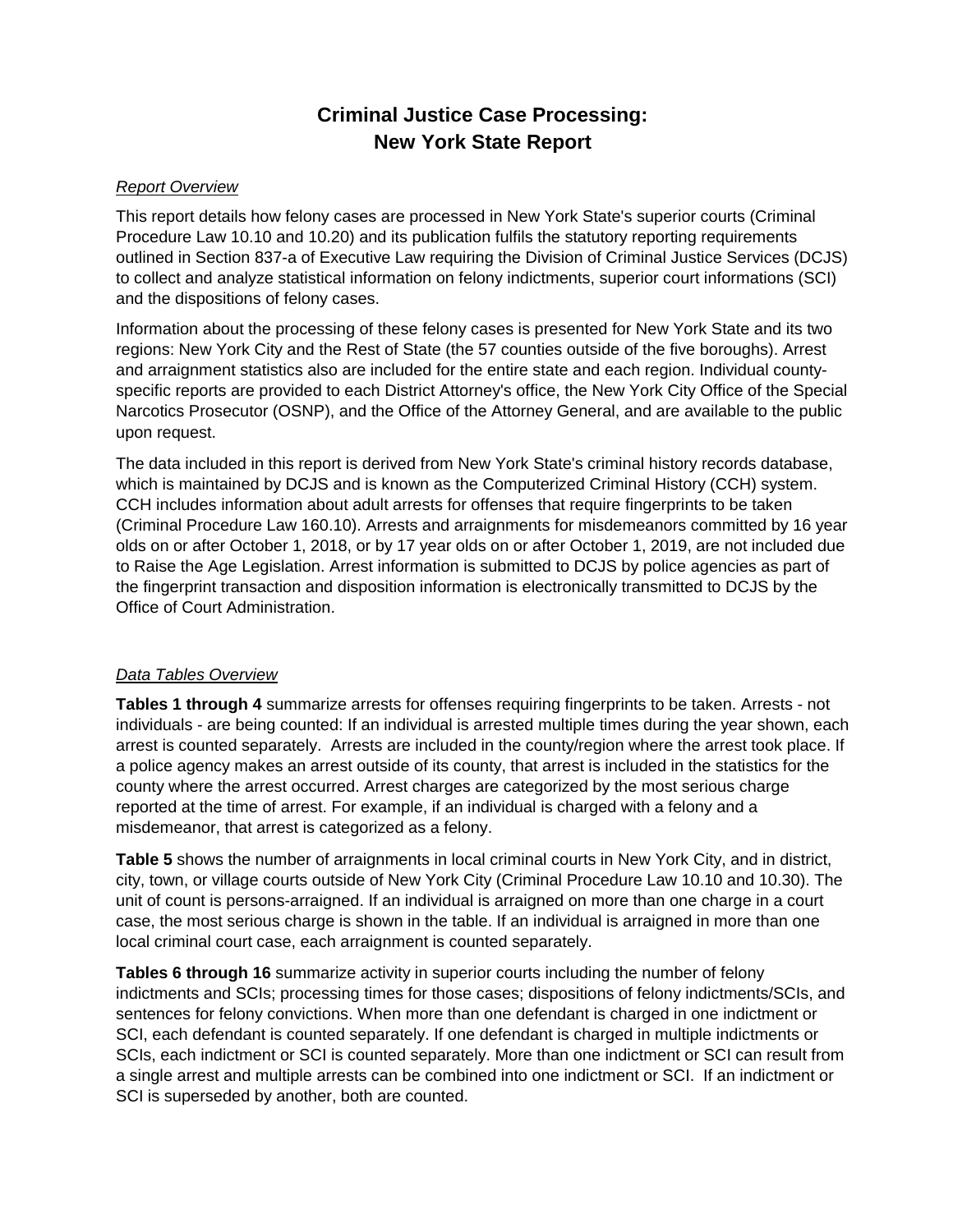# Criminal Justice Case Processing: New York State Report

*Report Overview*

This report details how felony cases are processed in New York State's superior courts (Criminal Procedure Law 10.10 and 10.20) and its publication fulfils the statutory reporting requirements outlined in Section 837-a of Executive Law requiring the Division of Criminal Justice Services (DCJS) to collect and analyze statistical information on felony indictments, superior court informations (SCI) and the dispositions of felony cases.

Information about the processing of these felony cases is presented for New York State and its two regions: New York City and the Rest of State (the 57 counties outside of the five boroughs). Arrest and arraignment statistics also are included for the entire state and each region. Individual county-specific reports are provided to each District Attorney's office, the New York City Office of the Special Narcotics Prosecutor (OSNP), and the Office of the Attorney General, and are available to the public upon request.

The data included in this report is derived from New York State's criminal history records database, which is maintained by DCJS and is known as the Computerized Criminal History (CCH) system. CCH includes information about adult arrests for offenses that require fingerprints to be taken (Criminal Procedure Law 160.10). Arrests and arraignments for misdemeanors committed by 16 year olds on or after October 1, 2018, or by 17 year olds on or after October 1, 2019, are not included due to Raise the Age Legislation. Arrest information is submitted to DCJS by police agencies as part of the fingerprint transaction and disposition information is electronically transmitted to DCJS by the Office of Court Administration.

*Data Tables Overview*

**Tables 1 through 4** summarize arrests for offenses requiring fingerprints to be taken. Arrests - not individuals - are being counted: If an individual is arrested multiple times during the year shown, each arrest is counted separately. Arrests are included in the county/region where the arrest took place. If a police agency makes an arrest outside of its county, that arrest is included in the statistics for the county where the arrest occurred. Arrest charges are categorized by the most serious charge reported at the time of arrest. For example, if an individual is charged with a felony and a misdemeanor, that arrest is categorized as a felony.

**Table 5** shows the number of arraignments in local criminal courts in New York City, and in district, city, town, or village courts outside of New York City (Criminal Procedure Law 10.10 and 10.30). The unit of count is persons-arraigned. If an individual is arraigned on more than one charge in a court case, the most serious charge is shown in the table. If an individual is arraigned in more than one local criminal court case, each arraignment is counted separately.

**Tables 6 through 16** summarize activity in superior courts including the number of felony indictments and SCIs; processing times for those cases; dispositions of felony indictments/SCIs, and sentences for felony convictions. When more than one defendant is charged in one indictment or SCI, each defendant is counted separately. If one defendant is charged in multiple indictments or SCIs, each indictment or SCI is counted separately. More than one indictment or SCI can result from a single arrest and multiple arrests can be combined into one indictment or SCI. If an indictment or SCI is superseded by another, both are counted.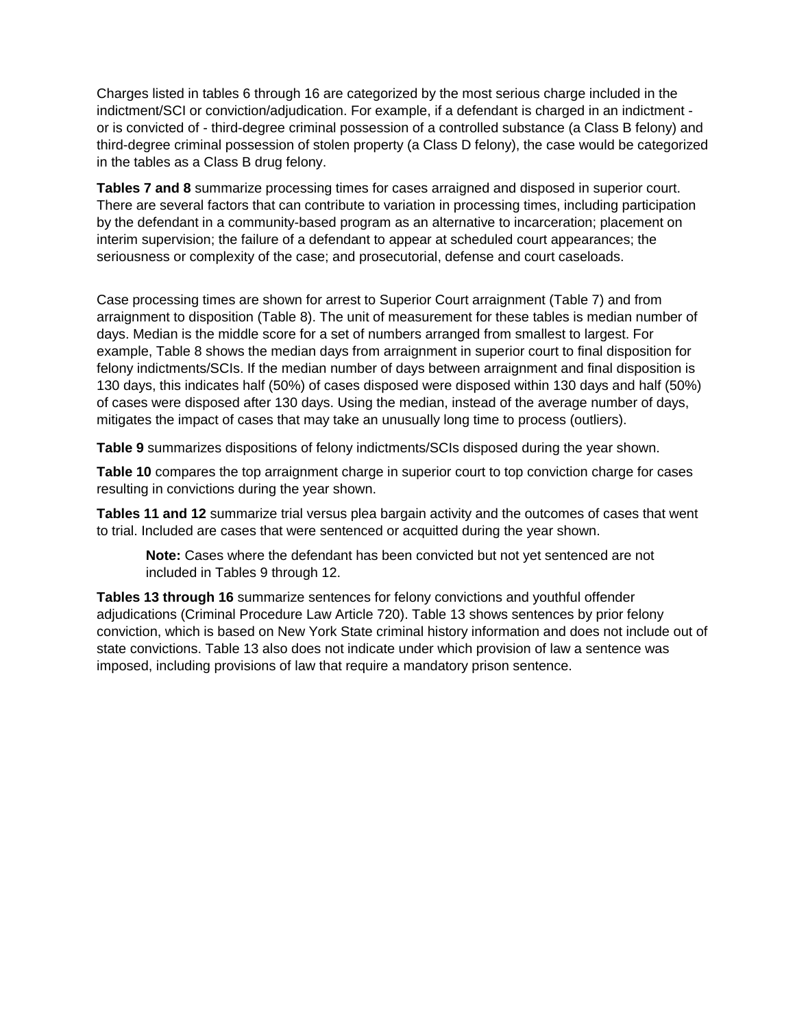Charges listed in tables 6 through 16 are categorized by the most serious charge included in the indictment/SCI or conviction/adjudication. For example, if a defendant is charged in an indictment - or is convicted of - third-degree criminal possession of a controlled substance (a Class B felony) and third-degree criminal possession of stolen property (a Class D felony), the case would be categorized in the tables as a Class B drug felony.

**Tables 7 and 8** summarize processing times for cases arraigned and disposed in superior court. There are several factors that can contribute to variation in processing times, including participation by the defendant in a community-based program as an alternative to incarceration; placement on interim supervision; the failure of a defendant to appear at scheduled court appearances; the seriousness or complexity of the case; and prosecutorial, defense and court caseloads.

Case processing times are shown for arrest to Superior Court arraignment (Table 7) and from arraignment to disposition (Table 8). The unit of measurement for these tables is median number of days. Median is the middle score for a set of numbers arranged from smallest to largest. For example, Table 8 shows the median days from arraignment in superior court to final disposition for felony indictments/SCIs. If the median number of days between arraignment and final disposition is 130 days, this indicates half (50%) of cases disposed were disposed within 130 days and half (50%) of cases were disposed after 130 days. Using the median, instead of the average number of days, mitigates the impact of cases that may take an unusually long time to process (outliers).

**Table 9** summarizes dispositions of felony indictments/SCIs disposed during the year shown.

**Table 10** compares the top arraignment charge in superior court to top conviction charge for cases resulting in convictions during the year shown.

**Tables 11 and 12** summarize trial versus plea bargain activity and the outcomes of cases that went to trial. Included are cases that were sentenced or acquitted during the year shown.

> **Note:** Cases where the defendant has been convicted but not yet sentenced are not included in Tables 9 through 12.

**Tables 13 through 16** summarize sentences for felony convictions and youthful offender adjudications (Criminal Procedure Law Article 720). Table 13 shows sentences by prior felony conviction, which is based on New York State criminal history information and does not include out of state convictions. Table 13 also does not indicate under which provision of law a sentence was imposed, including provisions of law that require a mandatory prison sentence.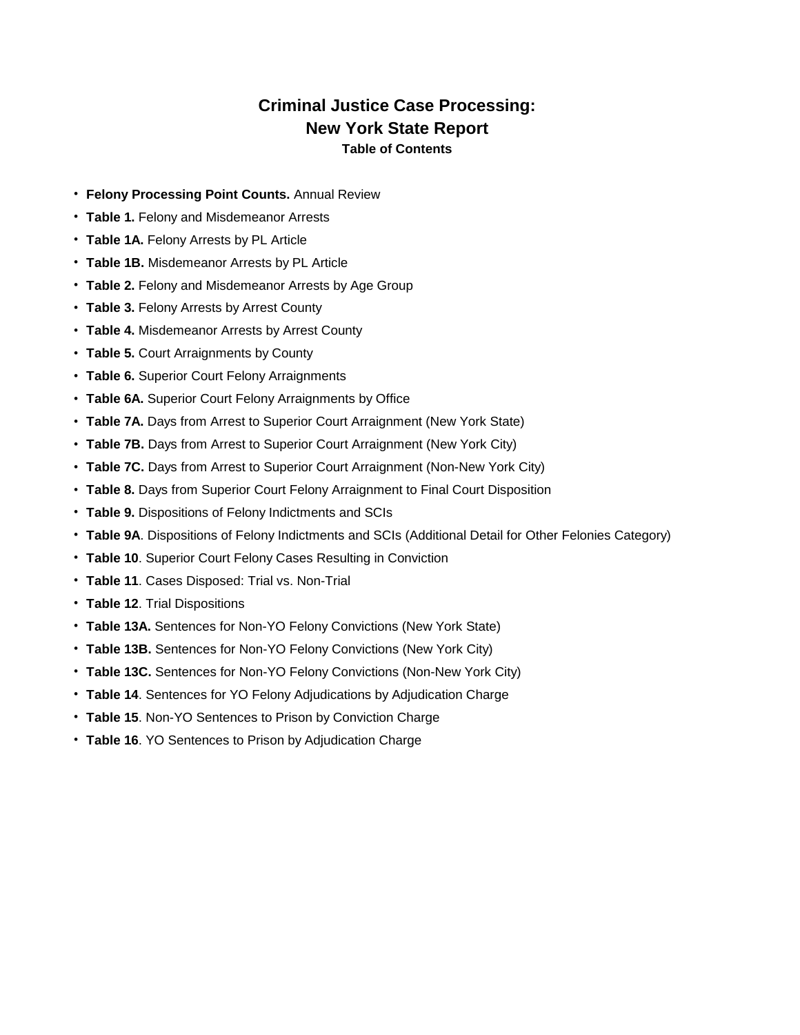# Criminal Justice Case Processing: New York State Report

### Table of Contents

- **Felony Processing Point Counts.** Annual Review
- **Table 1.** Felony and Misdemeanor Arrests
- **Table 1A.** Felony Arrests by PL Article
- **Table 1B.** Misdemeanor Arrests by PL Article
- **Table 2.** Felony and Misdemeanor Arrests by Age Group
- **Table 3.** Felony Arrests by Arrest County
- **Table 4.** Misdemeanor Arrests by Arrest County
- **Table 5.** Court Arraignments by County
- **Table 6.** Superior Court Felony Arraignments
- **Table 6A.** Superior Court Felony Arraignments by Office
- **Table 7A.** Days from Arrest to Superior Court Arraignment (New York State)
- **Table 7B.** Days from Arrest to Superior Court Arraignment (New York City)
- **Table 7C.** Days from Arrest to Superior Court Arraignment (Non-New York City)
- **Table 8.** Days from Superior Court Felony Arraignment to Final Court Disposition
- **Table 9.** Dispositions of Felony Indictments and SCIs
- **Table 9A**. Dispositions of Felony Indictments and SCIs (Additional Detail for Other Felonies Category)
- **Table 10**. Superior Court Felony Cases Resulting in Conviction
- **Table 11**. Cases Disposed: Trial vs. Non-Trial
- **Table 12**. Trial Dispositions
- **Table 13A.** Sentences for Non-YO Felony Convictions (New York State)
- **Table 13B.** Sentences for Non-YO Felony Convictions (New York City)
- **Table 13C.** Sentences for Non-YO Felony Convictions (Non-New York City)
- **Table 14**. Sentences for YO Felony Adjudications by Adjudication Charge
- **Table 15**. Non-YO Sentences to Prison by Conviction Charge
- **Table 16**. YO Sentences to Prison by Adjudication Charge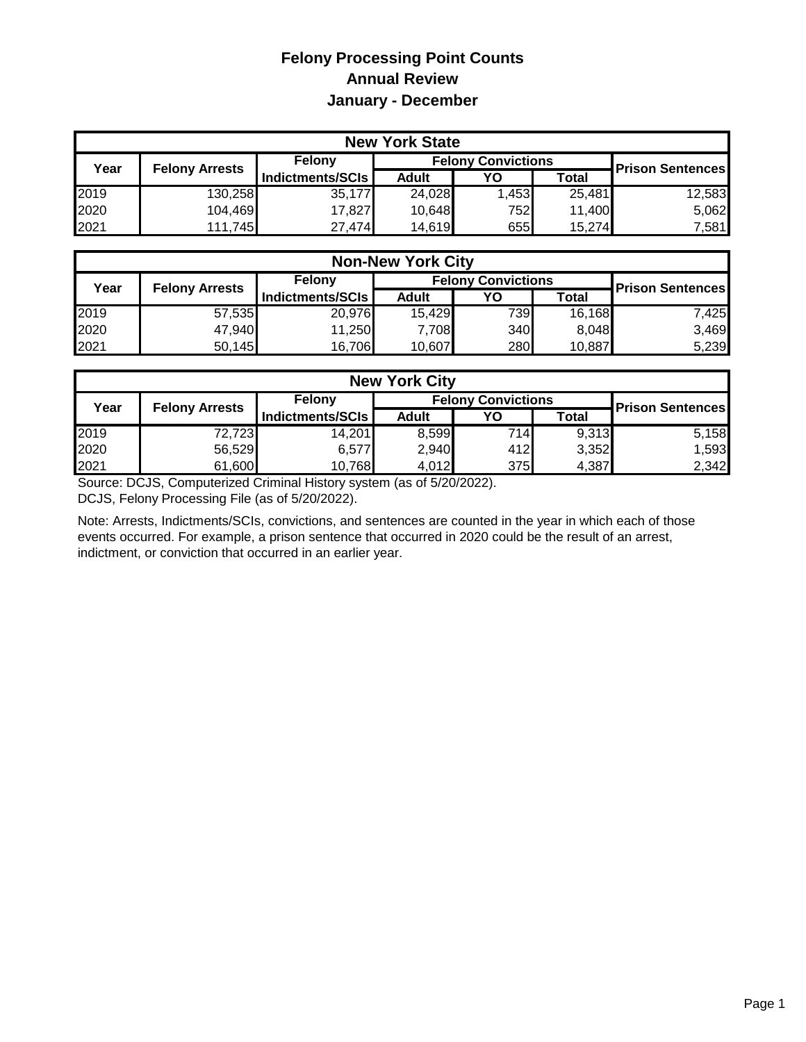# Felony Processing Point Counts
## Annual Review
## January - December

| New York State | | | | | | |
|---|---|---|---|---|---|---|
| Year | Felony Arrests | Felony Indictments/SCIs | Felony Convictions | | | Prison Sentences |
| | | | Adult | YO | Total | |
| 2019 | 130,258 | 35,177 | 24,028 | 1,453 | 25,481 | 12,583 |
| 2020 | 104,469 | 17,827 | 10,648 | 752 | 11,400 | 5,062 |
| 2021 | 111,745 | 27,474 | 14,619 | 655 | 15,274 | 7,581 |

| Non-New York City | | | | | | |
|---|---|---|---|---|---|---|
| Year | Felony Arrests | Felony Indictments/SCIs | Felony Convictions | | | Prison Sentences |
| | | | Adult | YO | Total | |
| 2019 | 57,535 | 20,976 | 15,429 | 739 | 16,168 | 7,425 |
| 2020 | 47,940 | 11,250 | 7,708 | 340 | 8,048 | 3,469 |
| 2021 | 50,145 | 16,706 | 10,607 | 280 | 10,887 | 5,239 |

| New York City | | | | | | |
|---|---|---|---|---|---|---|
| Year | Felony Arrests | Felony Indictments/SCIs | Felony Convictions | | | Prison Sentences |
| | | | Adult | YO | Total | |
| 2019 | 72,723 | 14,201 | 8,599 | 714 | 9,313 | 5,158 |
| 2020 | 56,529 | 6,577 | 2,940 | 412 | 3,352 | 1,593 |
| 2021 | 61,600 | 10,768 | 4,012 | 375 | 4,387 | 2,342 |

Source: DCJS, Computerized Criminal History system (as of 5/20/2022).
DCJS, Felony Processing File (as of 5/20/2022).

Note: Arrests, Indictments/SCIs, convictions, and sentences are counted in the year in which each of those events occurred. For example, a prison sentence that occurred in 2020 could be the result of an arrest, indictment, or conviction that occurred in an earlier year.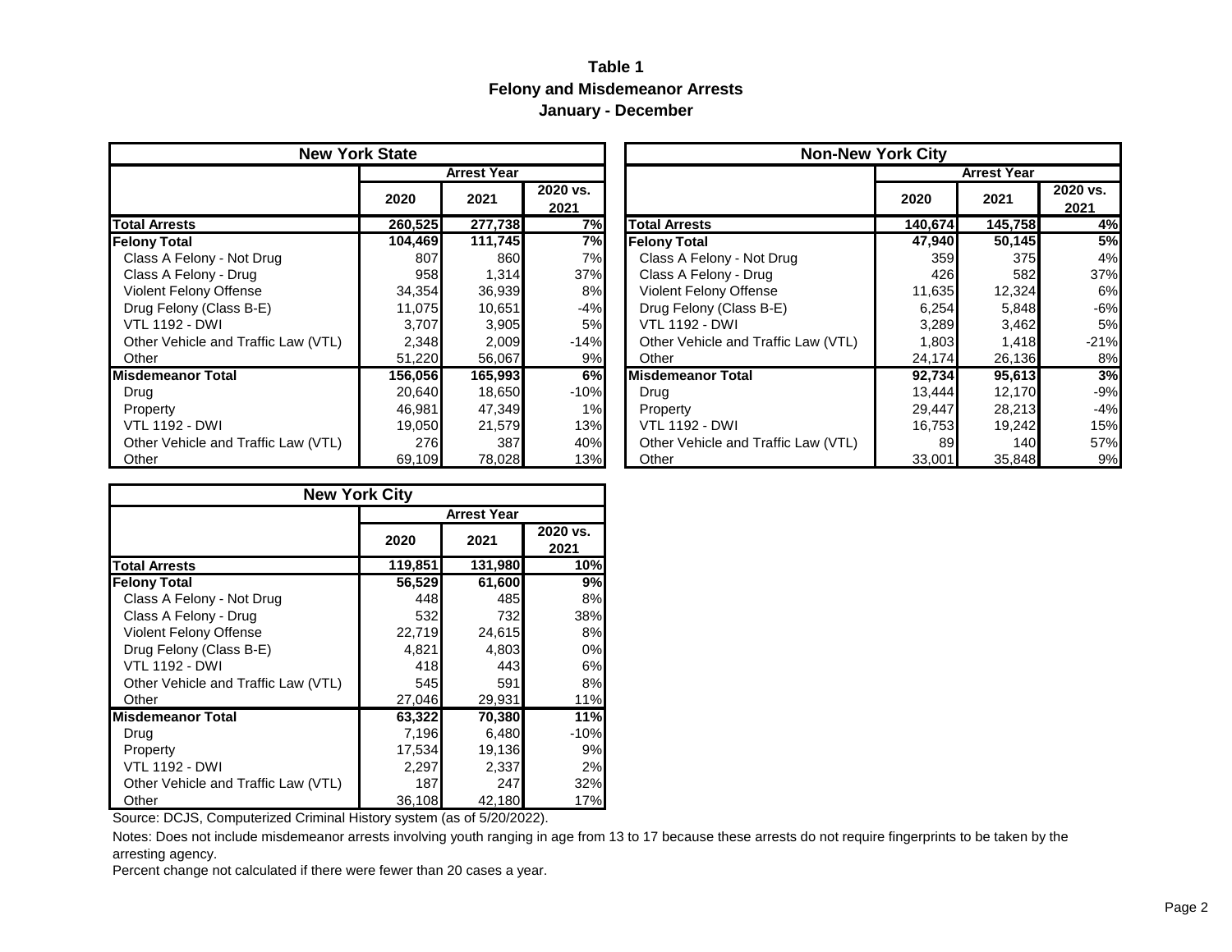# Table 1
## Felony and Misdemeanor Arrests
### January - December

| New York State | Arrest Year | | |
|---|---|---|---|
| | 2020 | 2021 | 2020 vs. 2021 |
| **Total Arrests** | **260,525** | **277,738** | **7%** |
| **Felony Total** | **104,469** | **111,745** | **7%** |
| Class A Felony - Not Drug | 807 | 860 | 7% |
| Class A Felony - Drug | 958 | 1,314 | 37% |
| Violent Felony Offense | 34,354 | 36,939 | 8% |
| Drug Felony (Class B-E) | 11,075 | 10,651 | -4% |
| VTL 1192 - DWI | 3,707 | 3,905 | 5% |
| Other Vehicle and Traffic Law (VTL) | 2,348 | 2,009 | -14% |
| Other | 51,220 | 56,067 | 9% |
| **Misdemeanor Total** | **156,056** | **165,993** | **6%** |
| Drug | 20,640 | 18,650 | -10% |
| Property | 46,981 | 47,349 | 1% |
| VTL 1192 - DWI | 19,050 | 21,579 | 13% |
| Other Vehicle and Traffic Law (VTL) | 276 | 387 | 40% |
| Other | 69,109 | 78,028 | 13% |

| Non-New York City | Arrest Year | | |
|---|---|---|---|
| | 2020 | 2021 | 2020 vs. 2021 |
| **Total Arrests** | **140,674** | **145,758** | **4%** |
| **Felony Total** | **47,940** | **50,145** | **5%** |
| Class A Felony - Not Drug | 359 | 375 | 4% |
| Class A Felony - Drug | 426 | 582 | 37% |
| Violent Felony Offense | 11,635 | 12,324 | 6% |
| Drug Felony (Class B-E) | 6,254 | 5,848 | -6% |
| VTL 1192 - DWI | 3,289 | 3,462 | 5% |
| Other Vehicle and Traffic Law (VTL) | 1,803 | 1,418 | -21% |
| Other | 24,174 | 26,136 | 8% |
| **Misdemeanor Total** | **92,734** | **95,613** | **3%** |
| Drug | 13,444 | 12,170 | -9% |
| Property | 29,447 | 28,213 | -4% |
| VTL 1192 - DWI | 16,753 | 19,242 | 15% |
| Other Vehicle and Traffic Law (VTL) | 89 | 140 | 57% |
| Other | 33,001 | 35,848 | 9% |

| New York City | Arrest Year | | |
|---|---|---|---|
| | 2020 | 2021 | 2020 vs. 2021 |
| **Total Arrests** | **119,851** | **131,980** | **10%** |
| **Felony Total** | **56,529** | **61,600** | **9%** |
| Class A Felony - Not Drug | 448 | 485 | 8% |
| Class A Felony - Drug | 532 | 732 | 38% |
| Violent Felony Offense | 22,719 | 24,615 | 8% |
| Drug Felony (Class B-E) | 4,821 | 4,803 | 0% |
| VTL 1192 - DWI | 418 | 443 | 6% |
| Other Vehicle and Traffic Law (VTL) | 545 | 591 | 8% |
| Other | 27,046 | 29,931 | 11% |
| **Misdemeanor Total** | **63,322** | **70,380** | **11%** |
| Drug | 7,196 | 6,480 | -10% |
| Property | 17,534 | 19,136 | 9% |
| VTL 1192 - DWI | 2,297 | 2,337 | 2% |
| Other Vehicle and Traffic Law (VTL) | 187 | 247 | 32% |
| Other | 36,108 | 42,180 | 17% |

Source: DCJS, Computerized Criminal History system (as of 5/20/2022).

Notes: Does not include misdemeanor arrests involving youth ranging in age from 13 to 17 because these arrests do not require fingerprints to be taken by the arresting agency.

Percent change not calculated if there were fewer than 20 cases a year.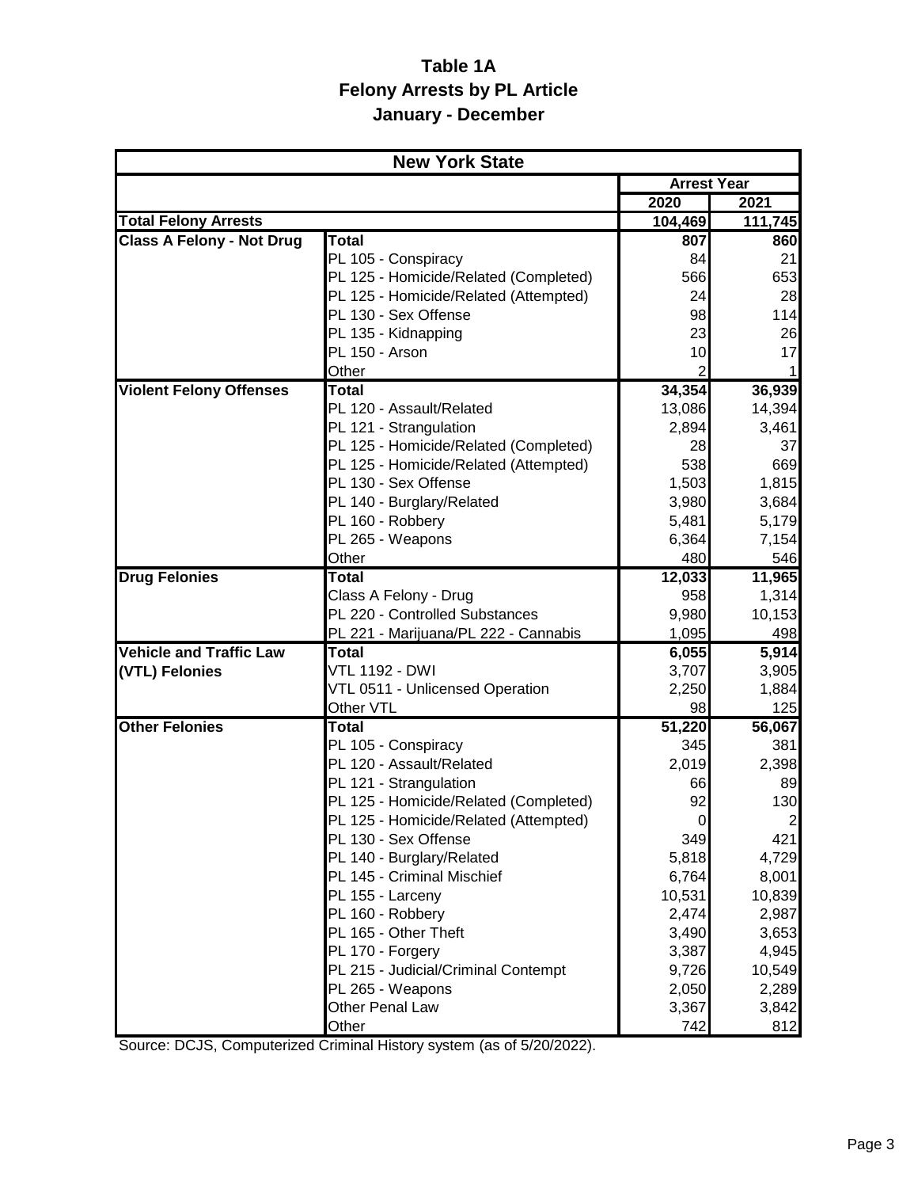# Table 1A
## Felony Arrests by PL Article
## January - December

| New York State | | | |
|---|---|---|---|
| | | Arrest Year | |
| | | 2020 | 2021 |
| **Total Felony Arrests** | | **104,469** | **111,745** |
| **Class A Felony - Not Drug** | **Total** | **807** | **860** |
| | PL 105 - Conspiracy | 84 | 21 |
| | PL 125 - Homicide/Related (Completed) | 566 | 653 |
| | PL 125 - Homicide/Related (Attempted) | 24 | 28 |
| | PL 130 - Sex Offense | 98 | 114 |
| | PL 135 - Kidnapping | 23 | 26 |
| | PL 150 - Arson | 10 | 17 |
| | Other | 2 | 1 |
| **Violent Felony Offenses** | **Total** | **34,354** | **36,939** |
| | PL 120 - Assault/Related | 13,086 | 14,394 |
| | PL 121 - Strangulation | 2,894 | 3,461 |
| | PL 125 - Homicide/Related (Completed) | 28 | 37 |
| | PL 125 - Homicide/Related (Attempted) | 538 | 669 |
| | PL 130 - Sex Offense | 1,503 | 1,815 |
| | PL 140 - Burglary/Related | 3,980 | 3,684 |
| | PL 160 - Robbery | 5,481 | 5,179 |
| | PL 265 - Weapons | 6,364 | 7,154 |
| | Other | 480 | 546 |
| **Drug Felonies** | **Total** | **12,033** | **11,965** |
| | Class A Felony - Drug | 958 | 1,314 |
| | PL 220 - Controlled Substances | 9,980 | 10,153 |
| | PL 221 - Marijuana/PL 222 - Cannabis | 1,095 | 498 |
| **Vehicle and Traffic Law (VTL) Felonies** | **Total** | **6,055** | **5,914** |
| | VTL 1192 - DWI | 3,707 | 3,905 |
| | VTL 0511 - Unlicensed Operation | 2,250 | 1,884 |
| | Other VTL | 98 | 125 |
| **Other Felonies** | **Total** | **51,220** | **56,067** |
| | PL 105 - Conspiracy | 345 | 381 |
| | PL 120 - Assault/Related | 2,019 | 2,398 |
| | PL 121 - Strangulation | 66 | 89 |
| | PL 125 - Homicide/Related (Completed) | 92 | 130 |
| | PL 125 - Homicide/Related (Attempted) | 0 | 2 |
| | PL 130 - Sex Offense | 349 | 421 |
| | PL 140 - Burglary/Related | 5,818 | 4,729 |
| | PL 145 - Criminal Mischief | 6,764 | 8,001 |
| | PL 155 - Larceny | 10,531 | 10,839 |
| | PL 160 - Robbery | 2,474 | 2,987 |
| | PL 165 - Other Theft | 3,490 | 3,653 |
| | PL 170 - Forgery | 3,387 | 4,945 |
| | PL 215 - Judicial/Criminal Contempt | 9,726 | 10,549 |
| | PL 265 - Weapons | 2,050 | 2,289 |
| | Other Penal Law | 3,367 | 3,842 |
| | Other | 742 | 812 |

Source: DCJS, Computerized Criminal History system (as of 5/20/2022).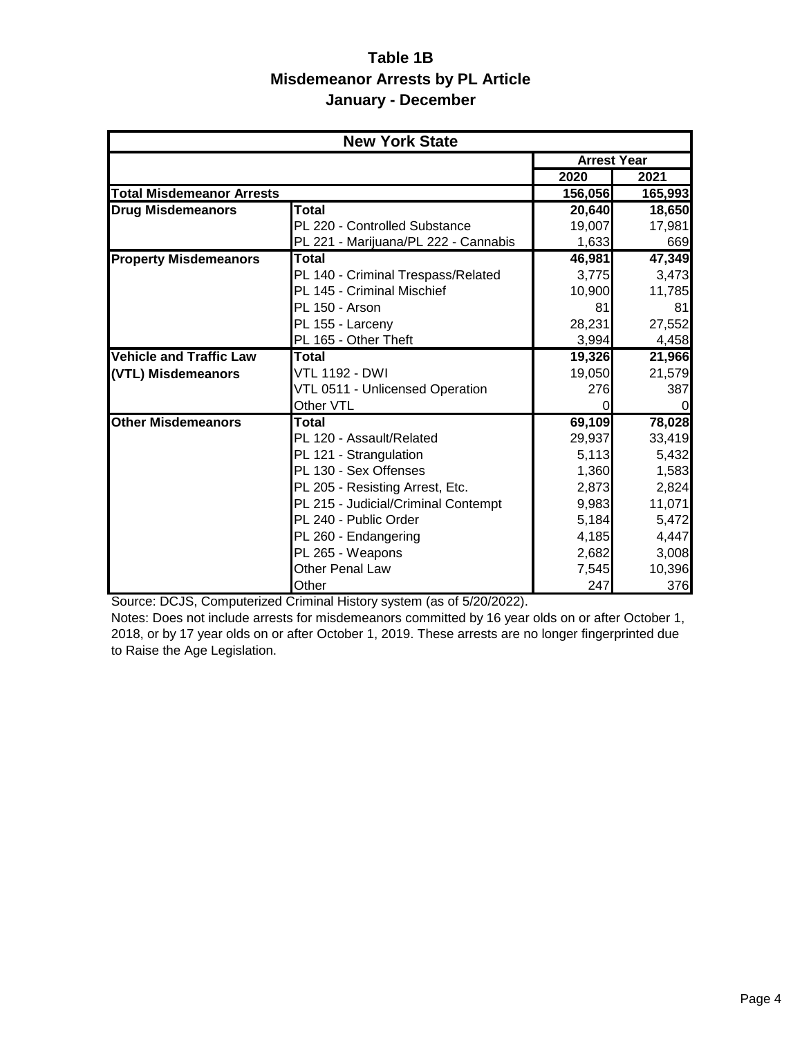# Table 1B
## Misdemeanor Arrests by PL Article
### January - December

| New York State | | | |
|---|---|---|---|
| | | **Arrest Year** | |
| | | **2020** | **2021** |
| **Total Misdemeanor Arrests** | | **156,056** | **165,993** |
| **Drug Misdemeanors** | **Total** | **20,640** | **18,650** |
| | PL 220 - Controlled Substance | 19,007 | 17,981 |
| | PL 221 - Marijuana/PL 222 - Cannabis | 1,633 | 669 |
| **Property Misdemeanors** | **Total** | **46,981** | **47,349** |
| | PL 140 - Criminal Trespass/Related | 3,775 | 3,473 |
| | PL 145 - Criminal Mischief | 10,900 | 11,785 |
| | PL 150 - Arson | 81 | 81 |
| | PL 155 - Larceny | 28,231 | 27,552 |
| | PL 165 - Other Theft | 3,994 | 4,458 |
| **Vehicle and Traffic Law (VTL) Misdemeanors** | **Total** | **19,326** | **21,966** |
| | VTL 1192 - DWI | 19,050 | 21,579 |
| | VTL 0511 - Unlicensed Operation | 276 | 387 |
| | Other VTL | 0 | 0 |
| **Other Misdemeanors** | **Total** | **69,109** | **78,028** |
| | PL 120 - Assault/Related | 29,937 | 33,419 |
| | PL 121 - Strangulation | 5,113 | 5,432 |
| | PL 130 - Sex Offenses | 1,360 | 1,583 |
| | PL 205 - Resisting Arrest, Etc. | 2,873 | 2,824 |
| | PL 215 - Judicial/Criminal Contempt | 9,983 | 11,071 |
| | PL 240 - Public Order | 5,184 | 5,472 |
| | PL 260 - Endangering | 4,185 | 4,447 |
| | PL 265 - Weapons | 2,682 | 3,008 |
| | Other Penal Law | 7,545 | 10,396 |
| | Other | 247 | 376 |

Source: DCJS, Computerized Criminal History system (as of 5/20/2022).

Notes: Does not include arrests for misdemeanors committed by 16 year olds on or after October 1, 2018, or by 17 year olds on or after October 1, 2019. These arrests are no longer fingerprinted due to Raise the Age Legislation.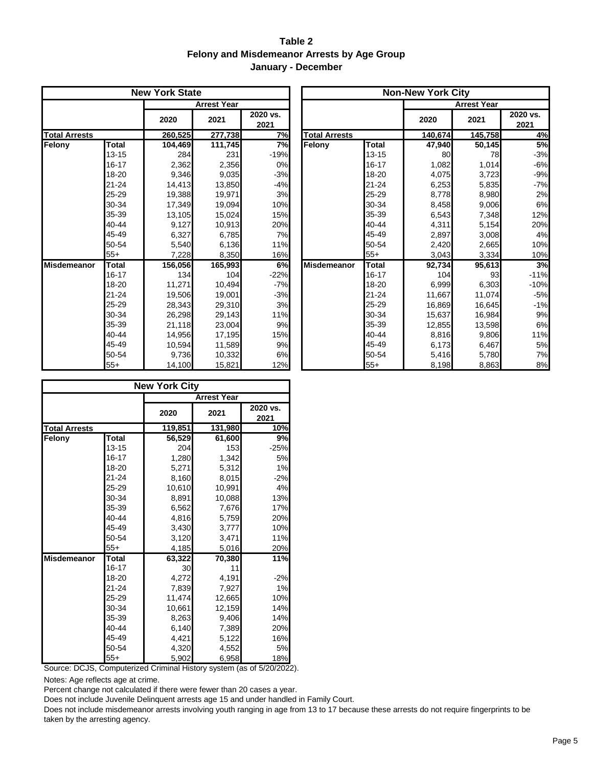# Table 2
## Felony and Misdemeanor Arrests by Age Group
### January - December

**New York State**

| | | Arrest Year | | |
|---|---|---|---|---|
| | | 2020 | 2021 | 2020 vs. 2021 |
| **Total Arrests** | | **260,525** | **277,738** | **7%** |
| **Felony** | **Total** | **104,469** | **111,745** | **7%** |
| | 13-15 | 284 | 231 | -19% |
| | 16-17 | 2,362 | 2,356 | 0% |
| | 18-20 | 9,346 | 9,035 | -3% |
| | 21-24 | 14,413 | 13,850 | -4% |
| | 25-29 | 19,388 | 19,971 | 3% |
| | 30-34 | 17,349 | 19,094 | 10% |
| | 35-39 | 13,105 | 15,024 | 15% |
| | 40-44 | 9,127 | 10,913 | 20% |
| | 45-49 | 6,327 | 6,785 | 7% |
| | 50-54 | 5,540 | 6,136 | 11% |
| | 55+ | 7,228 | 8,350 | 16% |
| **Misdemeanor** | **Total** | **156,056** | **165,993** | **6%** |
| | 16-17 | 134 | 104 | -22% |
| | 18-20 | 11,271 | 10,494 | -7% |
| | 21-24 | 19,506 | 19,001 | -3% |
| | 25-29 | 28,343 | 29,310 | 3% |
| | 30-34 | 26,298 | 29,143 | 11% |
| | 35-39 | 21,118 | 23,004 | 9% |
| | 40-44 | 14,956 | 17,195 | 15% |
| | 45-49 | 10,594 | 11,589 | 9% |
| | 50-54 | 9,736 | 10,332 | 6% |
| | 55+ | 14,100 | 15,821 | 12% |

**Non-New York City**

| | | Arrest Year | | |
|---|---|---|---|---|
| | | 2020 | 2021 | 2020 vs. 2021 |
| **Total Arrests** | | **140,674** | **145,758** | **4%** |
| **Felony** | **Total** | **47,940** | **50,145** | **5%** |
| | 13-15 | 80 | 78 | -3% |
| | 16-17 | 1,082 | 1,014 | -6% |
| | 18-20 | 4,075 | 3,723 | -9% |
| | 21-24 | 6,253 | 5,835 | -7% |
| | 25-29 | 8,778 | 8,980 | 2% |
| | 30-34 | 8,458 | 9,006 | 6% |
| | 35-39 | 6,543 | 7,348 | 12% |
| | 40-44 | 4,311 | 5,154 | 20% |
| | 45-49 | 2,897 | 3,008 | 4% |
| | 50-54 | 2,420 | 2,665 | 10% |
| | 55+ | 3,043 | 3,334 | 10% |
| **Misdemeanor** | **Total** | **92,734** | **95,613** | **3%** |
| | 16-17 | 104 | 93 | -11% |
| | 18-20 | 6,999 | 6,303 | -10% |
| | 21-24 | 11,667 | 11,074 | -5% |
| | 25-29 | 16,869 | 16,645 | -1% |
| | 30-34 | 15,637 | 16,984 | 9% |
| | 35-39 | 12,855 | 13,598 | 6% |
| | 40-44 | 8,816 | 9,806 | 11% |
| | 45-49 | 6,173 | 6,467 | 5% |
| | 50-54 | 5,416 | 5,780 | 7% |
| | 55+ | 8,198 | 8,863 | 8% |

**New York City**

| | | Arrest Year | | |
|---|---|---|---|---|
| | | 2020 | 2021 | 2020 vs. 2021 |
| **Total Arrests** | | **119,851** | **131,980** | **10%** |
| **Felony** | **Total** | **56,529** | **61,600** | **9%** |
| | 13-15 | 204 | 153 | -25% |
| | 16-17 | 1,280 | 1,342 | 5% |
| | 18-20 | 5,271 | 5,312 | 1% |
| | 21-24 | 8,160 | 8,015 | -2% |
| | 25-29 | 10,610 | 10,991 | 4% |
| | 30-34 | 8,891 | 10,088 | 13% |
| | 35-39 | 6,562 | 7,676 | 17% |
| | 40-44 | 4,816 | 5,759 | 20% |
| | 45-49 | 3,430 | 3,777 | 10% |
| | 50-54 | 3,120 | 3,471 | 11% |
| | 55+ | 4,185 | 5,016 | 20% |
| **Misdemeanor** | **Total** | **63,322** | **70,380** | **11%** |
| | 16-17 | 30 | 11 | |
| | 18-20 | 4,272 | 4,191 | -2% |
| | 21-24 | 7,839 | 7,927 | 1% |
| | 25-29 | 11,474 | 12,665 | 10% |
| | 30-34 | 10,661 | 12,159 | 14% |
| | 35-39 | 8,263 | 9,406 | 14% |
| | 40-44 | 6,140 | 7,389 | 20% |
| | 45-49 | 4,421 | 5,122 | 16% |
| | 50-54 | 4,320 | 4,552 | 5% |
| | 55+ | 5,902 | 6,958 | 18% |

Source: DCJS, Computerized Criminal History system (as of 5/20/2022).

Notes: Age reflects age at crime.

Percent change not calculated if there were fewer than 20 cases a year.

Does not include Juvenile Delinquent arrests age 15 and under handled in Family Court.

Does not include misdemeanor arrests involving youth ranging in age from 13 to 17 because these arrests do not require fingerprints to be taken by the arresting agency.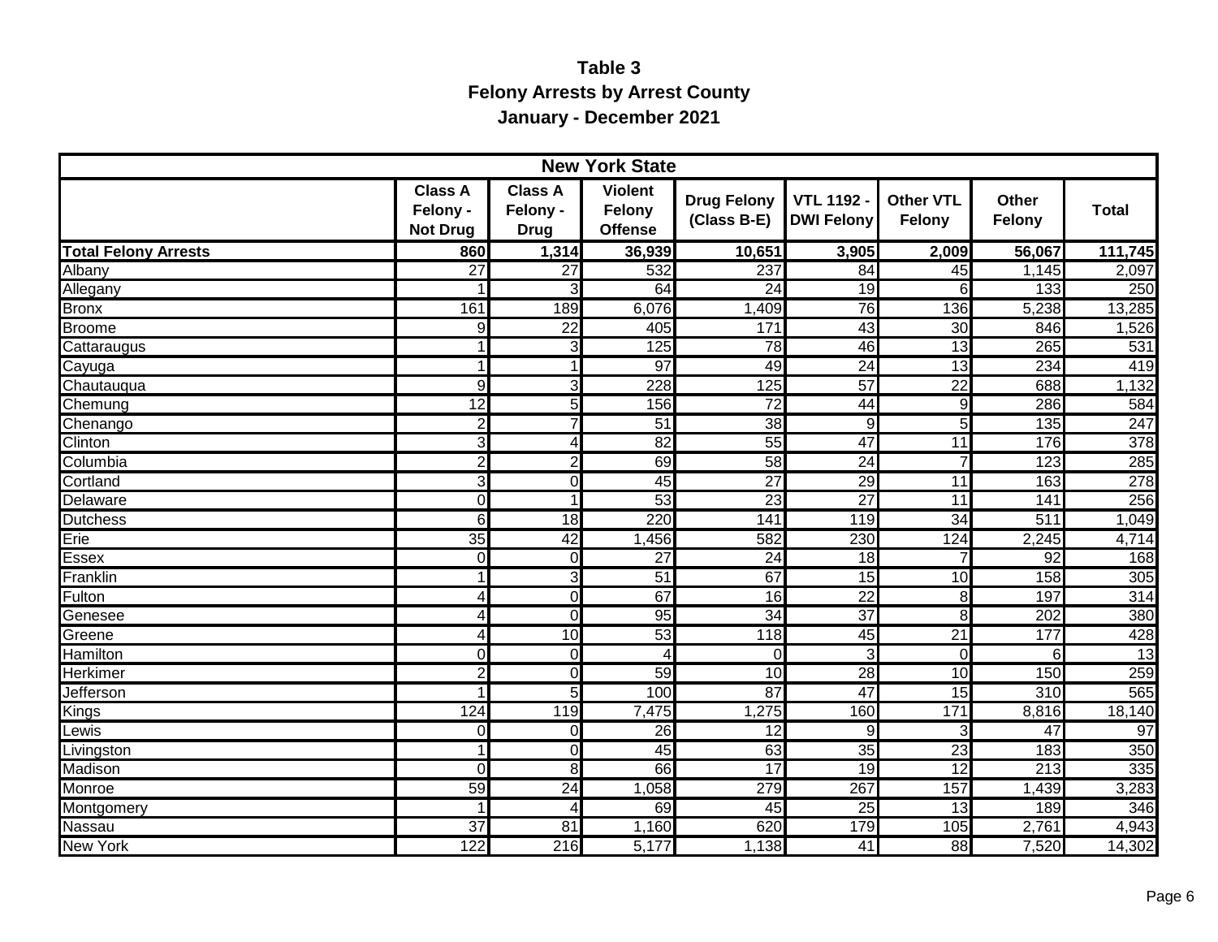# Table 3

## Felony Arrests by Arrest County

### January - December 2021

| New York State | | | | | | | | |
|---|---|---|---|---|---|---|---|---|
| | Class A Felony - Not Drug | Class A Felony - Drug | Violent Felony Offense | Drug Felony (Class B-E) | VTL 1192 - DWI Felony | Other VTL Felony | Other Felony | Total |
| **Total Felony Arrests** | **860** | **1,314** | **36,939** | **10,651** | **3,905** | **2,009** | **56,067** | **111,745** |
| Albany | 27 | 27 | 532 | 237 | 84 | 45 | 1,145 | 2,097 |
| Allegany | 1 | 3 | 64 | 24 | 19 | 6 | 133 | 250 |
| Bronx | 161 | 189 | 6,076 | 1,409 | 76 | 136 | 5,238 | 13,285 |
| Broome | 9 | 22 | 405 | 171 | 43 | 30 | 846 | 1,526 |
| Cattaraugus | 1 | 3 | 125 | 78 | 46 | 13 | 265 | 531 |
| Cayuga | 1 | 1 | 97 | 49 | 24 | 13 | 234 | 419 |
| Chautauqua | 9 | 3 | 228 | 125 | 57 | 22 | 688 | 1,132 |
| Chemung | 12 | 5 | 156 | 72 | 44 | 9 | 286 | 584 |
| Chenango | 2 | 7 | 51 | 38 | 9 | 5 | 135 | 247 |
| Clinton | 3 | 4 | 82 | 55 | 47 | 11 | 176 | 378 |
| Columbia | 2 | 2 | 69 | 58 | 24 | 7 | 123 | 285 |
| Cortland | 3 | 0 | 45 | 27 | 29 | 11 | 163 | 278 |
| Delaware | 0 | 1 | 53 | 23 | 27 | 11 | 141 | 256 |
| Dutchess | 6 | 18 | 220 | 141 | 119 | 34 | 511 | 1,049 |
| Erie | 35 | 42 | 1,456 | 582 | 230 | 124 | 2,245 | 4,714 |
| Essex | 0 | 0 | 27 | 24 | 18 | 7 | 92 | 168 |
| Franklin | 1 | 3 | 51 | 67 | 15 | 10 | 158 | 305 |
| Fulton | 4 | 0 | 67 | 16 | 22 | 8 | 197 | 314 |
| Genesee | 4 | 0 | 95 | 34 | 37 | 8 | 202 | 380 |
| Greene | 4 | 10 | 53 | 118 | 45 | 21 | 177 | 428 |
| Hamilton | 0 | 0 | 4 | 0 | 3 | 0 | 6 | 13 |
| Herkimer | 2 | 0 | 59 | 10 | 28 | 10 | 150 | 259 |
| Jefferson | 1 | 5 | 100 | 87 | 47 | 15 | 310 | 565 |
| Kings | 124 | 119 | 7,475 | 1,275 | 160 | 171 | 8,816 | 18,140 |
| Lewis | 0 | 0 | 26 | 12 | 9 | 3 | 47 | 97 |
| Livingston | 1 | 0 | 45 | 63 | 35 | 23 | 183 | 350 |
| Madison | 0 | 8 | 66 | 17 | 19 | 12 | 213 | 335 |
| Monroe | 59 | 24 | 1,058 | 279 | 267 | 157 | 1,439 | 3,283 |
| Montgomery | 1 | 4 | 69 | 45 | 25 | 13 | 189 | 346 |
| Nassau | 37 | 81 | 1,160 | 620 | 179 | 105 | 2,761 | 4,943 |
| New York | 122 | 216 | 5,177 | 1,138 | 41 | 88 | 7,520 | 14,302 |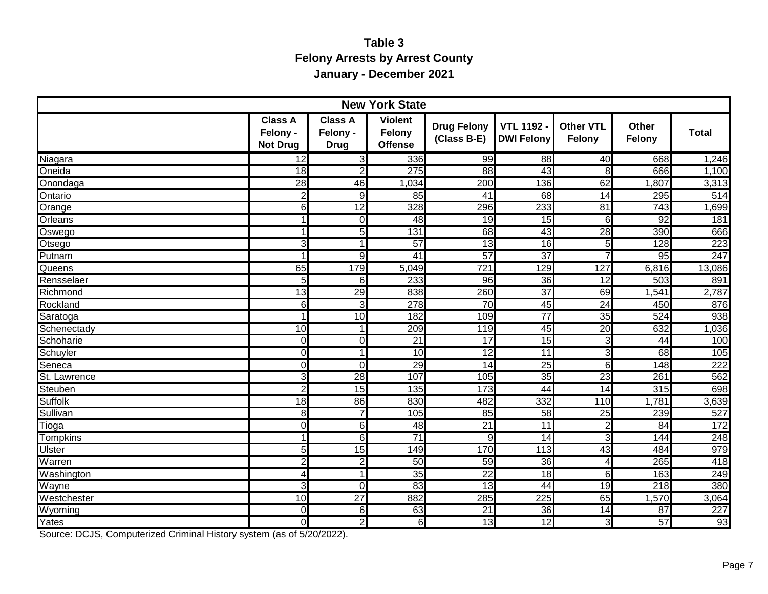# Table 3
## Felony Arrests by Arrest County
### January - December 2021

| New York State | | | | | | | | |
|---|---|---|---|---|---|---|---|---|
| | Class A Felony - Not Drug | Class A Felony - Drug | Violent Felony Offense | Drug Felony (Class B-E) | VTL 1192 - DWI Felony | Other VTL Felony | Other Felony | Total |
| Niagara | 12 | 3 | 336 | 99 | 88 | 40 | 668 | 1,246 |
| Oneida | 18 | 2 | 275 | 88 | 43 | 8 | 666 | 1,100 |
| Onondaga | 28 | 46 | 1,034 | 200 | 136 | 62 | 1,807 | 3,313 |
| Ontario | 2 | 9 | 85 | 41 | 68 | 14 | 295 | 514 |
| Orange | 6 | 12 | 328 | 296 | 233 | 81 | 743 | 1,699 |
| Orleans | 1 | 0 | 48 | 19 | 15 | 6 | 92 | 181 |
| Oswego | 1 | 5 | 131 | 68 | 43 | 28 | 390 | 666 |
| Otsego | 3 | 1 | 57 | 13 | 16 | 5 | 128 | 223 |
| Putnam | 1 | 9 | 41 | 57 | 37 | 7 | 95 | 247 |
| Queens | 65 | 179 | 5,049 | 721 | 129 | 127 | 6,816 | 13,086 |
| Rensselaer | 5 | 6 | 233 | 96 | 36 | 12 | 503 | 891 |
| Richmond | 13 | 29 | 838 | 260 | 37 | 69 | 1,541 | 2,787 |
| Rockland | 6 | 3 | 278 | 70 | 45 | 24 | 450 | 876 |
| Saratoga | 1 | 10 | 182 | 109 | 77 | 35 | 524 | 938 |
| Schenectady | 10 | 1 | 209 | 119 | 45 | 20 | 632 | 1,036 |
| Schoharie | 0 | 0 | 21 | 17 | 15 | 3 | 44 | 100 |
| Schuyler | 0 | 1 | 10 | 12 | 11 | 3 | 68 | 105 |
| Seneca | 0 | 0 | 29 | 14 | 25 | 6 | 148 | 222 |
| St. Lawrence | 3 | 28 | 107 | 105 | 35 | 23 | 261 | 562 |
| Steuben | 2 | 15 | 135 | 173 | 44 | 14 | 315 | 698 |
| Suffolk | 18 | 86 | 830 | 482 | 332 | 110 | 1,781 | 3,639 |
| Sullivan | 8 | 7 | 105 | 85 | 58 | 25 | 239 | 527 |
| Tioga | 0 | 6 | 48 | 21 | 11 | 2 | 84 | 172 |
| Tompkins | 1 | 6 | 71 | 9 | 14 | 3 | 144 | 248 |
| Ulster | 5 | 15 | 149 | 170 | 113 | 43 | 484 | 979 |
| Warren | 2 | 2 | 50 | 59 | 36 | 4 | 265 | 418 |
| Washington | 4 | 1 | 35 | 22 | 18 | 6 | 163 | 249 |
| Wayne | 3 | 0 | 83 | 13 | 44 | 19 | 218 | 380 |
| Westchester | 10 | 27 | 882 | 285 | 225 | 65 | 1,570 | 3,064 |
| Wyoming | 0 | 6 | 63 | 21 | 36 | 14 | 87 | 227 |
| Yates | 0 | 2 | 6 | 13 | 12 | 3 | 57 | 93 |

Source: DCJS, Computerized Criminal History system (as of 5/20/2022).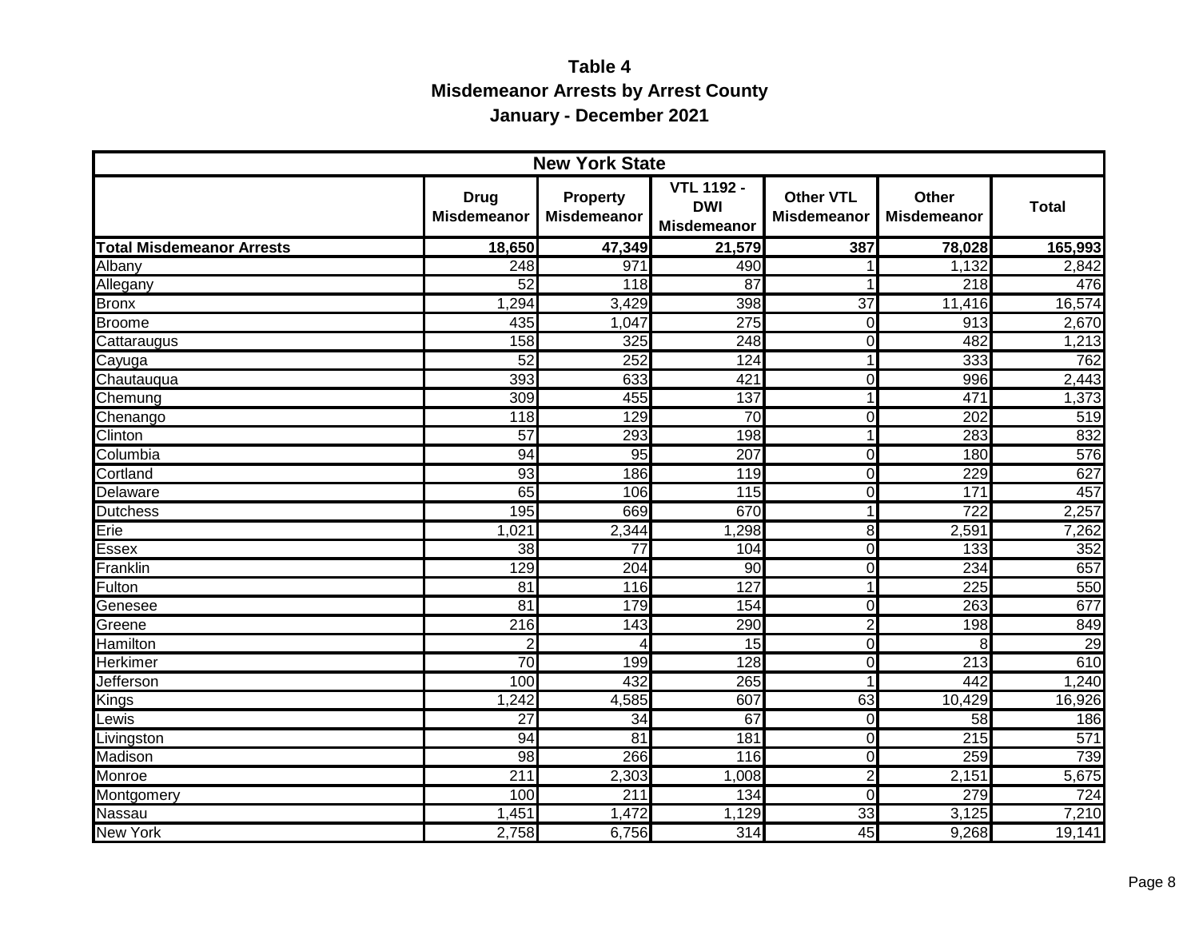# Table 4

## Misdemeanor Arrests by Arrest County

### January - December 2021

| New York State | | | | | | |
|---|---|---|---|---|---|---|
| | Drug Misdemeanor | Property Misdemeanor | VTL 1192 - DWI Misdemeanor | Other VTL Misdemeanor | Other Misdemeanor | Total |
| **Total Misdemeanor Arrests** | **18,650** | **47,349** | **21,579** | **387** | **78,028** | **165,993** |
| Albany | 248 | 971 | 490 | 1 | 1,132 | 2,842 |
| Allegany | 52 | 118 | 87 | 1 | 218 | 476 |
| Bronx | 1,294 | 3,429 | 398 | 37 | 11,416 | 16,574 |
| Broome | 435 | 1,047 | 275 | 0 | 913 | 2,670 |
| Cattaraugus | 158 | 325 | 248 | 0 | 482 | 1,213 |
| Cayuga | 52 | 252 | 124 | 1 | 333 | 762 |
| Chautauqua | 393 | 633 | 421 | 0 | 996 | 2,443 |
| Chemung | 309 | 455 | 137 | 1 | 471 | 1,373 |
| Chenango | 118 | 129 | 70 | 0 | 202 | 519 |
| Clinton | 57 | 293 | 198 | 1 | 283 | 832 |
| Columbia | 94 | 95 | 207 | 0 | 180 | 576 |
| Cortland | 93 | 186 | 119 | 0 | 229 | 627 |
| Delaware | 65 | 106 | 115 | 0 | 171 | 457 |
| Dutchess | 195 | 669 | 670 | 1 | 722 | 2,257 |
| Erie | 1,021 | 2,344 | 1,298 | 8 | 2,591 | 7,262 |
| Essex | 38 | 77 | 104 | 0 | 133 | 352 |
| Franklin | 129 | 204 | 90 | 0 | 234 | 657 |
| Fulton | 81 | 116 | 127 | 1 | 225 | 550 |
| Genesee | 81 | 179 | 154 | 0 | 263 | 677 |
| Greene | 216 | 143 | 290 | 2 | 198 | 849 |
| Hamilton | 2 | 4 | 15 | 0 | 8 | 29 |
| Herkimer | 70 | 199 | 128 | 0 | 213 | 610 |
| Jefferson | 100 | 432 | 265 | 1 | 442 | 1,240 |
| Kings | 1,242 | 4,585 | 607 | 63 | 10,429 | 16,926 |
| Lewis | 27 | 34 | 67 | 0 | 58 | 186 |
| Livingston | 94 | 81 | 181 | 0 | 215 | 571 |
| Madison | 98 | 266 | 116 | 0 | 259 | 739 |
| Monroe | 211 | 2,303 | 1,008 | 2 | 2,151 | 5,675 |
| Montgomery | 100 | 211 | 134 | 0 | 279 | 724 |
| Nassau | 1,451 | 1,472 | 1,129 | 33 | 3,125 | 7,210 |
| New York | 2,758 | 6,756 | 314 | 45 | 9,268 | 19,141 |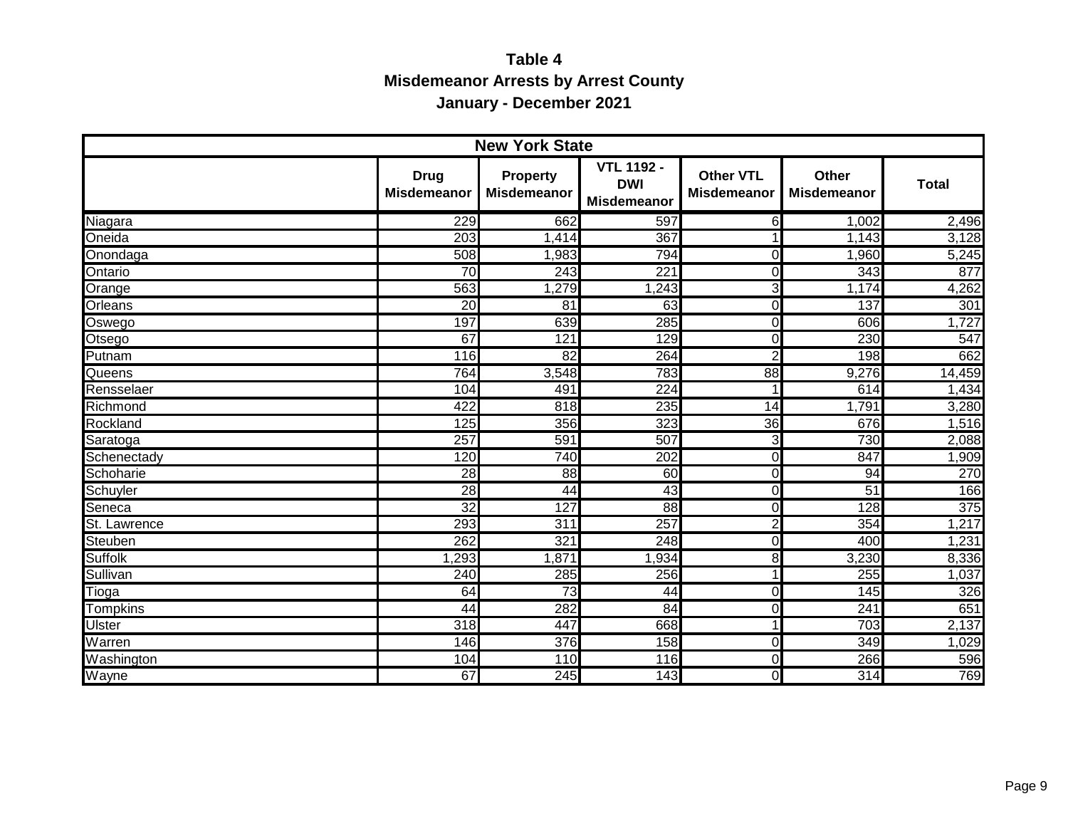# Table 4
## Misdemeanor Arrests by Arrest County
### January - December 2021

| New York State | | | | | | |
|---|---|---|---|---|---|---|
| | Drug Misdemeanor | Property Misdemeanor | VTL 1192 - DWI Misdemeanor | Other VTL Misdemeanor | Other Misdemeanor | Total |
| Niagara | 229 | 662 | 597 | 6 | 1,002 | 2,496 |
| Oneida | 203 | 1,414 | 367 | 1 | 1,143 | 3,128 |
| Onondaga | 508 | 1,983 | 794 | 0 | 1,960 | 5,245 |
| Ontario | 70 | 243 | 221 | 0 | 343 | 877 |
| Orange | 563 | 1,279 | 1,243 | 3 | 1,174 | 4,262 |
| Orleans | 20 | 81 | 63 | 0 | 137 | 301 |
| Oswego | 197 | 639 | 285 | 0 | 606 | 1,727 |
| Otsego | 67 | 121 | 129 | 0 | 230 | 547 |
| Putnam | 116 | 82 | 264 | 2 | 198 | 662 |
| Queens | 764 | 3,548 | 783 | 88 | 9,276 | 14,459 |
| Rensselaer | 104 | 491 | 224 | 1 | 614 | 1,434 |
| Richmond | 422 | 818 | 235 | 14 | 1,791 | 3,280 |
| Rockland | 125 | 356 | 323 | 36 | 676 | 1,516 |
| Saratoga | 257 | 591 | 507 | 3 | 730 | 2,088 |
| Schenectady | 120 | 740 | 202 | 0 | 847 | 1,909 |
| Schoharie | 28 | 88 | 60 | 0 | 94 | 270 |
| Schuyler | 28 | 44 | 43 | 0 | 51 | 166 |
| Seneca | 32 | 127 | 88 | 0 | 128 | 375 |
| St. Lawrence | 293 | 311 | 257 | 2 | 354 | 1,217 |
| Steuben | 262 | 321 | 248 | 0 | 400 | 1,231 |
| Suffolk | 1,293 | 1,871 | 1,934 | 8 | 3,230 | 8,336 |
| Sullivan | 240 | 285 | 256 | 1 | 255 | 1,037 |
| Tioga | 64 | 73 | 44 | 0 | 145 | 326 |
| Tompkins | 44 | 282 | 84 | 0 | 241 | 651 |
| Ulster | 318 | 447 | 668 | 1 | 703 | 2,137 |
| Warren | 146 | 376 | 158 | 0 | 349 | 1,029 |
| Washington | 104 | 110 | 116 | 0 | 266 | 596 |
| Wayne | 67 | 245 | 143 | 0 | 314 | 769 |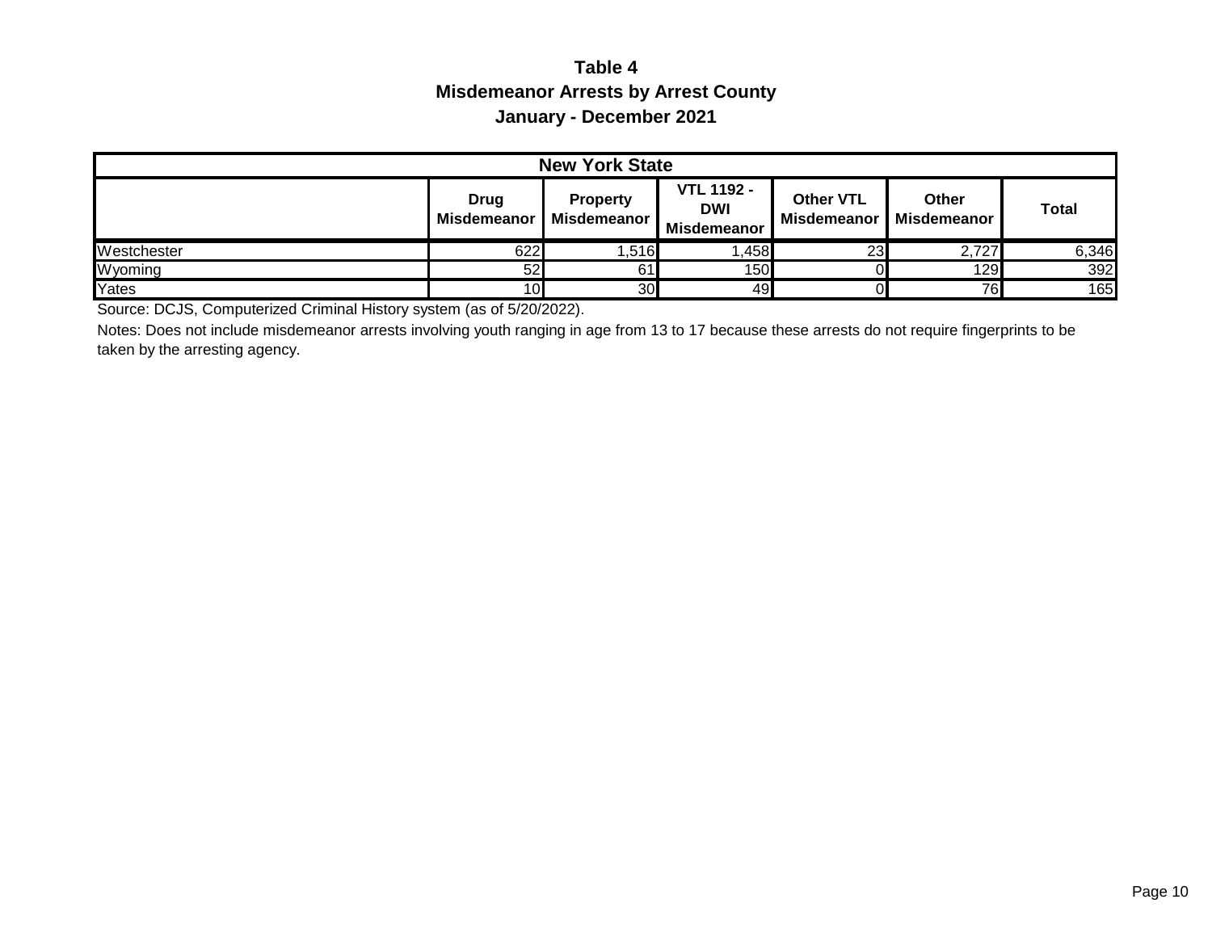# Table 4
## Misdemeanor Arrests by Arrest County
### January - December 2021

| New York State | | | | | | |
|---|---|---|---|---|---|---|
| | Drug Misdemeanor | Property Misdemeanor | VTL 1192 - DWI Misdemeanor | Other VTL Misdemeanor | Other Misdemeanor | Total |
| Westchester | 622 | 1,516 | 1,458 | 23 | 2,727 | 6,346 |
| Wyoming | 52 | 61 | 150 | 0 | 129 | 392 |
| Yates | 10 | 30 | 49 | 0 | 76 | 165 |

Source: DCJS, Computerized Criminal History system (as of 5/20/2022).

Notes: Does not include misdemeanor arrests involving youth ranging in age from 13 to 17 because these arrests do not require fingerprints to be taken by the arresting agency.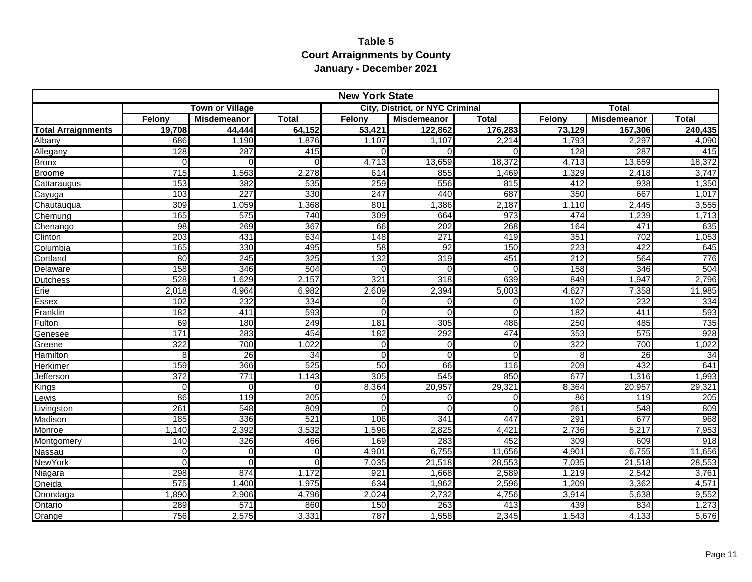# Table 5
## Court Arraignments by County
### January - December 2021

| New York State | | | | | | | | | |
|---|---|---|---|---|---|---|---|---|---|
| | Town or Village | | | City, District, or NYC Criminal | | | Total | | |
| | Felony | Misdemeanor | Total | Felony | Misdemeanor | Total | Felony | Misdemeanor | Total |
| **Total Arraignments** | **19,708** | **44,444** | **64,152** | **53,421** | **122,862** | **176,283** | **73,129** | **167,306** | **240,435** |
| Albany | 686 | 1,190 | 1,876 | 1,107 | 1,107 | 2,214 | 1,793 | 2,297 | 4,090 |
| Allegany | 128 | 287 | 415 | 0 | 0 | 0 | 128 | 287 | 415 |
| Bronx | 0 | 0 | 0 | 4,713 | 13,659 | 18,372 | 4,713 | 13,659 | 18,372 |
| Broome | 715 | 1,563 | 2,278 | 614 | 855 | 1,469 | 1,329 | 2,418 | 3,747 |
| Cattaraugus | 153 | 382 | 535 | 259 | 556 | 815 | 412 | 938 | 1,350 |
| Cayuga | 103 | 227 | 330 | 247 | 440 | 687 | 350 | 667 | 1,017 |
| Chautauqua | 309 | 1,059 | 1,368 | 801 | 1,386 | 2,187 | 1,110 | 2,445 | 3,555 |
| Chemung | 165 | 575 | 740 | 309 | 664 | 973 | 474 | 1,239 | 1,713 |
| Chenango | 98 | 269 | 367 | 66 | 202 | 268 | 164 | 471 | 635 |
| Clinton | 203 | 431 | 634 | 148 | 271 | 419 | 351 | 702 | 1,053 |
| Columbia | 165 | 330 | 495 | 58 | 92 | 150 | 223 | 422 | 645 |
| Cortland | 80 | 245 | 325 | 132 | 319 | 451 | 212 | 564 | 776 |
| Delaware | 158 | 346 | 504 | 0 | 0 | 0 | 158 | 346 | 504 |
| Dutchess | 528 | 1,629 | 2,157 | 321 | 318 | 639 | 849 | 1,947 | 2,796 |
| Erie | 2,018 | 4,964 | 6,982 | 2,609 | 2,394 | 5,003 | 4,627 | 7,358 | 11,985 |
| Essex | 102 | 232 | 334 | 0 | 0 | 0 | 102 | 232 | 334 |
| Franklin | 182 | 411 | 593 | 0 | 0 | 0 | 182 | 411 | 593 |
| Fulton | 69 | 180 | 249 | 181 | 305 | 486 | 250 | 485 | 735 |
| Genesee | 171 | 283 | 454 | 182 | 292 | 474 | 353 | 575 | 928 |
| Greene | 322 | 700 | 1,022 | 0 | 0 | 0 | 322 | 700 | 1,022 |
| Hamilton | 8 | 26 | 34 | 0 | 0 | 0 | 8 | 26 | 34 |
| Herkimer | 159 | 366 | 525 | 50 | 66 | 116 | 209 | 432 | 641 |
| Jefferson | 372 | 771 | 1,143 | 305 | 545 | 850 | 677 | 1,316 | 1,993 |
| Kings | 0 | 0 | 0 | 8,364 | 20,957 | 29,321 | 8,364 | 20,957 | 29,321 |
| Lewis | 86 | 119 | 205 | 0 | 0 | 0 | 86 | 119 | 205 |
| Livingston | 261 | 548 | 809 | 0 | 0 | 0 | 261 | 548 | 809 |
| Madison | 185 | 336 | 521 | 106 | 341 | 447 | 291 | 677 | 968 |
| Monroe | 1,140 | 2,392 | 3,532 | 1,596 | 2,825 | 4,421 | 2,736 | 5,217 | 7,953 |
| Montgomery | 140 | 326 | 466 | 169 | 283 | 452 | 309 | 609 | 918 |
| Nassau | 0 | 0 | 0 | 4,901 | 6,755 | 11,656 | 4,901 | 6,755 | 11,656 |
| NewYork | 0 | 0 | 0 | 7,035 | 21,518 | 28,553 | 7,035 | 21,518 | 28,553 |
| Niagara | 298 | 874 | 1,172 | 921 | 1,668 | 2,589 | 1,219 | 2,542 | 3,761 |
| Oneida | 575 | 1,400 | 1,975 | 634 | 1,962 | 2,596 | 1,209 | 3,362 | 4,571 |
| Onondaga | 1,890 | 2,906 | 4,796 | 2,024 | 2,732 | 4,756 | 3,914 | 5,638 | 9,552 |
| Ontario | 289 | 571 | 860 | 150 | 263 | 413 | 439 | 834 | 1,273 |
| Orange | 756 | 2,575 | 3,331 | 787 | 1,558 | 2,345 | 1,543 | 4,133 | 5,676 |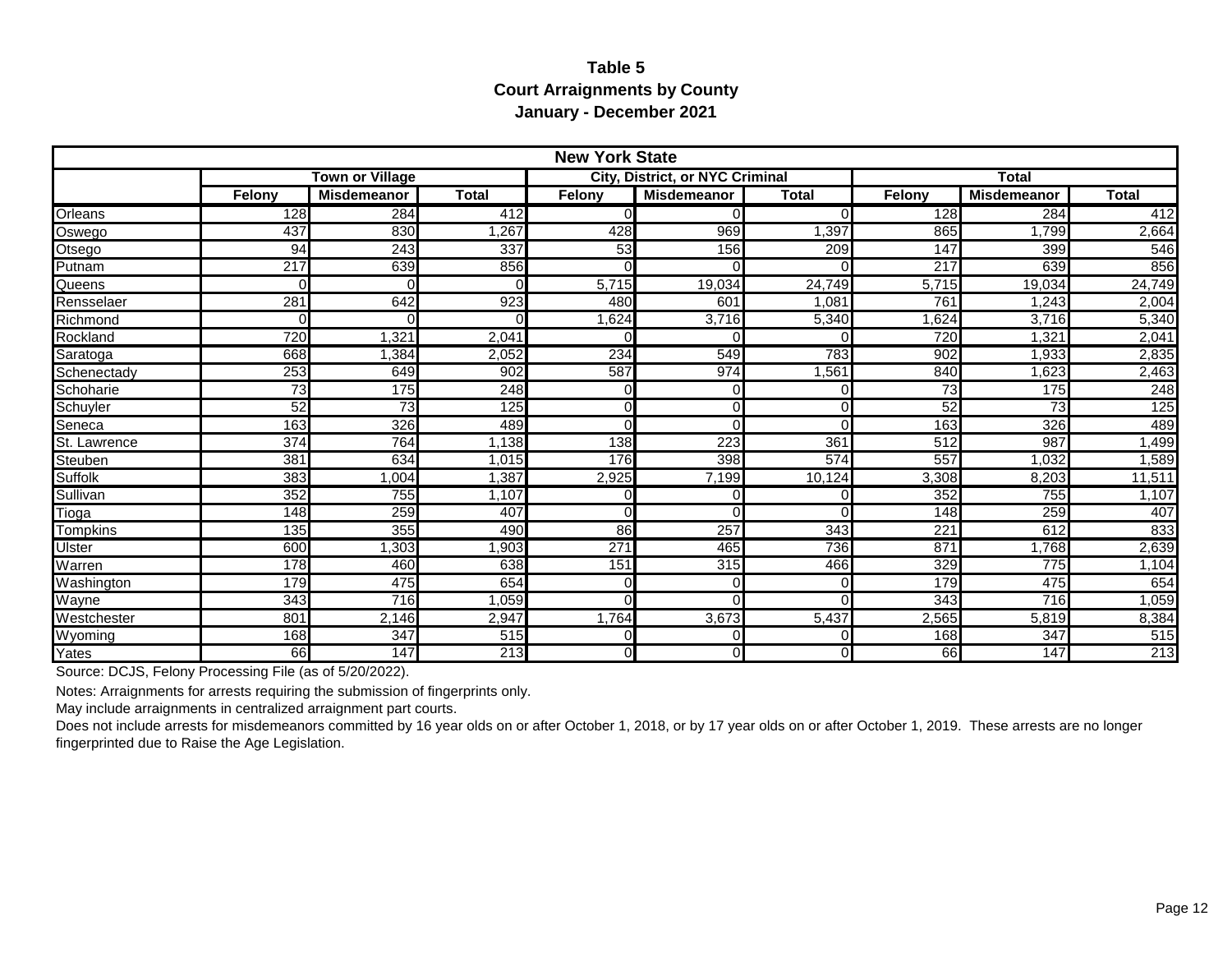# Table 5
## Court Arraignments by County
### January - December 2021

| New York State | | | | | | | | | |
|---|---|---|---|---|---|---|---|---|---|
| | Town or Village | | | City, District, or NYC Criminal | | | Total | | |
| | Felony | Misdemeanor | Total | Felony | Misdemeanor | Total | Felony | Misdemeanor | Total |
| Orleans | 128 | 284 | 412 | 0 | 0 | 0 | 128 | 284 | 412 |
| Oswego | 437 | 830 | 1,267 | 428 | 969 | 1,397 | 865 | 1,799 | 2,664 |
| Otsego | 94 | 243 | 337 | 53 | 156 | 209 | 147 | 399 | 546 |
| Putnam | 217 | 639 | 856 | 0 | 0 | 0 | 217 | 639 | 856 |
| Queens | 0 | 0 | 0 | 5,715 | 19,034 | 24,749 | 5,715 | 19,034 | 24,749 |
| Rensselaer | 281 | 642 | 923 | 480 | 601 | 1,081 | 761 | 1,243 | 2,004 |
| Richmond | 0 | 0 | 0 | 1,624 | 3,716 | 5,340 | 1,624 | 3,716 | 5,340 |
| Rockland | 720 | 1,321 | 2,041 | 0 | 0 | 0 | 720 | 1,321 | 2,041 |
| Saratoga | 668 | 1,384 | 2,052 | 234 | 549 | 783 | 902 | 1,933 | 2,835 |
| Schenectady | 253 | 649 | 902 | 587 | 974 | 1,561 | 840 | 1,623 | 2,463 |
| Schoharie | 73 | 175 | 248 | 0 | 0 | 0 | 73 | 175 | 248 |
| Schuyler | 52 | 73 | 125 | 0 | 0 | 0 | 52 | 73 | 125 |
| Seneca | 163 | 326 | 489 | 0 | 0 | 0 | 163 | 326 | 489 |
| St. Lawrence | 374 | 764 | 1,138 | 138 | 223 | 361 | 512 | 987 | 1,499 |
| Steuben | 381 | 634 | 1,015 | 176 | 398 | 574 | 557 | 1,032 | 1,589 |
| Suffolk | 383 | 1,004 | 1,387 | 2,925 | 7,199 | 10,124 | 3,308 | 8,203 | 11,511 |
| Sullivan | 352 | 755 | 1,107 | 0 | 0 | 0 | 352 | 755 | 1,107 |
| Tioga | 148 | 259 | 407 | 0 | 0 | 0 | 148 | 259 | 407 |
| Tompkins | 135 | 355 | 490 | 86 | 257 | 343 | 221 | 612 | 833 |
| Ulster | 600 | 1,303 | 1,903 | 271 | 465 | 736 | 871 | 1,768 | 2,639 |
| Warren | 178 | 460 | 638 | 151 | 315 | 466 | 329 | 775 | 1,104 |
| Washington | 179 | 475 | 654 | 0 | 0 | 0 | 179 | 475 | 654 |
| Wayne | 343 | 716 | 1,059 | 0 | 0 | 0 | 343 | 716 | 1,059 |
| Westchester | 801 | 2,146 | 2,947 | 1,764 | 3,673 | 5,437 | 2,565 | 5,819 | 8,384 |
| Wyoming | 168 | 347 | 515 | 0 | 0 | 0 | 168 | 347 | 515 |
| Yates | 66 | 147 | 213 | 0 | 0 | 0 | 66 | 147 | 213 |

Source: DCJS, Felony Processing File (as of 5/20/2022).

Notes: Arraignments for arrests requiring the submission of fingerprints only.

May include arraignments in centralized arraignment part courts.

Does not include arrests for misdemeanors committed by 16 year olds on or after October 1, 2018, or by 17 year olds on or after October 1, 2019. These arrests are no longer fingerprinted due to Raise the Age Legislation.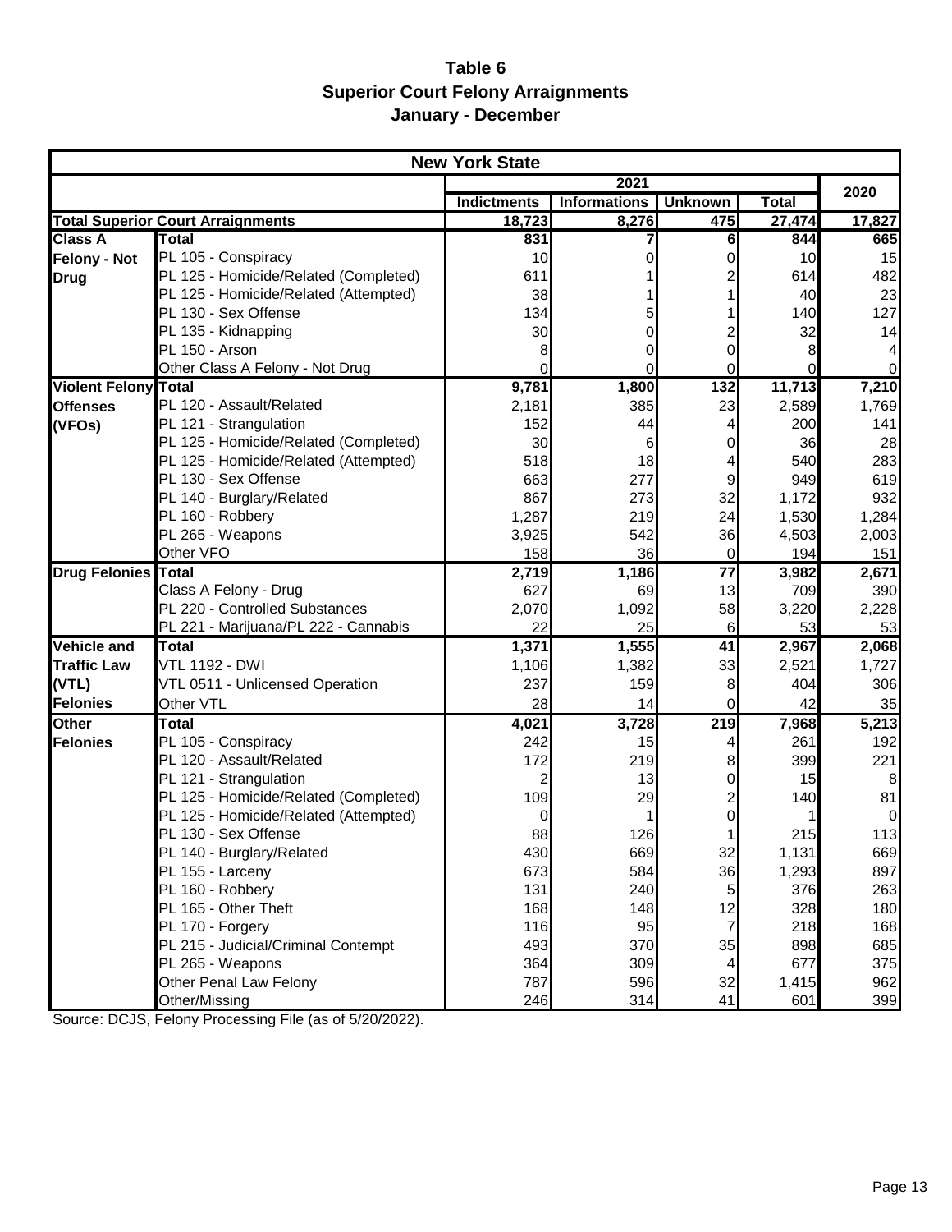# Table 6
## Superior Court Felony Arraignments
### January - December

| New York State | | | | | | |
|---|---|---|---|---|---|---|
| | | 2021 | | | | 2020 |
| | | Indictments | Informations | Unknown | Total | |
| **Total Superior Court Arraignments** | | **18,723** | **8,276** | **475** | **27,474** | **17,827** |
| **Class A Felony - Not Drug** | **Total** | **831** | **7** | **6** | **844** | **665** |
| | PL 105 - Conspiracy | 10 | 0 | 0 | 10 | 15 |
| | PL 125 - Homicide/Related (Completed) | 611 | 1 | 2 | 614 | 482 |
| | PL 125 - Homicide/Related (Attempted) | 38 | 1 | 1 | 40 | 23 |
| | PL 130 - Sex Offense | 134 | 5 | 1 | 140 | 127 |
| | PL 135 - Kidnapping | 30 | 0 | 2 | 32 | 14 |
| | PL 150 - Arson | 8 | 0 | 0 | 8 | 4 |
| | Other Class A Felony - Not Drug | 0 | 0 | 0 | 0 | 0 |
| **Violent Felony Offenses (VFOs)** | **Total** | **9,781** | **1,800** | **132** | **11,713** | **7,210** |
| | PL 120 - Assault/Related | 2,181 | 385 | 23 | 2,589 | 1,769 |
| | PL 121 - Strangulation | 152 | 44 | 4 | 200 | 141 |
| | PL 125 - Homicide/Related (Completed) | 30 | 6 | 0 | 36 | 28 |
| | PL 125 - Homicide/Related (Attempted) | 518 | 18 | 4 | 540 | 283 |
| | PL 130 - Sex Offense | 663 | 277 | 9 | 949 | 619 |
| | PL 140 - Burglary/Related | 867 | 273 | 32 | 1,172 | 932 |
| | PL 160 - Robbery | 1,287 | 219 | 24 | 1,530 | 1,284 |
| | PL 265 - Weapons | 3,925 | 542 | 36 | 4,503 | 2,003 |
| | Other VFO | 158 | 36 | 0 | 194 | 151 |
| **Drug Felonies** | **Total** | **2,719** | **1,186** | **77** | **3,982** | **2,671** |
| | Class A Felony - Drug | 627 | 69 | 13 | 709 | 390 |
| | PL 220 - Controlled Substances | 2,070 | 1,092 | 58 | 3,220 | 2,228 |
| | PL 221 - Marijuana/PL 222 - Cannabis | 22 | 25 | 6 | 53 | 53 |
| **Vehicle and Traffic Law (VTL) Felonies** | **Total** | **1,371** | **1,555** | **41** | **2,967** | **2,068** |
| | VTL 1192 - DWI | 1,106 | 1,382 | 33 | 2,521 | 1,727 |
| | VTL 0511 - Unlicensed Operation | 237 | 159 | 8 | 404 | 306 |
| | Other VTL | 28 | 14 | 0 | 42 | 35 |
| **Other Felonies** | **Total** | **4,021** | **3,728** | **219** | **7,968** | **5,213** |
| | PL 105 - Conspiracy | 242 | 15 | 4 | 261 | 192 |
| | PL 120 - Assault/Related | 172 | 219 | 8 | 399 | 221 |
| | PL 121 - Strangulation | 2 | 13 | 0 | 15 | 8 |
| | PL 125 - Homicide/Related (Completed) | 109 | 29 | 2 | 140 | 81 |
| | PL 125 - Homicide/Related (Attempted) | 0 | 1 | 0 | 1 | 0 |
| | PL 130 - Sex Offense | 88 | 126 | 1 | 215 | 113 |
| | PL 140 - Burglary/Related | 430 | 669 | 32 | 1,131 | 669 |
| | PL 155 - Larceny | 673 | 584 | 36 | 1,293 | 897 |
| | PL 160 - Robbery | 131 | 240 | 5 | 376 | 263 |
| | PL 165 - Other Theft | 168 | 148 | 12 | 328 | 180 |
| | PL 170 - Forgery | 116 | 95 | 7 | 218 | 168 |
| | PL 215 - Judicial/Criminal Contempt | 493 | 370 | 35 | 898 | 685 |
| | PL 265 - Weapons | 364 | 309 | 4 | 677 | 375 |
| | Other Penal Law Felony | 787 | 596 | 32 | 1,415 | 962 |
| | Other/Missing | 246 | 314 | 41 | 601 | 399 |

Source: DCJS, Felony Processing File (as of 5/20/2022).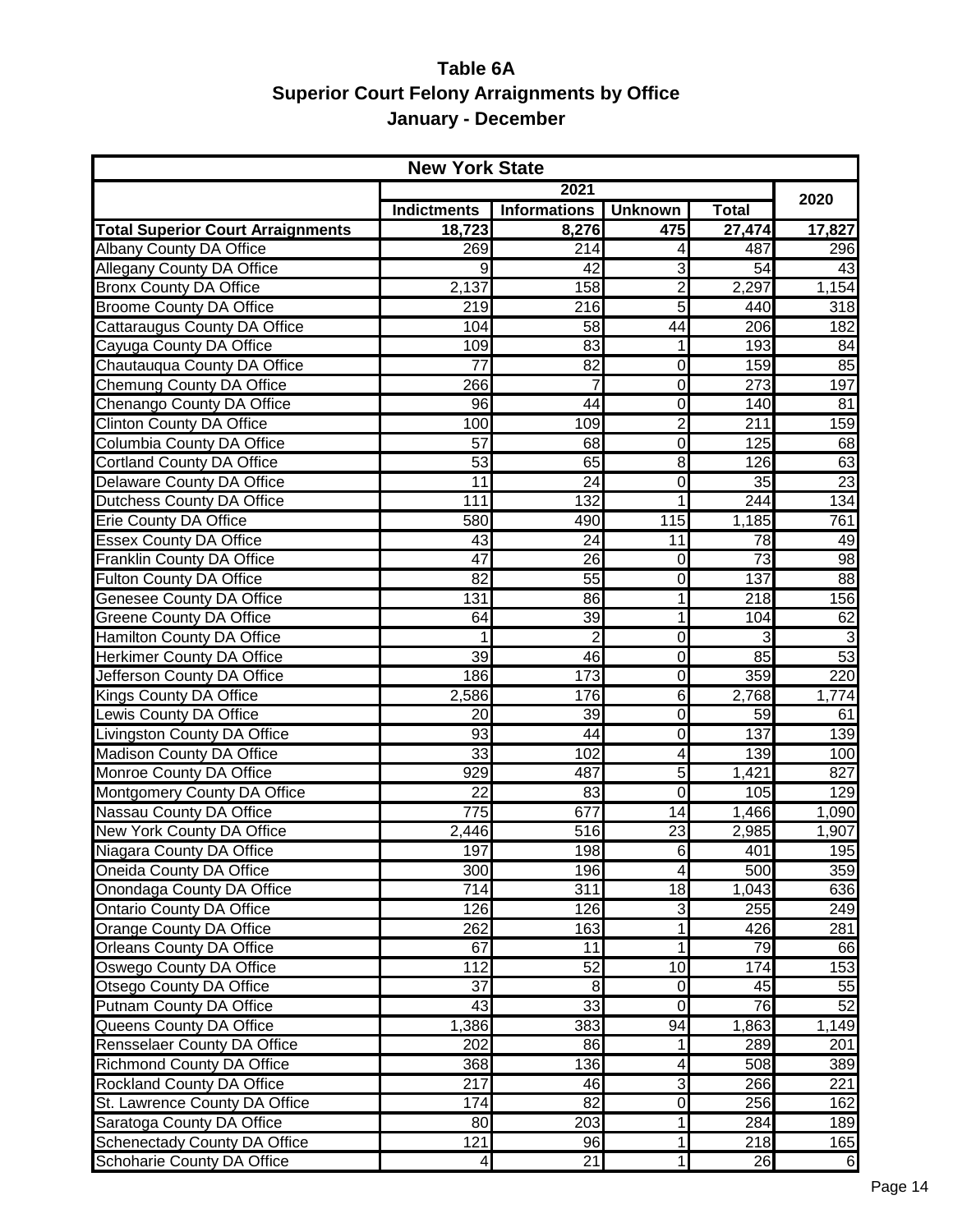# Table 6A
## Superior Court Felony Arraignments by Office
### January - December

| New York State | | | | | |
|---|---|---|---|---|---|
| | 2021 | | | | 2020 |
| | Indictments | Informations | Unknown | Total | |
| **Total Superior Court Arraignments** | **18,723** | **8,276** | **475** | **27,474** | **17,827** |
| Albany County DA Office | 269 | 214 | 4 | 487 | 296 |
| Allegany County DA Office | 9 | 42 | 3 | 54 | 43 |
| Bronx County DA Office | 2,137 | 158 | 2 | 2,297 | 1,154 |
| Broome County DA Office | 219 | 216 | 5 | 440 | 318 |
| Cattaraugus County DA Office | 104 | 58 | 44 | 206 | 182 |
| Cayuga County DA Office | 109 | 83 | 1 | 193 | 84 |
| Chautauqua County DA Office | 77 | 82 | 0 | 159 | 85 |
| Chemung County DA Office | 266 | 7 | 0 | 273 | 197 |
| Chenango County DA Office | 96 | 44 | 0 | 140 | 81 |
| Clinton County DA Office | 100 | 109 | 2 | 211 | 159 |
| Columbia County DA Office | 57 | 68 | 0 | 125 | 68 |
| Cortland County DA Office | 53 | 65 | 8 | 126 | 63 |
| Delaware County DA Office | 11 | 24 | 0 | 35 | 23 |
| Dutchess County DA Office | 111 | 132 | 1 | 244 | 134 |
| Erie County DA Office | 580 | 490 | 115 | 1,185 | 761 |
| Essex County DA Office | 43 | 24 | 11 | 78 | 49 |
| Franklin County DA Office | 47 | 26 | 0 | 73 | 98 |
| Fulton County DA Office | 82 | 55 | 0 | 137 | 88 |
| Genesee County DA Office | 131 | 86 | 1 | 218 | 156 |
| Greene County DA Office | 64 | 39 | 1 | 104 | 62 |
| Hamilton County DA Office | 1 | 2 | 0 | 3 | 3 |
| Herkimer County DA Office | 39 | 46 | 0 | 85 | 53 |
| Jefferson County DA Office | 186 | 173 | 0 | 359 | 220 |
| Kings County DA Office | 2,586 | 176 | 6 | 2,768 | 1,774 |
| Lewis County DA Office | 20 | 39 | 0 | 59 | 61 |
| Livingston County DA Office | 93 | 44 | 0 | 137 | 139 |
| Madison County DA Office | 33 | 102 | 4 | 139 | 100 |
| Monroe County DA Office | 929 | 487 | 5 | 1,421 | 827 |
| Montgomery County DA Office | 22 | 83 | 0 | 105 | 129 |
| Nassau County DA Office | 775 | 677 | 14 | 1,466 | 1,090 |
| New York County DA Office | 2,446 | 516 | 23 | 2,985 | 1,907 |
| Niagara County DA Office | 197 | 198 | 6 | 401 | 195 |
| Oneida County DA Office | 300 | 196 | 4 | 500 | 359 |
| Onondaga County DA Office | 714 | 311 | 18 | 1,043 | 636 |
| Ontario County DA Office | 126 | 126 | 3 | 255 | 249 |
| Orange County DA Office | 262 | 163 | 1 | 426 | 281 |
| Orleans County DA Office | 67 | 11 | 1 | 79 | 66 |
| Oswego County DA Office | 112 | 52 | 10 | 174 | 153 |
| Otsego County DA Office | 37 | 8 | 0 | 45 | 55 |
| Putnam County DA Office | 43 | 33 | 0 | 76 | 52 |
| Queens County DA Office | 1,386 | 383 | 94 | 1,863 | 1,149 |
| Rensselaer County DA Office | 202 | 86 | 1 | 289 | 201 |
| Richmond County DA Office | 368 | 136 | 4 | 508 | 389 |
| Rockland County DA Office | 217 | 46 | 3 | 266 | 221 |
| St. Lawrence County DA Office | 174 | 82 | 0 | 256 | 162 |
| Saratoga County DA Office | 80 | 203 | 1 | 284 | 189 |
| Schenectady County DA Office | 121 | 96 | 1 | 218 | 165 |
| Schoharie County DA Office | 4 | 21 | 1 | 26 | 6 |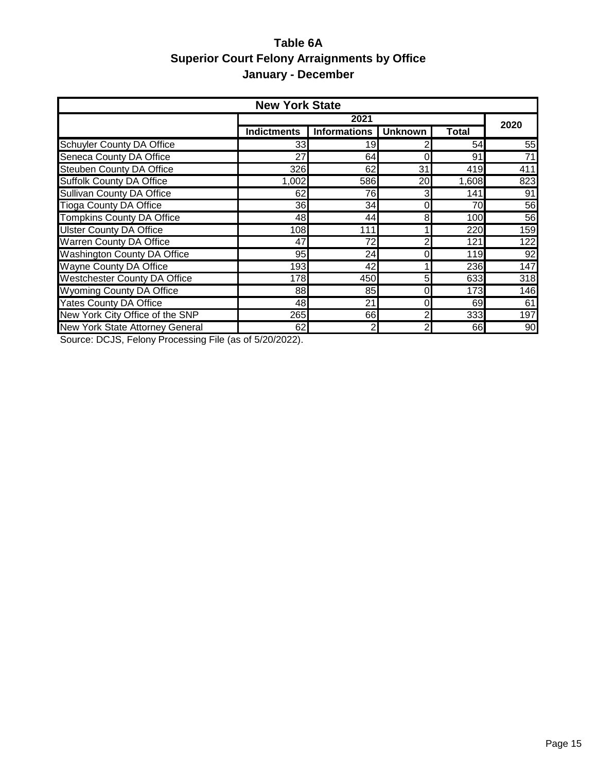# Table 6A
## Superior Court Felony Arraignments by Office
## January - December

| New York State | | | | | |
|---|---|---|---|---|---|
| | 2021 | | | | 2020 |
| | Indictments | Informations | Unknown | Total | |
| Schuyler County DA Office | 33 | 19 | 2 | 54 | 55 |
| Seneca County DA Office | 27 | 64 | 0 | 91 | 71 |
| Steuben County DA Office | 326 | 62 | 31 | 419 | 411 |
| Suffolk County DA Office | 1,002 | 586 | 20 | 1,608 | 823 |
| Sullivan County DA Office | 62 | 76 | 3 | 141 | 91 |
| Tioga County DA Office | 36 | 34 | 0 | 70 | 56 |
| Tompkins County DA Office | 48 | 44 | 8 | 100 | 56 |
| Ulster County DA Office | 108 | 111 | 1 | 220 | 159 |
| Warren County DA Office | 47 | 72 | 2 | 121 | 122 |
| Washington County DA Office | 95 | 24 | 0 | 119 | 92 |
| Wayne County DA Office | 193 | 42 | 1 | 236 | 147 |
| Westchester County DA Office | 178 | 450 | 5 | 633 | 318 |
| Wyoming County DA Office | 88 | 85 | 0 | 173 | 146 |
| Yates County DA Office | 48 | 21 | 0 | 69 | 61 |
| New York City Office of the SNP | 265 | 66 | 2 | 333 | 197 |
| New York State Attorney General | 62 | 2 | 2 | 66 | 90 |

Source: DCJS, Felony Processing File (as of 5/20/2022).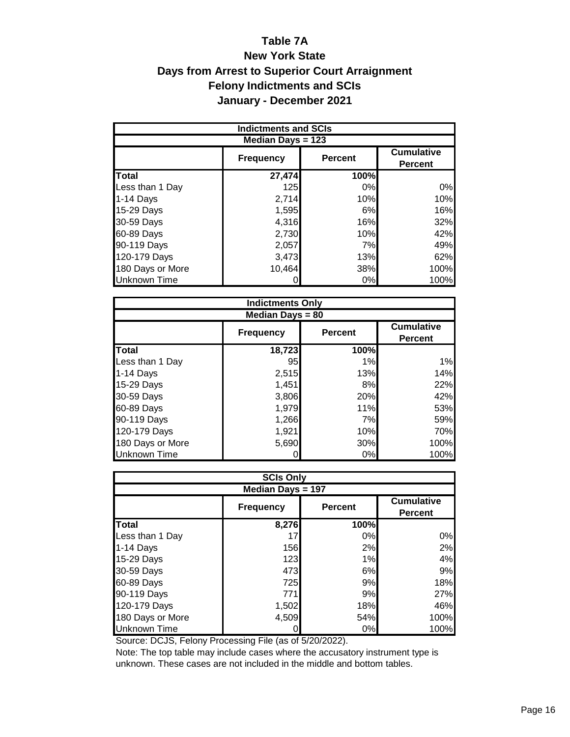# Table 7A

## New York State

## Days from Arrest to Superior Court Arraignment

## Felony Indictments and SCIs

## January - December 2021

| Indictments and SCIs | | | |
|---|---|---|---|
| Median Days = 123 | | | |
| | Frequency | Percent | Cumulative Percent |
| **Total** | **27,474** | **100%** | |
| Less than 1 Day | 125 | 0% | 0% |
| 1-14 Days | 2,714 | 10% | 10% |
| 15-29 Days | 1,595 | 6% | 16% |
| 30-59 Days | 4,316 | 16% | 32% |
| 60-89 Days | 2,730 | 10% | 42% |
| 90-119 Days | 2,057 | 7% | 49% |
| 120-179 Days | 3,473 | 13% | 62% |
| 180 Days or More | 10,464 | 38% | 100% |
| Unknown Time | 0 | 0% | 100% |

| Indictments Only | | | |
|---|---|---|---|
| Median Days = 80 | | | |
| | Frequency | Percent | Cumulative Percent |
| **Total** | **18,723** | **100%** | |
| Less than 1 Day | 95 | 1% | 1% |
| 1-14 Days | 2,515 | 13% | 14% |
| 15-29 Days | 1,451 | 8% | 22% |
| 30-59 Days | 3,806 | 20% | 42% |
| 60-89 Days | 1,979 | 11% | 53% |
| 90-119 Days | 1,266 | 7% | 59% |
| 120-179 Days | 1,921 | 10% | 70% |
| 180 Days or More | 5,690 | 30% | 100% |
| Unknown Time | 0 | 0% | 100% |

| SCIs Only | | | |
|---|---|---|---|
| Median Days = 197 | | | |
| | Frequency | Percent | Cumulative Percent |
| **Total** | **8,276** | **100%** | |
| Less than 1 Day | 17 | 0% | 0% |
| 1-14 Days | 156 | 2% | 2% |
| 15-29 Days | 123 | 1% | 4% |
| 30-59 Days | 473 | 6% | 9% |
| 60-89 Days | 725 | 9% | 18% |
| 90-119 Days | 771 | 9% | 27% |
| 120-179 Days | 1,502 | 18% | 46% |
| 180 Days or More | 4,509 | 54% | 100% |
| Unknown Time | 0 | 0% | 100% |

Source: DCJS, Felony Processing File (as of 5/20/2022).

Note: The top table may include cases where the accusatory instrument type is unknown. These cases are not included in the middle and bottom tables.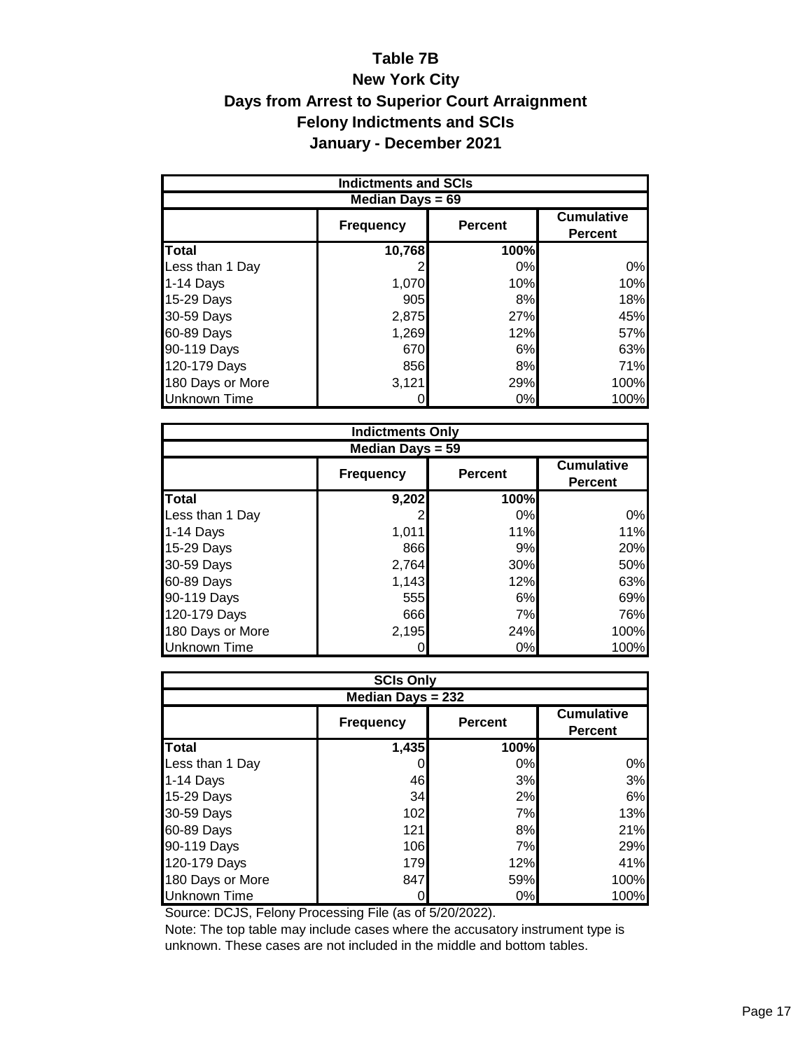# Table 7B
## New York City
## Days from Arrest to Superior Court Arraignment
## Felony Indictments and SCIs
## January - December 2021

| Indictments and SCIs | | | |
|---|---|---|---|
| **Median Days = 69** | | | |
| | **Frequency** | **Percent** | **Cumulative Percent** |
| **Total** | **10,768** | **100%** | |
| Less than 1 Day | 2 | 0% | 0% |
| 1-14 Days | 1,070 | 10% | 10% |
| 15-29 Days | 905 | 8% | 18% |
| 30-59 Days | 2,875 | 27% | 45% |
| 60-89 Days | 1,269 | 12% | 57% |
| 90-119 Days | 670 | 6% | 63% |
| 120-179 Days | 856 | 8% | 71% |
| 180 Days or More | 3,121 | 29% | 100% |
| Unknown Time | 0 | 0% | 100% |

| Indictments Only | | | |
|---|---|---|---|
| **Median Days = 59** | | | |
| | **Frequency** | **Percent** | **Cumulative Percent** |
| **Total** | **9,202** | **100%** | |
| Less than 1 Day | 2 | 0% | 0% |
| 1-14 Days | 1,011 | 11% | 11% |
| 15-29 Days | 866 | 9% | 20% |
| 30-59 Days | 2,764 | 30% | 50% |
| 60-89 Days | 1,143 | 12% | 63% |
| 90-119 Days | 555 | 6% | 69% |
| 120-179 Days | 666 | 7% | 76% |
| 180 Days or More | 2,195 | 24% | 100% |
| Unknown Time | 0 | 0% | 100% |

| SCIs Only | | | |
|---|---|---|---|
| **Median Days = 232** | | | |
| | **Frequency** | **Percent** | **Cumulative Percent** |
| **Total** | **1,435** | **100%** | |
| Less than 1 Day | 0 | 0% | 0% |
| 1-14 Days | 46 | 3% | 3% |
| 15-29 Days | 34 | 2% | 6% |
| 30-59 Days | 102 | 7% | 13% |
| 60-89 Days | 121 | 8% | 21% |
| 90-119 Days | 106 | 7% | 29% |
| 120-179 Days | 179 | 12% | 41% |
| 180 Days or More | 847 | 59% | 100% |
| Unknown Time | 0 | 0% | 100% |

Source: DCJS, Felony Processing File (as of 5/20/2022).

Note: The top table may include cases where the accusatory instrument type is unknown. These cases are not included in the middle and bottom tables.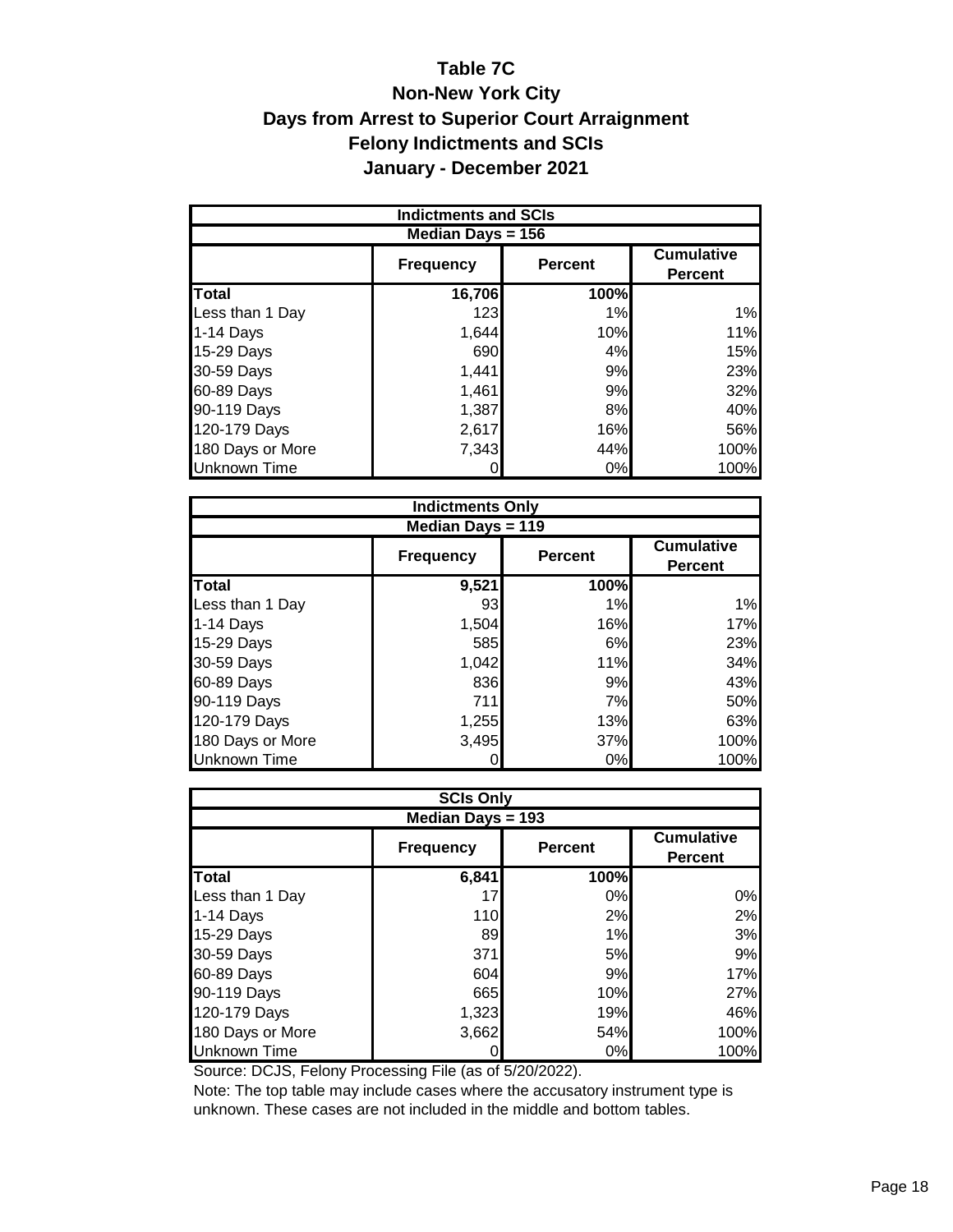# Table 7C

## Non-New York City

## Days from Arrest to Superior Court Arraignment

## Felony Indictments and SCIs

## January - December 2021

| Indictments and SCIs | | | |
|---|---|---|---|
| **Median Days = 156** | | | |
| | **Frequency** | **Percent** | **Cumulative Percent** |
| **Total** | **16,706** | **100%** | |
| Less than 1 Day | 123 | 1% | 1% |
| 1-14 Days | 1,644 | 10% | 11% |
| 15-29 Days | 690 | 4% | 15% |
| 30-59 Days | 1,441 | 9% | 23% |
| 60-89 Days | 1,461 | 9% | 32% |
| 90-119 Days | 1,387 | 8% | 40% |
| 120-179 Days | 2,617 | 16% | 56% |
| 180 Days or More | 7,343 | 44% | 100% |
| Unknown Time | 0 | 0% | 100% |

| Indictments Only | | | |
|---|---|---|---|
| **Median Days = 119** | | | |
| | **Frequency** | **Percent** | **Cumulative Percent** |
| **Total** | **9,521** | **100%** | |
| Less than 1 Day | 93 | 1% | 1% |
| 1-14 Days | 1,504 | 16% | 17% |
| 15-29 Days | 585 | 6% | 23% |
| 30-59 Days | 1,042 | 11% | 34% |
| 60-89 Days | 836 | 9% | 43% |
| 90-119 Days | 711 | 7% | 50% |
| 120-179 Days | 1,255 | 13% | 63% |
| 180 Days or More | 3,495 | 37% | 100% |
| Unknown Time | 0 | 0% | 100% |

| SCIs Only | | | |
|---|---|---|---|
| **Median Days = 193** | | | |
| | **Frequency** | **Percent** | **Cumulative Percent** |
| **Total** | **6,841** | **100%** | |
| Less than 1 Day | 17 | 0% | 0% |
| 1-14 Days | 110 | 2% | 2% |
| 15-29 Days | 89 | 1% | 3% |
| 30-59 Days | 371 | 5% | 9% |
| 60-89 Days | 604 | 9% | 17% |
| 90-119 Days | 665 | 10% | 27% |
| 120-179 Days | 1,323 | 19% | 46% |
| 180 Days or More | 3,662 | 54% | 100% |
| Unknown Time | 0 | 0% | 100% |

Source: DCJS, Felony Processing File (as of 5/20/2022).

Note: The top table may include cases where the accusatory instrument type is unknown. These cases are not included in the middle and bottom tables.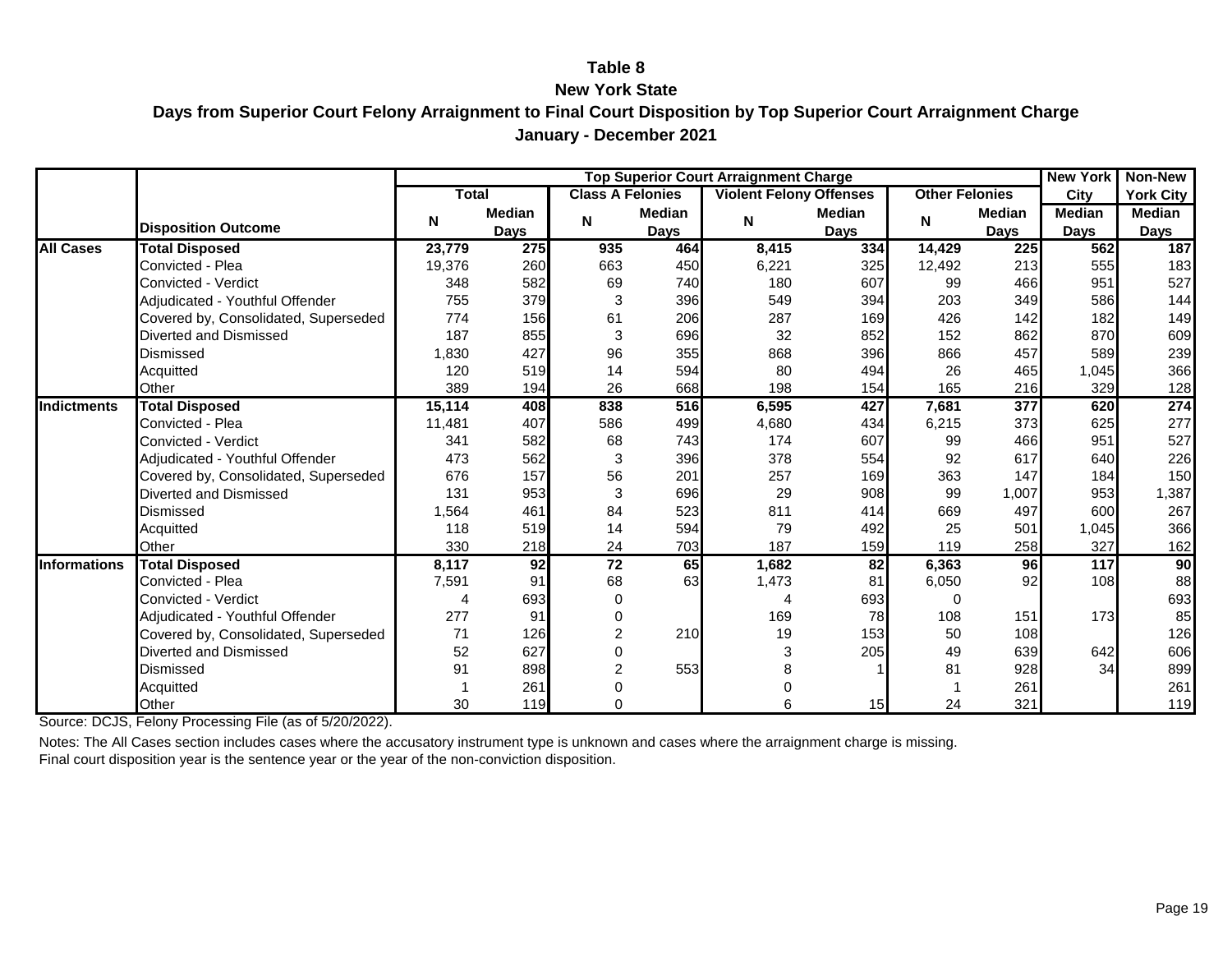# Table 8

## New York State

## Days from Superior Court Felony Arraignment to Final Court Disposition by Top Superior Court Arraignment Charge

## January - December 2021

| | | Top Superior Court Arraignment Charge | | | | | | | | New York City | Non-New York City |
|---|---|---|---|---|---|---|---|---|---|---|---|
| | | Total | | Class A Felonies | | Violent Felony Offenses | | Other Felonies | | | |
| | Disposition Outcome | N | Median Days | N | Median Days | N | Median Days | N | Median Days | Median Days | Median Days |
| **All Cases** | **Total Disposed** | **23,779** | **275** | **935** | **464** | **8,415** | **334** | **14,429** | **225** | **562** | **187** |
| | Convicted - Plea | 19,376 | 260 | 663 | 450 | 6,221 | 325 | 12,492 | 213 | 555 | 183 |
| | Convicted - Verdict | 348 | 582 | 69 | 740 | 180 | 607 | 99 | 466 | 951 | 527 |
| | Adjudicated - Youthful Offender | 755 | 379 | 3 | 396 | 549 | 394 | 203 | 349 | 586 | 144 |
| | Covered by, Consolidated, Superseded | 774 | 156 | 61 | 206 | 287 | 169 | 426 | 142 | 182 | 149 |
| | Diverted and Dismissed | 187 | 855 | 3 | 696 | 32 | 852 | 152 | 862 | 870 | 609 |
| | Dismissed | 1,830 | 427 | 96 | 355 | 868 | 396 | 866 | 457 | 589 | 239 |
| | Acquitted | 120 | 519 | 14 | 594 | 80 | 494 | 26 | 465 | 1,045 | 366 |
| | Other | 389 | 194 | 26 | 668 | 198 | 154 | 165 | 216 | 329 | 128 |
| **Indictments** | **Total Disposed** | **15,114** | **408** | **838** | **516** | **6,595** | **427** | **7,681** | **377** | **620** | **274** |
| | Convicted - Plea | 11,481 | 407 | 586 | 499 | 4,680 | 434 | 6,215 | 373 | 625 | 277 |
| | Convicted - Verdict | 341 | 582 | 68 | 743 | 174 | 607 | 99 | 466 | 951 | 527 |
| | Adjudicated - Youthful Offender | 473 | 562 | 3 | 396 | 378 | 554 | 92 | 617 | 640 | 226 |
| | Covered by, Consolidated, Superseded | 676 | 157 | 56 | 201 | 257 | 169 | 363 | 147 | 184 | 150 |
| | Diverted and Dismissed | 131 | 953 | 3 | 696 | 29 | 908 | 99 | 1,007 | 953 | 1,387 |
| | Dismissed | 1,564 | 461 | 84 | 523 | 811 | 414 | 669 | 497 | 600 | 267 |
| | Acquitted | 118 | 519 | 14 | 594 | 79 | 492 | 25 | 501 | 1,045 | 366 |
| | Other | 330 | 218 | 24 | 703 | 187 | 159 | 119 | 258 | 327 | 162 |
| **Informations** | **Total Disposed** | **8,117** | **92** | **72** | **65** | **1,682** | **82** | **6,363** | **96** | **117** | **90** |
| | Convicted - Plea | 7,591 | 91 | 68 | 63 | 1,473 | 81 | 6,050 | 92 | 108 | 88 |
| | Convicted - Verdict | 4 | 693 | 0 | | 4 | 693 | 0 | | | 693 |
| | Adjudicated - Youthful Offender | 277 | 91 | 0 | | 169 | 78 | 108 | 151 | 173 | 85 |
| | Covered by, Consolidated, Superseded | 71 | 126 | 2 | 210 | 19 | 153 | 50 | 108 | | 126 |
| | Diverted and Dismissed | 52 | 627 | 0 | | 3 | 205 | 49 | 639 | 642 | 606 |
| | Dismissed | 91 | 898 | 2 | 553 | 8 | 1 | 81 | 928 | 34 | 899 |
| | Acquitted | 1 | 261 | 0 | | 0 | | 1 | 261 | | 261 |
| | Other | 30 | 119 | 0 | | 6 | 15 | 24 | 321 | | 119 |

Source: DCJS, Felony Processing File (as of 5/20/2022).

Notes: The All Cases section includes cases where the accusatory instrument type is unknown and cases where the arraignment charge is missing.
Final court disposition year is the sentence year or the year of the non-conviction disposition.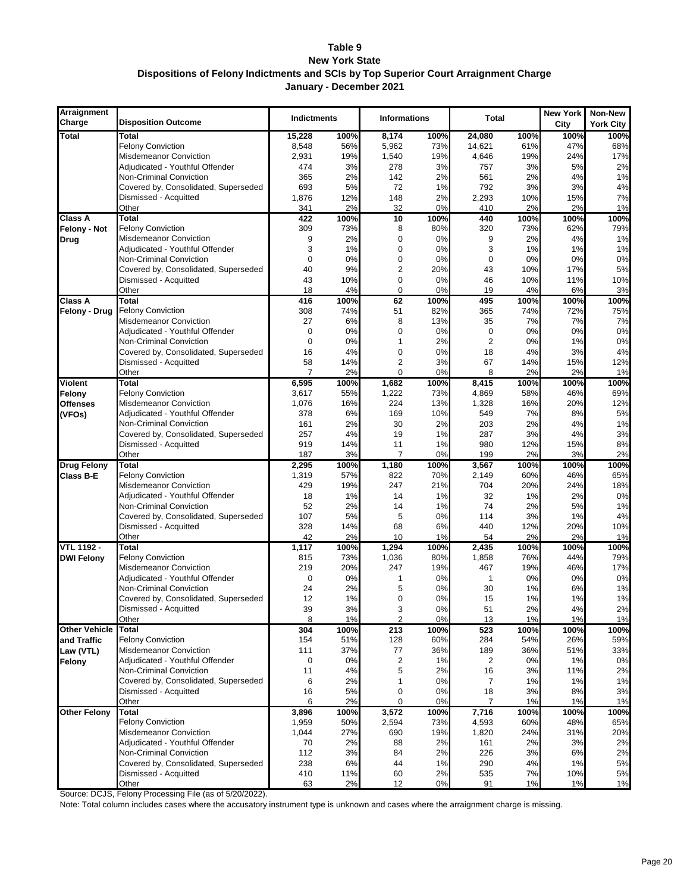# Table 9
## New York State
## Dispositions of Felony Indictments and SCIs by Top Superior Court Arraignment Charge
## January - December 2021

| Arraignment Charge | Disposition Outcome | Indictments | | Informations | | Total | | New York City | Non-New York City |
|---|---|---|---|---|---|---|---|---|---|
| **Total** | **Total** | **15,228** | **100%** | **8,174** | **100%** | **24,080** | **100%** | **100%** | **100%** |
| | Felony Conviction | 8,548 | 56% | 5,962 | 73% | 14,621 | 61% | 47% | 68% |
| | Misdemeanor Conviction | 2,931 | 19% | 1,540 | 19% | 4,646 | 19% | 24% | 17% |
| | Adjudicated - Youthful Offender | 474 | 3% | 278 | 3% | 757 | 3% | 5% | 2% |
| | Non-Criminal Conviction | 365 | 2% | 142 | 2% | 561 | 2% | 4% | 1% |
| | Covered by, Consolidated, Superseded | 693 | 5% | 72 | 1% | 792 | 3% | 3% | 4% |
| | Dismissed - Acquitted | 1,876 | 12% | 148 | 2% | 2,293 | 10% | 15% | 7% |
| | Other | 341 | 2% | 32 | 0% | 410 | 2% | 2% | 1% |
| **Class A Felony - Not Drug** | **Total** | **422** | **100%** | **10** | **100%** | **440** | **100%** | **100%** | **100%** |
| | Felony Conviction | 309 | 73% | 8 | 80% | 320 | 73% | 62% | 79% |
| | Misdemeanor Conviction | 9 | 2% | 0 | 0% | 9 | 2% | 4% | 1% |
| | Adjudicated - Youthful Offender | 3 | 1% | 0 | 0% | 3 | 1% | 1% | 1% |
| | Non-Criminal Conviction | 0 | 0% | 0 | 0% | 0 | 0% | 0% | 0% |
| | Covered by, Consolidated, Superseded | 40 | 9% | 2 | 20% | 43 | 10% | 17% | 5% |
| | Dismissed - Acquitted | 43 | 10% | 0 | 0% | 46 | 10% | 11% | 10% |
| | Other | 18 | 4% | 0 | 0% | 19 | 4% | 6% | 3% |
| **Class A Felony - Drug** | **Total** | **416** | **100%** | **62** | **100%** | **495** | **100%** | **100%** | **100%** |
| | Felony Conviction | 308 | 74% | 51 | 82% | 365 | 74% | 72% | 75% |
| | Misdemeanor Conviction | 27 | 6% | 8 | 13% | 35 | 7% | 7% | 7% |
| | Adjudicated - Youthful Offender | 0 | 0% | 0 | 0% | 0 | 0% | 0% | 0% |
| | Non-Criminal Conviction | 0 | 0% | 1 | 2% | 2 | 0% | 1% | 0% |
| | Covered by, Consolidated, Superseded | 16 | 4% | 0 | 0% | 18 | 4% | 3% | 4% |
| | Dismissed - Acquitted | 58 | 14% | 2 | 3% | 67 | 14% | 15% | 12% |
| | Other | 7 | 2% | 0 | 0% | 8 | 2% | 2% | 1% |
| **Violent Felony Offenses (VFOs)** | **Total** | **6,595** | **100%** | **1,682** | **100%** | **8,415** | **100%** | **100%** | **100%** |
| | Felony Conviction | 3,617 | 55% | 1,222 | 73% | 4,869 | 58% | 46% | 69% |
| | Misdemeanor Conviction | 1,076 | 16% | 224 | 13% | 1,328 | 16% | 20% | 12% |
| | Adjudicated - Youthful Offender | 378 | 6% | 169 | 10% | 549 | 7% | 8% | 5% |
| | Non-Criminal Conviction | 161 | 2% | 30 | 2% | 203 | 2% | 4% | 1% |
| | Covered by, Consolidated, Superseded | 257 | 4% | 19 | 1% | 287 | 3% | 4% | 3% |
| | Dismissed - Acquitted | 919 | 14% | 11 | 1% | 980 | 12% | 15% | 8% |
| | Other | 187 | 3% | 7 | 0% | 199 | 2% | 3% | 2% |
| **Drug Felony Class B-E** | **Total** | **2,295** | **100%** | **1,180** | **100%** | **3,567** | **100%** | **100%** | **100%** |
| | Felony Conviction | 1,319 | 57% | 822 | 70% | 2,149 | 60% | 46% | 65% |
| | Misdemeanor Conviction | 429 | 19% | 247 | 21% | 704 | 20% | 24% | 18% |
| | Adjudicated - Youthful Offender | 18 | 1% | 14 | 1% | 32 | 1% | 2% | 0% |
| | Non-Criminal Conviction | 52 | 2% | 14 | 1% | 74 | 2% | 5% | 1% |
| | Covered by, Consolidated, Superseded | 107 | 5% | 5 | 0% | 114 | 3% | 1% | 4% |
| | Dismissed - Acquitted | 328 | 14% | 68 | 6% | 440 | 12% | 20% | 10% |
| | Other | 42 | 2% | 10 | 1% | 54 | 2% | 2% | 1% |
| **VTL 1192 - DWI Felony** | **Total** | **1,117** | **100%** | **1,294** | **100%** | **2,435** | **100%** | **100%** | **100%** |
| | Felony Conviction | 815 | 73% | 1,036 | 80% | 1,858 | 76% | 44% | 79% |
| | Misdemeanor Conviction | 219 | 20% | 247 | 19% | 467 | 19% | 46% | 17% |
| | Adjudicated - Youthful Offender | 0 | 0% | 1 | 0% | 1 | 0% | 0% | 0% |
| | Non-Criminal Conviction | 24 | 2% | 5 | 0% | 30 | 1% | 6% | 1% |
| | Covered by, Consolidated, Superseded | 12 | 1% | 0 | 0% | 15 | 1% | 1% | 1% |
| | Dismissed - Acquitted | 39 | 3% | 3 | 0% | 51 | 2% | 4% | 2% |
| | Other | 8 | 1% | 2 | 0% | 13 | 1% | 1% | 1% |
| **Other Vehicle and Traffic Law (VTL) Felony** | **Total** | **304** | **100%** | **213** | **100%** | **523** | **100%** | **100%** | **100%** |
| | Felony Conviction | 154 | 51% | 128 | 60% | 284 | 54% | 26% | 59% |
| | Misdemeanor Conviction | 111 | 37% | 77 | 36% | 189 | 36% | 51% | 33% |
| | Adjudicated - Youthful Offender | 0 | 0% | 2 | 1% | 2 | 0% | 1% | 0% |
| | Non-Criminal Conviction | 11 | 4% | 5 | 2% | 16 | 3% | 11% | 2% |
| | Covered by, Consolidated, Superseded | 6 | 2% | 1 | 0% | 7 | 1% | 1% | 1% |
| | Dismissed - Acquitted | 16 | 5% | 0 | 0% | 18 | 3% | 8% | 3% |
| | Other | 6 | 2% | 0 | 0% | 7 | 1% | 1% | 1% |
| **Other Felony** | **Total** | **3,896** | **100%** | **3,572** | **100%** | **7,716** | **100%** | **100%** | **100%** |
| | Felony Conviction | 1,959 | 50% | 2,594 | 73% | 4,593 | 60% | 48% | 65% |
| | Misdemeanor Conviction | 1,044 | 27% | 690 | 19% | 1,820 | 24% | 31% | 20% |
| | Adjudicated - Youthful Offender | 70 | 2% | 88 | 2% | 161 | 2% | 3% | 2% |
| | Non-Criminal Conviction | 112 | 3% | 84 | 2% | 226 | 3% | 6% | 2% |
| | Covered by, Consolidated, Superseded | 238 | 6% | 44 | 1% | 290 | 4% | 1% | 5% |
| | Dismissed - Acquitted | 410 | 11% | 60 | 2% | 535 | 7% | 10% | 5% |
| | Other | 63 | 2% | 12 | 0% | 91 | 1% | 1% | 1% |

Source: DCJS, Felony Processing File (as of 5/20/2022).

Note: Total column includes cases where the accusatory instrument type is unknown and cases where the arraignment charge is missing.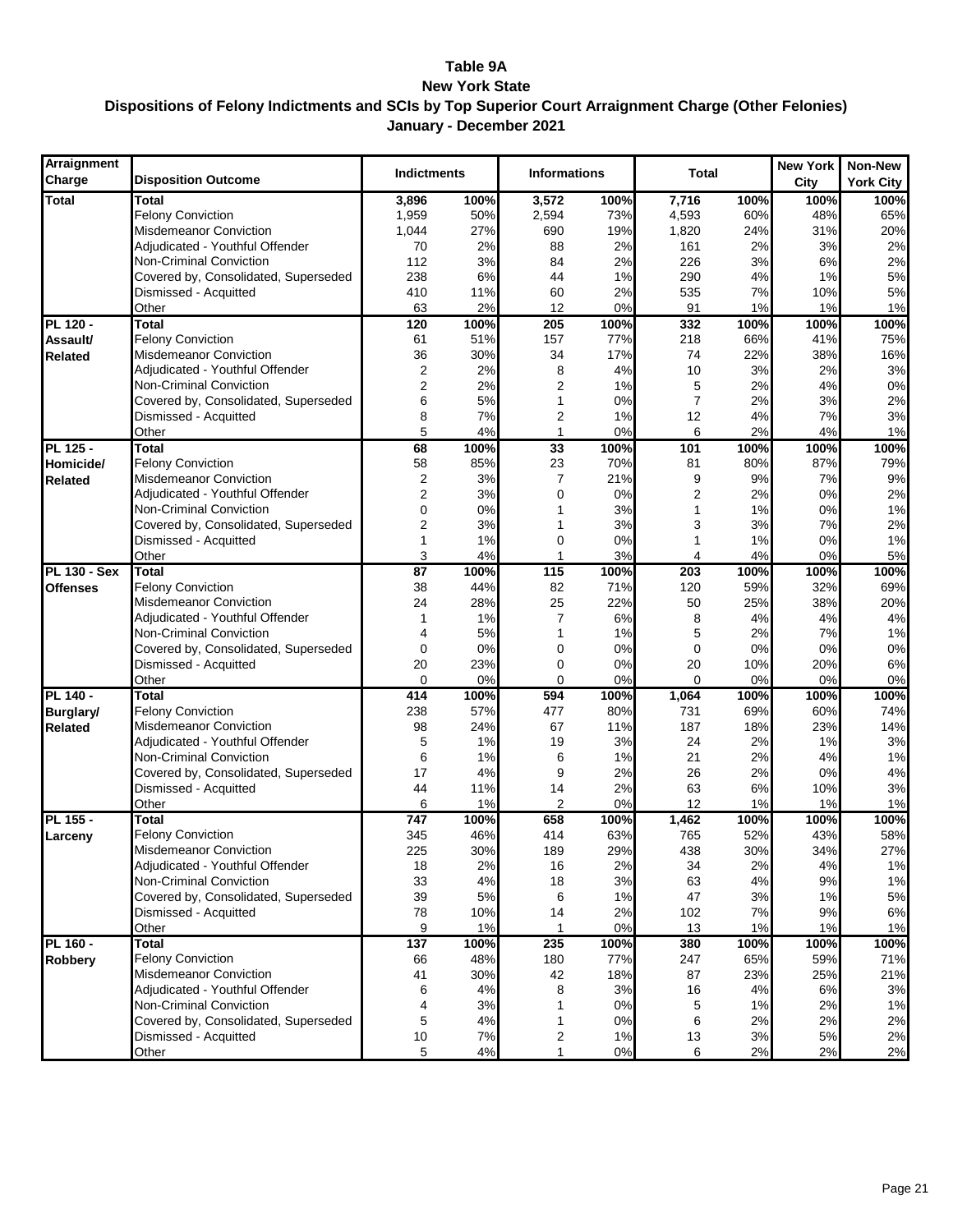# Table 9A
## New York State
## Dispositions of Felony Indictments and SCIs by Top Superior Court Arraignment Charge (Other Felonies)
## January - December 2021

| Arraignment Charge | Disposition Outcome | Indictments | | Informations | | Total | | New York City | Non-New York City |
|---|---|---|---|---|---|---|---|---|---|
| **Total** | **Total** | **3,896** | **100%** | **3,572** | **100%** | **7,716** | **100%** | **100%** | **100%** |
| | Felony Conviction | 1,959 | 50% | 2,594 | 73% | 4,593 | 60% | 48% | 65% |
| | Misdemeanor Conviction | 1,044 | 27% | 690 | 19% | 1,820 | 24% | 31% | 20% |
| | Adjudicated - Youthful Offender | 70 | 2% | 88 | 2% | 161 | 2% | 3% | 2% |
| | Non-Criminal Conviction | 112 | 3% | 84 | 2% | 226 | 3% | 6% | 2% |
| | Covered by, Consolidated, Superseded | 238 | 6% | 44 | 1% | 290 | 4% | 1% | 5% |
| | Dismissed - Acquitted | 410 | 11% | 60 | 2% | 535 | 7% | 10% | 5% |
| | Other | 63 | 2% | 12 | 0% | 91 | 1% | 1% | 1% |
| **PL 120 - Assault/ Related** | **Total** | **120** | **100%** | **205** | **100%** | **332** | **100%** | **100%** | **100%** |
| | Felony Conviction | 61 | 51% | 157 | 77% | 218 | 66% | 41% | 75% |
| | Misdemeanor Conviction | 36 | 30% | 34 | 17% | 74 | 22% | 38% | 16% |
| | Adjudicated - Youthful Offender | 2 | 2% | 8 | 4% | 10 | 3% | 2% | 3% |
| | Non-Criminal Conviction | 2 | 2% | 2 | 1% | 5 | 2% | 4% | 0% |
| | Covered by, Consolidated, Superseded | 6 | 5% | 1 | 0% | 7 | 2% | 3% | 2% |
| | Dismissed - Acquitted | 8 | 7% | 2 | 1% | 12 | 4% | 7% | 3% |
| | Other | 5 | 4% | 1 | 0% | 6 | 2% | 4% | 1% |
| **PL 125 - Homicide/ Related** | **Total** | **68** | **100%** | **33** | **100%** | **101** | **100%** | **100%** | **100%** |
| | Felony Conviction | 58 | 85% | 23 | 70% | 81 | 80% | 87% | 79% |
| | Misdemeanor Conviction | 2 | 3% | 7 | 21% | 9 | 9% | 7% | 9% |
| | Adjudicated - Youthful Offender | 2 | 3% | 0 | 0% | 2 | 2% | 0% | 2% |
| | Non-Criminal Conviction | 0 | 0% | 1 | 3% | 1 | 1% | 0% | 1% |
| | Covered by, Consolidated, Superseded | 2 | 3% | 1 | 3% | 3 | 3% | 7% | 2% |
| | Dismissed - Acquitted | 1 | 1% | 0 | 0% | 1 | 1% | 0% | 1% |
| | Other | 3 | 4% | 1 | 3% | 4 | 4% | 0% | 5% |
| **PL 130 - Sex Offenses** | **Total** | **87** | **100%** | **115** | **100%** | **203** | **100%** | **100%** | **100%** |
| | Felony Conviction | 38 | 44% | 82 | 71% | 120 | 59% | 32% | 69% |
| | Misdemeanor Conviction | 24 | 28% | 25 | 22% | 50 | 25% | 38% | 20% |
| | Adjudicated - Youthful Offender | 1 | 1% | 7 | 6% | 8 | 4% | 4% | 4% |
| | Non-Criminal Conviction | 4 | 5% | 1 | 1% | 5 | 2% | 7% | 1% |
| | Covered by, Consolidated, Superseded | 0 | 0% | 0 | 0% | 0 | 0% | 0% | 0% |
| | Dismissed - Acquitted | 20 | 23% | 0 | 0% | 20 | 10% | 20% | 6% |
| | Other | 0 | 0% | 0 | 0% | 0 | 0% | 0% | 0% |
| **PL 140 - Burglary/ Related** | **Total** | **414** | **100%** | **594** | **100%** | **1,064** | **100%** | **100%** | **100%** |
| | Felony Conviction | 238 | 57% | 477 | 80% | 731 | 69% | 60% | 74% |
| | Misdemeanor Conviction | 98 | 24% | 67 | 11% | 187 | 18% | 23% | 14% |
| | Adjudicated - Youthful Offender | 5 | 1% | 19 | 3% | 24 | 2% | 1% | 3% |
| | Non-Criminal Conviction | 6 | 1% | 6 | 1% | 21 | 2% | 4% | 1% |
| | Covered by, Consolidated, Superseded | 17 | 4% | 9 | 2% | 26 | 2% | 0% | 4% |
| | Dismissed - Acquitted | 44 | 11% | 14 | 2% | 63 | 6% | 10% | 3% |
| | Other | 6 | 1% | 2 | 0% | 12 | 1% | 1% | 1% |
| **PL 155 - Larceny** | **Total** | **747** | **100%** | **658** | **100%** | **1,462** | **100%** | **100%** | **100%** |
| | Felony Conviction | 345 | 46% | 414 | 63% | 765 | 52% | 43% | 58% |
| | Misdemeanor Conviction | 225 | 30% | 189 | 29% | 438 | 30% | 34% | 27% |
| | Adjudicated - Youthful Offender | 18 | 2% | 16 | 2% | 34 | 2% | 4% | 1% |
| | Non-Criminal Conviction | 33 | 4% | 18 | 3% | 63 | 4% | 9% | 1% |
| | Covered by, Consolidated, Superseded | 39 | 5% | 6 | 1% | 47 | 3% | 1% | 5% |
| | Dismissed - Acquitted | 78 | 10% | 14 | 2% | 102 | 7% | 9% | 6% |
| | Other | 9 | 1% | 1 | 0% | 13 | 1% | 1% | 1% |
| **PL 160 - Robbery** | **Total** | **137** | **100%** | **235** | **100%** | **380** | **100%** | **100%** | **100%** |
| | Felony Conviction | 66 | 48% | 180 | 77% | 247 | 65% | 59% | 71% |
| | Misdemeanor Conviction | 41 | 30% | 42 | 18% | 87 | 23% | 25% | 21% |
| | Adjudicated - Youthful Offender | 6 | 4% | 8 | 3% | 16 | 4% | 6% | 3% |
| | Non-Criminal Conviction | 4 | 3% | 1 | 0% | 5 | 1% | 2% | 1% |
| | Covered by, Consolidated, Superseded | 5 | 4% | 1 | 0% | 6 | 2% | 2% | 2% |
| | Dismissed - Acquitted | 10 | 7% | 2 | 1% | 13 | 3% | 5% | 2% |
| | Other | 5 | 4% | 1 | 0% | 6 | 2% | 2% | 2% |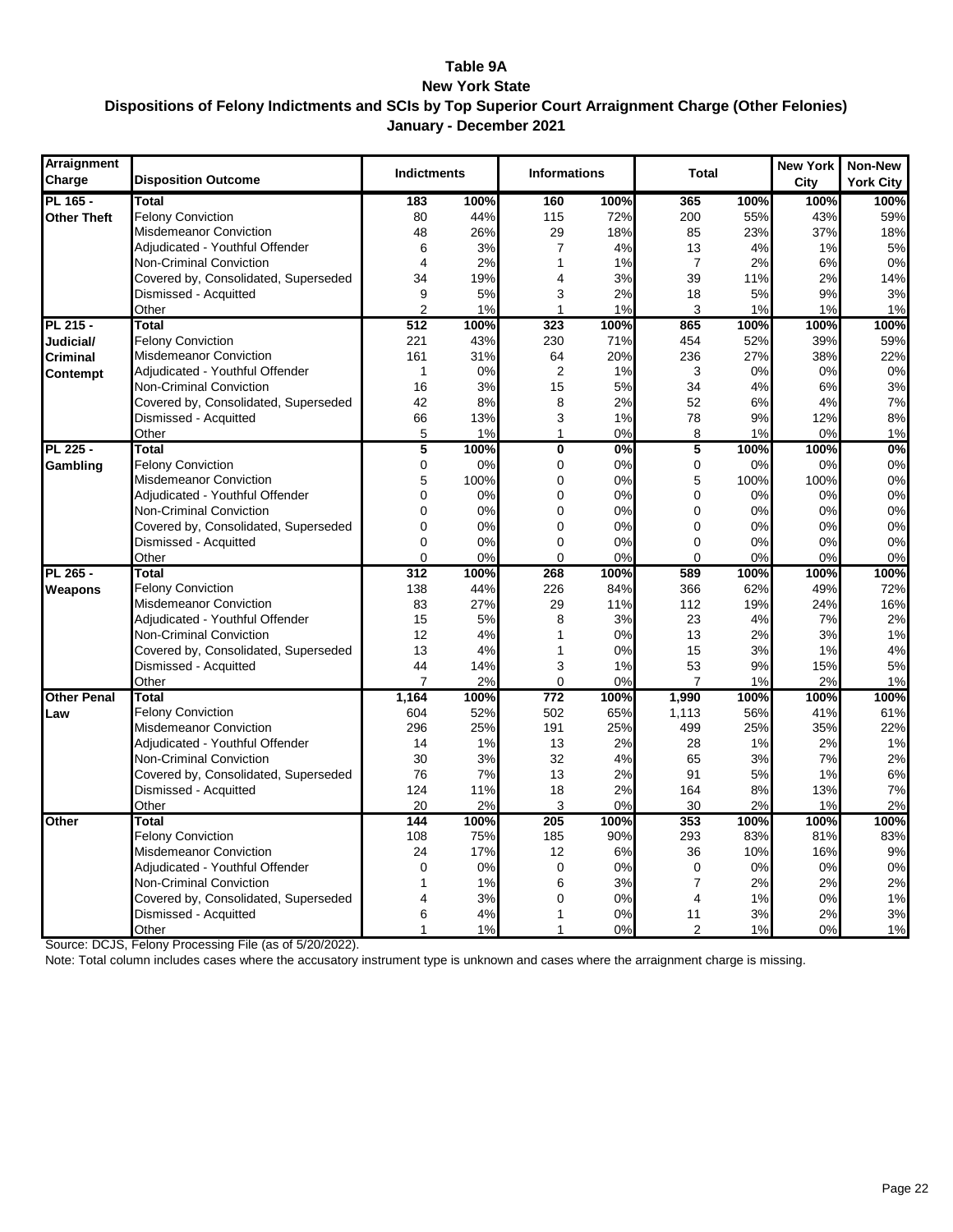# Table 9A
## New York State
## Dispositions of Felony Indictments and SCIs by Top Superior Court Arraignment Charge (Other Felonies)
## January - December 2021

| Arraignment Charge | Disposition Outcome | Indictments | | Informations | | Total | | New York City | Non-New York City |
|---|---|---|---|---|---|---|---|---|---|
| PL 165 - Other Theft | **Total** | **183** | **100%** | **160** | **100%** | **365** | **100%** | **100%** | **100%** |
| | Felony Conviction | 80 | 44% | 115 | 72% | 200 | 55% | 43% | 59% |
| | Misdemeanor Conviction | 48 | 26% | 29 | 18% | 85 | 23% | 37% | 18% |
| | Adjudicated - Youthful Offender | 6 | 3% | 7 | 4% | 13 | 4% | 1% | 5% |
| | Non-Criminal Conviction | 4 | 2% | 1 | 1% | 7 | 2% | 6% | 0% |
| | Covered by, Consolidated, Superseded | 34 | 19% | 4 | 3% | 39 | 11% | 2% | 14% |
| | Dismissed - Acquitted | 9 | 5% | 3 | 2% | 18 | 5% | 9% | 3% |
| | Other | 2 | 1% | 1 | 1% | 3 | 1% | 1% | 1% |
| PL 215 - Judicial/ Criminal Contempt | **Total** | **512** | **100%** | **323** | **100%** | **865** | **100%** | **100%** | **100%** |
| | Felony Conviction | 221 | 43% | 230 | 71% | 454 | 52% | 39% | 59% |
| | Misdemeanor Conviction | 161 | 31% | 64 | 20% | 236 | 27% | 38% | 22% |
| | Adjudicated - Youthful Offender | 1 | 0% | 2 | 1% | 3 | 0% | 0% | 0% |
| | Non-Criminal Conviction | 16 | 3% | 15 | 5% | 34 | 4% | 6% | 3% |
| | Covered by, Consolidated, Superseded | 42 | 8% | 8 | 2% | 52 | 6% | 4% | 7% |
| | Dismissed - Acquitted | 66 | 13% | 3 | 1% | 78 | 9% | 12% | 8% |
| | Other | 5 | 1% | 1 | 0% | 8 | 1% | 0% | 1% |
| PL 225 - Gambling | **Total** | **5** | **100%** | **0** | **0%** | **5** | **100%** | **100%** | **0%** |
| | Felony Conviction | 0 | 0% | 0 | 0% | 0 | 0% | 0% | 0% |
| | Misdemeanor Conviction | 5 | 100% | 0 | 0% | 5 | 100% | 100% | 0% |
| | Adjudicated - Youthful Offender | 0 | 0% | 0 | 0% | 0 | 0% | 0% | 0% |
| | Non-Criminal Conviction | 0 | 0% | 0 | 0% | 0 | 0% | 0% | 0% |
| | Covered by, Consolidated, Superseded | 0 | 0% | 0 | 0% | 0 | 0% | 0% | 0% |
| | Dismissed - Acquitted | 0 | 0% | 0 | 0% | 0 | 0% | 0% | 0% |
| | Other | 0 | 0% | 0 | 0% | 0 | 0% | 0% | 0% |
| PL 265 - Weapons | **Total** | **312** | **100%** | **268** | **100%** | **589** | **100%** | **100%** | **100%** |
| | Felony Conviction | 138 | 44% | 226 | 84% | 366 | 62% | 49% | 72% |
| | Misdemeanor Conviction | 83 | 27% | 29 | 11% | 112 | 19% | 24% | 16% |
| | Adjudicated - Youthful Offender | 15 | 5% | 8 | 3% | 23 | 4% | 7% | 2% |
| | Non-Criminal Conviction | 12 | 4% | 1 | 0% | 13 | 2% | 3% | 1% |
| | Covered by, Consolidated, Superseded | 13 | 4% | 1 | 0% | 15 | 3% | 1% | 4% |
| | Dismissed - Acquitted | 44 | 14% | 3 | 1% | 53 | 9% | 15% | 5% |
| | Other | 7 | 2% | 0 | 0% | 7 | 1% | 2% | 1% |
| Other Penal Law | **Total** | **1,164** | **100%** | **772** | **100%** | **1,990** | **100%** | **100%** | **100%** |
| | Felony Conviction | 604 | 52% | 502 | 65% | 1,113 | 56% | 41% | 61% |
| | Misdemeanor Conviction | 296 | 25% | 191 | 25% | 499 | 25% | 35% | 22% |
| | Adjudicated - Youthful Offender | 14 | 1% | 13 | 2% | 28 | 1% | 2% | 1% |
| | Non-Criminal Conviction | 30 | 3% | 32 | 4% | 65 | 3% | 7% | 2% |
| | Covered by, Consolidated, Superseded | 76 | 7% | 13 | 2% | 91 | 5% | 1% | 6% |
| | Dismissed - Acquitted | 124 | 11% | 18 | 2% | 164 | 8% | 13% | 7% |
| | Other | 20 | 2% | 3 | 0% | 30 | 2% | 1% | 2% |
| Other | **Total** | **144** | **100%** | **205** | **100%** | **353** | **100%** | **100%** | **100%** |
| | Felony Conviction | 108 | 75% | 185 | 90% | 293 | 83% | 81% | 83% |
| | Misdemeanor Conviction | 24 | 17% | 12 | 6% | 36 | 10% | 16% | 9% |
| | Adjudicated - Youthful Offender | 0 | 0% | 0 | 0% | 0 | 0% | 0% | 0% |
| | Non-Criminal Conviction | 1 | 1% | 6 | 3% | 7 | 2% | 2% | 2% |
| | Covered by, Consolidated, Superseded | 4 | 3% | 0 | 0% | 4 | 1% | 0% | 1% |
| | Dismissed - Acquitted | 6 | 4% | 1 | 0% | 11 | 3% | 2% | 3% |
| | Other | 1 | 1% | 1 | 0% | 2 | 1% | 0% | 1% |

Source: DCJS, Felony Processing File (as of 5/20/2022).

Note: Total column includes cases where the accusatory instrument type is unknown and cases where the arraignment charge is missing.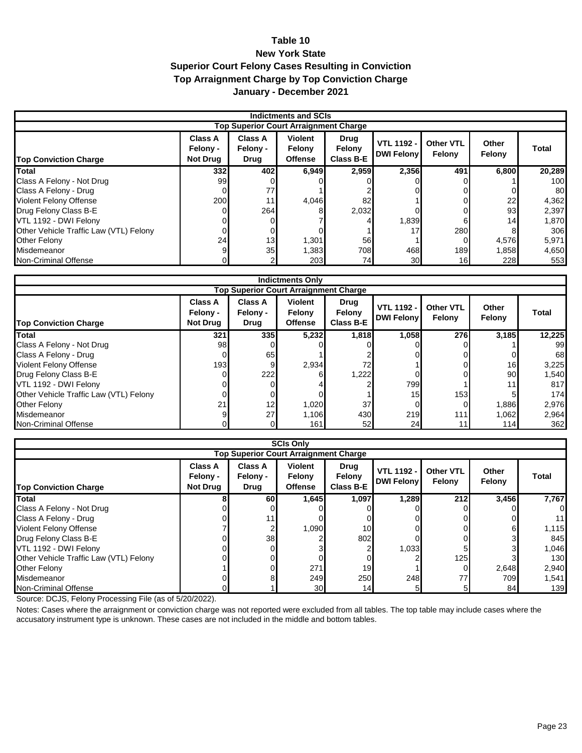# Table 10
## New York State
## Superior Court Felony Cases Resulting in Conviction
## Top Arraignment Charge by Top Conviction Charge
## January - December 2021

| Indictments and SCIs | | | | | | | | |
|---|---|---|---|---|---|---|---|---|
| | Top Superior Court Arraignment Charge | | | | | | | |
| **Top Conviction Charge** | **Class A Felony - Not Drug** | **Class A Felony - Drug** | **Violent Felony Offense** | **Drug Felony Class B-E** | **VTL 1192 - DWI Felony** | **Other VTL Felony** | **Other Felony** | **Total** |
| **Total** | **332** | **402** | **6,949** | **2,959** | **2,356** | **491** | **6,800** | **20,289** |
| Class A Felony - Not Drug | 99 | 0 | 0 | 0 | 0 | 0 | 1 | 100 |
| Class A Felony - Drug | 0 | 77 | 1 | 2 | 0 | 0 | 0 | 80 |
| Violent Felony Offense | 200 | 11 | 4,046 | 82 | 1 | 0 | 22 | 4,362 |
| Drug Felony Class B-E | 0 | 264 | 8 | 2,032 | 0 | 0 | 93 | 2,397 |
| VTL 1192 - DWI Felony | 0 | 0 | 7 | 4 | 1,839 | 6 | 14 | 1,870 |
| Other Vehicle Traffic Law (VTL) Felony | 0 | 0 | 0 | 1 | 17 | 280 | 8 | 306 |
| Other Felony | 24 | 13 | 1,301 | 56 | 1 | 0 | 4,576 | 5,971 |
| Misdemeanor | 9 | 35 | 1,383 | 708 | 468 | 189 | 1,858 | 4,650 |
| Non-Criminal Offense | 0 | 2 | 203 | 74 | 30 | 16 | 228 | 553 |

| Indictments Only | | | | | | | | |
|---|---|---|---|---|---|---|---|---|
| | Top Superior Court Arraignment Charge | | | | | | | |
| **Top Conviction Charge** | **Class A Felony - Not Drug** | **Class A Felony - Drug** | **Violent Felony Offense** | **Drug Felony Class B-E** | **VTL 1192 - DWI Felony** | **Other VTL Felony** | **Other Felony** | **Total** |
| **Total** | **321** | **335** | **5,232** | **1,818** | **1,058** | **276** | **3,185** | **12,225** |
| Class A Felony - Not Drug | 98 | 0 | 0 | 0 | 0 | 0 | 1 | 99 |
| Class A Felony - Drug | 0 | 65 | 1 | 2 | 0 | 0 | 0 | 68 |
| Violent Felony Offense | 193 | 9 | 2,934 | 72 | 1 | 0 | 16 | 3,225 |
| Drug Felony Class B-E | 0 | 222 | 6 | 1,222 | 0 | 0 | 90 | 1,540 |
| VTL 1192 - DWI Felony | 0 | 0 | 4 | 2 | 799 | 1 | 11 | 817 |
| Other Vehicle Traffic Law (VTL) Felony | 0 | 0 | 0 | 1 | 15 | 153 | 5 | 174 |
| Other Felony | 21 | 12 | 1,020 | 37 | 0 | 0 | 1,886 | 2,976 |
| Misdemeanor | 9 | 27 | 1,106 | 430 | 219 | 111 | 1,062 | 2,964 |
| Non-Criminal Offense | 0 | 0 | 161 | 52 | 24 | 11 | 114 | 362 |

| SCIs Only | | | | | | | | |
|---|---|---|---|---|---|---|---|---|
| | Top Superior Court Arraignment Charge | | | | | | | |
| **Top Conviction Charge** | **Class A Felony - Not Drug** | **Class A Felony - Drug** | **Violent Felony Offense** | **Drug Felony Class B-E** | **VTL 1192 - DWI Felony** | **Other VTL Felony** | **Other Felony** | **Total** |
| **Total** | **8** | **60** | **1,645** | **1,097** | **1,289** | **212** | **3,456** | **7,767** |
| Class A Felony - Not Drug | 0 | 0 | 0 | 0 | 0 | 0 | 0 | 0 |
| Class A Felony - Drug | 0 | 11 | 0 | 0 | 0 | 0 | 0 | 11 |
| Violent Felony Offense | 7 | 2 | 1,090 | 10 | 0 | 0 | 6 | 1,115 |
| Drug Felony Class B-E | 0 | 38 | 2 | 802 | 0 | 0 | 3 | 845 |
| VTL 1192 - DWI Felony | 0 | 0 | 3 | 2 | 1,033 | 5 | 3 | 1,046 |
| Other Vehicle Traffic Law (VTL) Felony | 0 | 0 | 0 | 0 | 2 | 125 | 3 | 130 |
| Other Felony | 1 | 0 | 271 | 19 | 1 | 0 | 2,648 | 2,940 |
| Misdemeanor | 0 | 8 | 249 | 250 | 248 | 77 | 709 | 1,541 |
| Non-Criminal Offense | 0 | 1 | 30 | 14 | 5 | 5 | 84 | 139 |

Source: DCJS, Felony Processing File (as of 5/20/2022).

Notes: Cases where the arraignment or conviction charge was not reported were excluded from all tables. The top table may include cases where the accusatory instrument type is unknown. These cases are not included in the middle and bottom tables.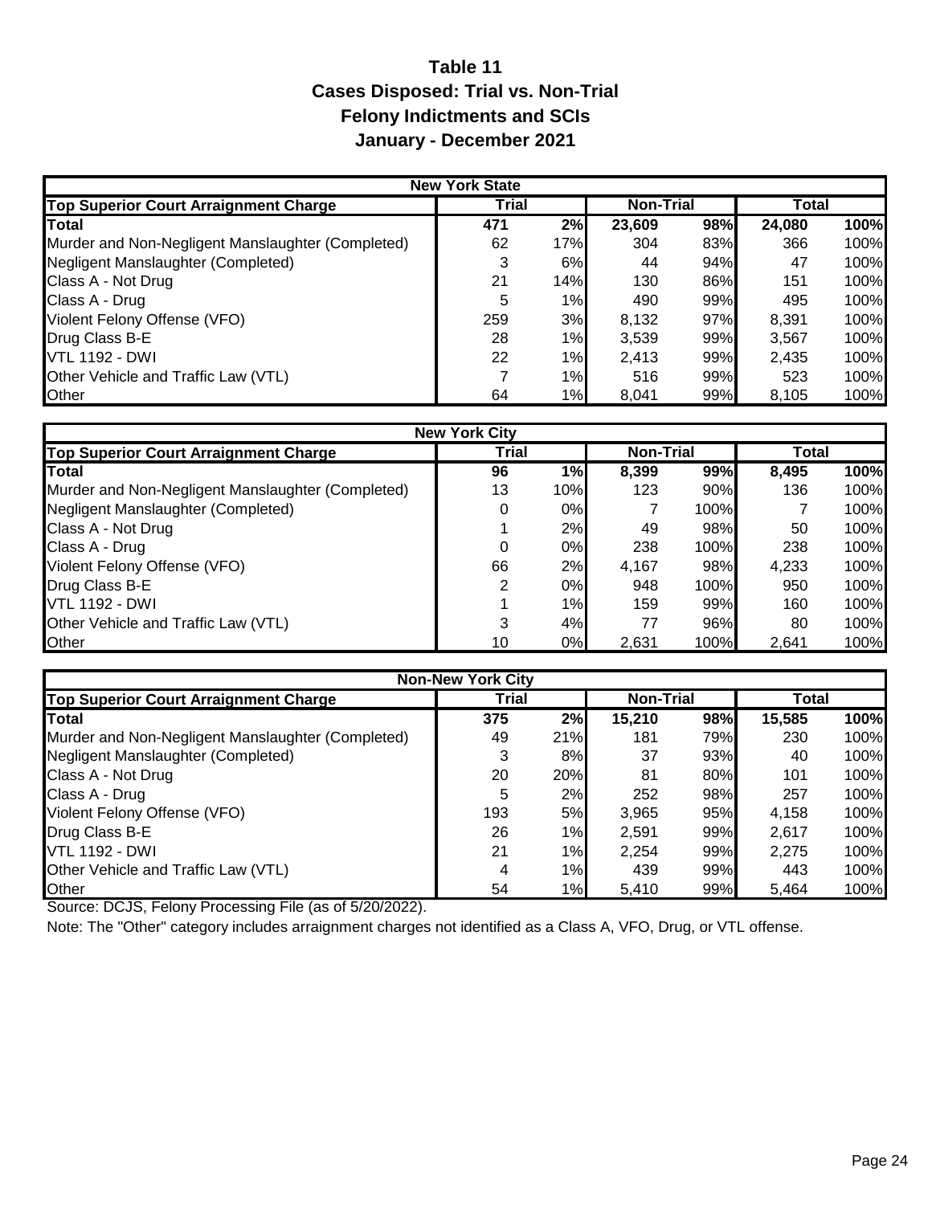# Table 11
## Cases Disposed: Trial vs. Non-Trial
## Felony Indictments and SCIs
## January - December 2021

| New York State | | | | | | |
|---|---|---|---|---|---|---|
| **Top Superior Court Arraignment Charge** | **Trial** | | **Non-Trial** | | **Total** | |
| **Total** | **471** | **2%** | **23,609** | **98%** | **24,080** | **100%** |
| Murder and Non-Negligent Manslaughter (Completed) | 62 | 17% | 304 | 83% | 366 | 100% |
| Negligent Manslaughter (Completed) | 3 | 6% | 44 | 94% | 47 | 100% |
| Class A - Not Drug | 21 | 14% | 130 | 86% | 151 | 100% |
| Class A - Drug | 5 | 1% | 490 | 99% | 495 | 100% |
| Violent Felony Offense (VFO) | 259 | 3% | 8,132 | 97% | 8,391 | 100% |
| Drug Class B-E | 28 | 1% | 3,539 | 99% | 3,567 | 100% |
| VTL 1192 - DWI | 22 | 1% | 2,413 | 99% | 2,435 | 100% |
| Other Vehicle and Traffic Law (VTL) | 7 | 1% | 516 | 99% | 523 | 100% |
| Other | 64 | 1% | 8,041 | 99% | 8,105 | 100% |

| New York City | | | | | | |
|---|---|---|---|---|---|---|
| **Top Superior Court Arraignment Charge** | **Trial** | | **Non-Trial** | | **Total** | |
| **Total** | **96** | **1%** | **8,399** | **99%** | **8,495** | **100%** |
| Murder and Non-Negligent Manslaughter (Completed) | 13 | 10% | 123 | 90% | 136 | 100% |
| Negligent Manslaughter (Completed) | 0 | 0% | 7 | 100% | 7 | 100% |
| Class A - Not Drug | 1 | 2% | 49 | 98% | 50 | 100% |
| Class A - Drug | 0 | 0% | 238 | 100% | 238 | 100% |
| Violent Felony Offense (VFO) | 66 | 2% | 4,167 | 98% | 4,233 | 100% |
| Drug Class B-E | 2 | 0% | 948 | 100% | 950 | 100% |
| VTL 1192 - DWI | 1 | 1% | 159 | 99% | 160 | 100% |
| Other Vehicle and Traffic Law (VTL) | 3 | 4% | 77 | 96% | 80 | 100% |
| Other | 10 | 0% | 2,631 | 100% | 2,641 | 100% |

| Non-New York City | | | | | | |
|---|---|---|---|---|---|---|
| **Top Superior Court Arraignment Charge** | **Trial** | | **Non-Trial** | | **Total** | |
| **Total** | **375** | **2%** | **15,210** | **98%** | **15,585** | **100%** |
| Murder and Non-Negligent Manslaughter (Completed) | 49 | 21% | 181 | 79% | 230 | 100% |
| Negligent Manslaughter (Completed) | 3 | 8% | 37 | 93% | 40 | 100% |
| Class A - Not Drug | 20 | 20% | 81 | 80% | 101 | 100% |
| Class A - Drug | 5 | 2% | 252 | 98% | 257 | 100% |
| Violent Felony Offense (VFO) | 193 | 5% | 3,965 | 95% | 4,158 | 100% |
| Drug Class B-E | 26 | 1% | 2,591 | 99% | 2,617 | 100% |
| VTL 1192 - DWI | 21 | 1% | 2,254 | 99% | 2,275 | 100% |
| Other Vehicle and Traffic Law (VTL) | 4 | 1% | 439 | 99% | 443 | 100% |
| Other | 54 | 1% | 5,410 | 99% | 5,464 | 100% |

Source: DCJS, Felony Processing File (as of 5/20/2022).

Note: The "Other" category includes arraignment charges not identified as a Class A, VFO, Drug, or VTL offense.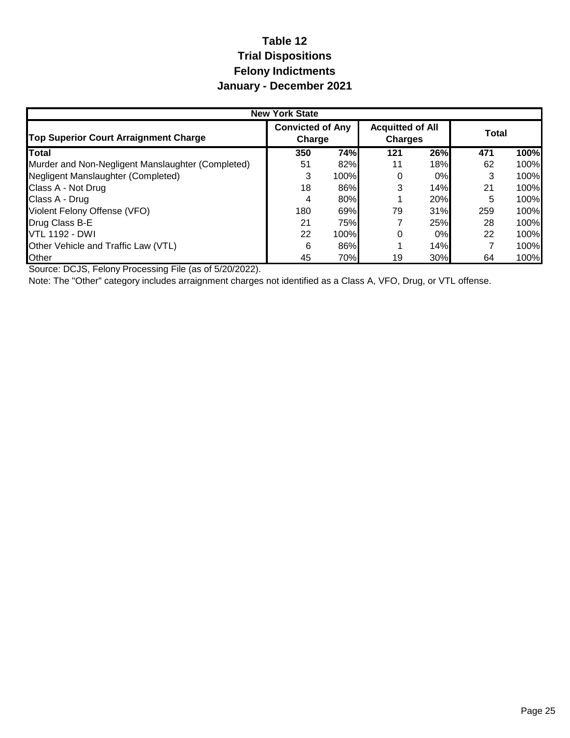# Table 12
## Trial Dispositions
## Felony Indictments
## January - December 2021

| New York State | | | | | | |
|---|---|---|---|---|---|---|
| **Top Superior Court Arraignment Charge** | **Convicted of Any Charge** | | **Acquitted of All Charges** | | **Total** | |
| **Total** | **350** | **74%** | **121** | **26%** | **471** | **100%** |
| Murder and Non-Negligent Manslaughter (Completed) | 51 | 82% | 11 | 18% | 62 | 100% |
| Negligent Manslaughter (Completed) | 3 | 100% | 0 | 0% | 3 | 100% |
| Class A - Not Drug | 18 | 86% | 3 | 14% | 21 | 100% |
| Class A - Drug | 4 | 80% | 1 | 20% | 5 | 100% |
| Violent Felony Offense (VFO) | 180 | 69% | 79 | 31% | 259 | 100% |
| Drug Class B-E | 21 | 75% | 7 | 25% | 28 | 100% |
| VTL 1192 - DWI | 22 | 100% | 0 | 0% | 22 | 100% |
| Other Vehicle and Traffic Law (VTL) | 6 | 86% | 1 | 14% | 7 | 100% |
| Other | 45 | 70% | 19 | 30% | 64 | 100% |

Source: DCJS, Felony Processing File (as of 5/20/2022).

Note: The "Other" category includes arraignment charges not identified as a Class A, VFO, Drug, or VTL offense.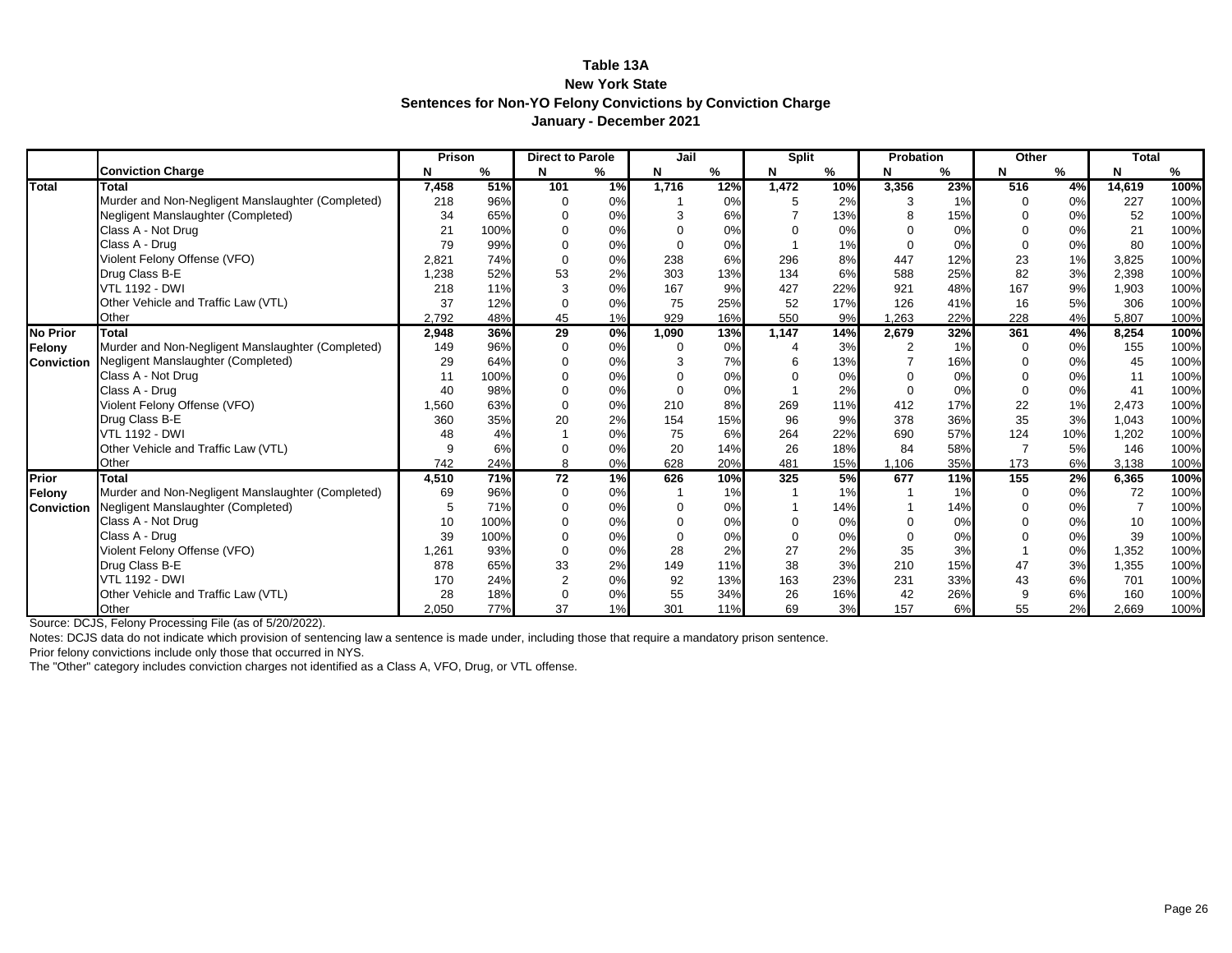# Table 13A
## New York State
## Sentences for Non-YO Felony Convictions by Conviction Charge
## January - December 2021

| | | Prison | | Direct to Parole | | Jail | | Split | | Probation | | Other | | Total | |
|---|---|---|---|---|---|---|---|---|---|---|---|---|---|---|---|
| | **Conviction Charge** | **N** | **%** | **N** | **%** | **N** | **%** | **N** | **%** | **N** | **%** | **N** | **%** | **N** | **%** |
| **Total** | **Total** | **7,458** | **51%** | **101** | **1%** | **1,716** | **12%** | **1,472** | **10%** | **3,356** | **23%** | **516** | **4%** | **14,619** | **100%** |
| | Murder and Non-Negligent Manslaughter (Completed) | 218 | 96% | 0 | 0% | 1 | 0% | 5 | 2% | 3 | 1% | 0 | 0% | 227 | 100% |
| | Negligent Manslaughter (Completed) | 34 | 65% | 0 | 0% | 3 | 6% | 7 | 13% | 8 | 15% | 0 | 0% | 52 | 100% |
| | Class A - Not Drug | 21 | 100% | 0 | 0% | 0 | 0% | 0 | 0% | 0 | 0% | 0 | 0% | 21 | 100% |
| | Class A - Drug | 79 | 99% | 0 | 0% | 0 | 0% | 1 | 1% | 0 | 0% | 0 | 0% | 80 | 100% |
| | Violent Felony Offense (VFO) | 2,821 | 74% | 0 | 0% | 238 | 6% | 296 | 8% | 447 | 12% | 23 | 1% | 3,825 | 100% |
| | Drug Class B-E | 1,238 | 52% | 53 | 2% | 303 | 13% | 134 | 6% | 588 | 25% | 82 | 3% | 2,398 | 100% |
| | VTL 1192 - DWI | 218 | 11% | 3 | 0% | 167 | 9% | 427 | 22% | 921 | 48% | 167 | 9% | 1,903 | 100% |
| | Other Vehicle and Traffic Law (VTL) | 37 | 12% | 0 | 0% | 75 | 25% | 52 | 17% | 126 | 41% | 16 | 5% | 306 | 100% |
| | Other | 2,792 | 48% | 45 | 1% | 929 | 16% | 550 | 9% | 1,263 | 22% | 228 | 4% | 5,807 | 100% |
| **No Prior Felony Conviction** | **Total** | **2,948** | **36%** | **29** | **0%** | **1,090** | **13%** | **1,147** | **14%** | **2,679** | **32%** | **361** | **4%** | **8,254** | **100%** |
| | Murder and Non-Negligent Manslaughter (Completed) | 149 | 96% | 0 | 0% | 0 | 0% | 4 | 3% | 2 | 1% | 0 | 0% | 155 | 100% |
| | Negligent Manslaughter (Completed) | 29 | 64% | 0 | 0% | 3 | 7% | 6 | 13% | 7 | 16% | 0 | 0% | 45 | 100% |
| | Class A - Not Drug | 11 | 100% | 0 | 0% | 0 | 0% | 0 | 0% | 0 | 0% | 0 | 0% | 11 | 100% |
| | Class A - Drug | 40 | 98% | 0 | 0% | 0 | 0% | 1 | 2% | 0 | 0% | 0 | 0% | 41 | 100% |
| | Violent Felony Offense (VFO) | 1,560 | 63% | 0 | 0% | 210 | 8% | 269 | 11% | 412 | 17% | 22 | 1% | 2,473 | 100% |
| | Drug Class B-E | 360 | 35% | 20 | 2% | 154 | 15% | 96 | 9% | 378 | 36% | 35 | 3% | 1,043 | 100% |
| | VTL 1192 - DWI | 48 | 4% | 1 | 0% | 75 | 6% | 264 | 22% | 690 | 57% | 124 | 10% | 1,202 | 100% |
| | Other Vehicle and Traffic Law (VTL) | 9 | 6% | 0 | 0% | 20 | 14% | 26 | 18% | 84 | 58% | 7 | 5% | 146 | 100% |
| | Other | 742 | 24% | 8 | 0% | 628 | 20% | 481 | 15% | 1,106 | 35% | 173 | 6% | 3,138 | 100% |
| **Prior Felony Conviction** | **Total** | **4,510** | **71%** | **72** | **1%** | **626** | **10%** | **325** | **5%** | **677** | **11%** | **155** | **2%** | **6,365** | **100%** |
| | Murder and Non-Negligent Manslaughter (Completed) | 69 | 96% | 0 | 0% | 1 | 1% | 1 | 1% | 1 | 1% | 0 | 0% | 72 | 100% |
| | Negligent Manslaughter (Completed) | 5 | 71% | 0 | 0% | 0 | 0% | 1 | 14% | 1 | 14% | 0 | 0% | 7 | 100% |
| | Class A - Not Drug | 10 | 100% | 0 | 0% | 0 | 0% | 0 | 0% | 0 | 0% | 0 | 0% | 10 | 100% |
| | Class A - Drug | 39 | 100% | 0 | 0% | 0 | 0% | 0 | 0% | 0 | 0% | 0 | 0% | 39 | 100% |
| | Violent Felony Offense (VFO) | 1,261 | 93% | 0 | 0% | 28 | 2% | 27 | 2% | 35 | 3% | 1 | 0% | 1,352 | 100% |
| | Drug Class B-E | 878 | 65% | 33 | 2% | 149 | 11% | 38 | 3% | 210 | 15% | 47 | 3% | 1,355 | 100% |
| | VTL 1192 - DWI | 170 | 24% | 2 | 0% | 92 | 13% | 163 | 23% | 231 | 33% | 43 | 6% | 701 | 100% |
| | Other Vehicle and Traffic Law (VTL) | 28 | 18% | 0 | 0% | 55 | 34% | 26 | 16% | 42 | 26% | 9 | 6% | 160 | 100% |
| | Other | 2,050 | 77% | 37 | 1% | 301 | 11% | 69 | 3% | 157 | 6% | 55 | 2% | 2,669 | 100% |

Source: DCJS, Felony Processing File (as of 5/20/2022).

Notes: DCJS data do not indicate which provision of sentencing law a sentence is made under, including those that require a mandatory prison sentence.

Prior felony convictions include only those that occurred in NYS.

The "Other" category includes conviction charges not identified as a Class A, VFO, Drug, or VTL offense.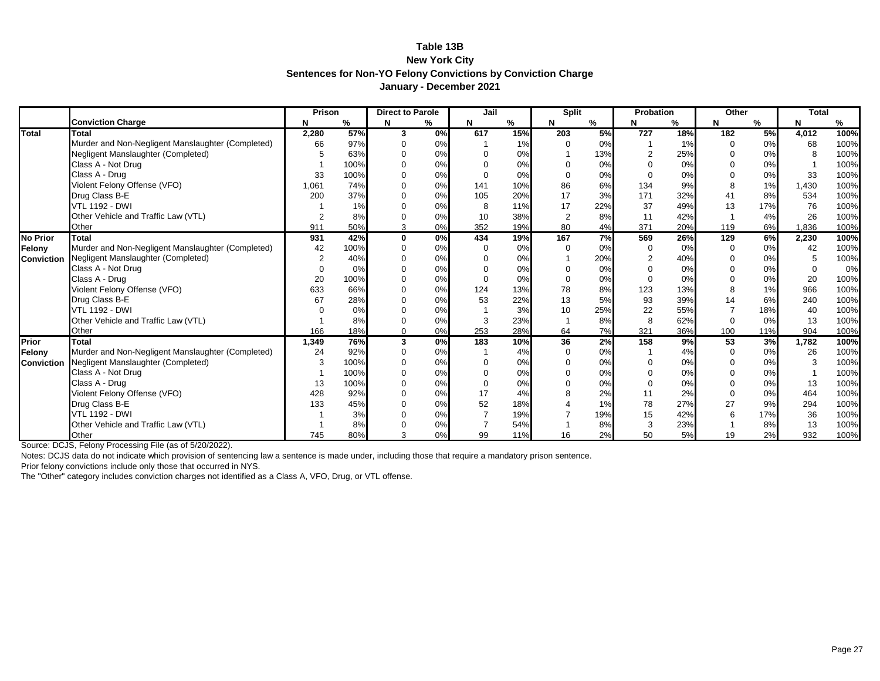# Table 13B

## New York City

### Sentences for Non-YO Felony Convictions by Conviction Charge

### January - December 2021

| | | Prison | | Direct to Parole | | Jail | | Split | | Probation | | Other | | Total | |
|---|---|---|---|---|---|---|---|---|---|---|---|---|---|---|---|
| | **Conviction Charge** | **N** | **%** | **N** | **%** | **N** | **%** | **N** | **%** | **N** | **%** | **N** | **%** | **N** | **%** |
| **Total** | **Total** | **2,280** | **57%** | **3** | **0%** | **617** | **15%** | **203** | **5%** | **727** | **18%** | **182** | **5%** | **4,012** | **100%** |
| | Murder and Non-Negligent Manslaughter (Completed) | 66 | 97% | 0 | 0% | 1 | 1% | 0 | 0% | 1 | 1% | 0 | 0% | 68 | 100% |
| | Negligent Manslaughter (Completed) | 5 | 63% | 0 | 0% | 0 | 0% | 1 | 13% | 2 | 25% | 0 | 0% | 8 | 100% |
| | Class A - Not Drug | 1 | 100% | 0 | 0% | 0 | 0% | 0 | 0% | 0 | 0% | 0 | 0% | 1 | 100% |
| | Class A - Drug | 33 | 100% | 0 | 0% | 0 | 0% | 0 | 0% | 0 | 0% | 0 | 0% | 33 | 100% |
| | Violent Felony Offense (VFO) | 1,061 | 74% | 0 | 0% | 141 | 10% | 86 | 6% | 134 | 9% | 8 | 1% | 1,430 | 100% |
| | Drug Class B-E | 200 | 37% | 0 | 0% | 105 | 20% | 17 | 3% | 171 | 32% | 41 | 8% | 534 | 100% |
| | VTL 1192 - DWI | 1 | 1% | 0 | 0% | 8 | 11% | 17 | 22% | 37 | 49% | 13 | 17% | 76 | 100% |
| | Other Vehicle and Traffic Law (VTL) | 2 | 8% | 0 | 0% | 10 | 38% | 2 | 8% | 11 | 42% | 1 | 4% | 26 | 100% |
| | Other | 911 | 50% | 3 | 0% | 352 | 19% | 80 | 4% | 371 | 20% | 119 | 6% | 1,836 | 100% |
| **No Prior Felony Conviction** | **Total** | **931** | **42%** | **0** | **0%** | **434** | **19%** | **167** | **7%** | **569** | **26%** | **129** | **6%** | **2,230** | **100%** |
| | Murder and Non-Negligent Manslaughter (Completed) | 42 | 100% | 0 | 0% | 0 | 0% | 0 | 0% | 0 | 0% | 0 | 0% | 42 | 100% |
| | Negligent Manslaughter (Completed) | 2 | 40% | 0 | 0% | 0 | 0% | 1 | 20% | 2 | 40% | 0 | 0% | 5 | 100% |
| | Class A - Not Drug | 0 | 0% | 0 | 0% | 0 | 0% | 0 | 0% | 0 | 0% | 0 | 0% | 0 | 0% |
| | Class A - Drug | 20 | 100% | 0 | 0% | 0 | 0% | 0 | 0% | 0 | 0% | 0 | 0% | 20 | 100% |
| | Violent Felony Offense (VFO) | 633 | 66% | 0 | 0% | 124 | 13% | 78 | 8% | 123 | 13% | 8 | 1% | 966 | 100% |
| | Drug Class B-E | 67 | 28% | 0 | 0% | 53 | 22% | 13 | 5% | 93 | 39% | 14 | 6% | 240 | 100% |
| | VTL 1192 - DWI | 0 | 0% | 0 | 0% | 1 | 3% | 10 | 25% | 22 | 55% | 7 | 18% | 40 | 100% |
| | Other Vehicle and Traffic Law (VTL) | 1 | 8% | 0 | 0% | 3 | 23% | 1 | 8% | 8 | 62% | 0 | 0% | 13 | 100% |
| | Other | 166 | 18% | 0 | 0% | 253 | 28% | 64 | 7% | 321 | 36% | 100 | 11% | 904 | 100% |
| **Prior Felony Conviction** | **Total** | **1,349** | **76%** | **3** | **0%** | **183** | **10%** | **36** | **2%** | **158** | **9%** | **53** | **3%** | **1,782** | **100%** |
| | Murder and Non-Negligent Manslaughter (Completed) | 24 | 92% | 0 | 0% | 1 | 4% | 0 | 0% | 1 | 4% | 0 | 0% | 26 | 100% |
| | Negligent Manslaughter (Completed) | 3 | 100% | 0 | 0% | 0 | 0% | 0 | 0% | 0 | 0% | 0 | 0% | 3 | 100% |
| | Class A - Not Drug | 1 | 100% | 0 | 0% | 0 | 0% | 0 | 0% | 0 | 0% | 0 | 0% | 1 | 100% |
| | Class A - Drug | 13 | 100% | 0 | 0% | 0 | 0% | 0 | 0% | 0 | 0% | 0 | 0% | 13 | 100% |
| | Violent Felony Offense (VFO) | 428 | 92% | 0 | 0% | 17 | 4% | 8 | 2% | 11 | 2% | 0 | 0% | 464 | 100% |
| | Drug Class B-E | 133 | 45% | 0 | 0% | 52 | 18% | 4 | 1% | 78 | 27% | 27 | 9% | 294 | 100% |
| | VTL 1192 - DWI | 1 | 3% | 0 | 0% | 7 | 19% | 7 | 19% | 15 | 42% | 6 | 17% | 36 | 100% |
| | Other Vehicle and Traffic Law (VTL) | 1 | 8% | 0 | 0% | 7 | 54% | 1 | 8% | 3 | 23% | 1 | 8% | 13 | 100% |
| | Other | 745 | 80% | 3 | 0% | 99 | 11% | 16 | 2% | 50 | 5% | 19 | 2% | 932 | 100% |

Source: DCJS, Felony Processing File (as of 5/20/2022).

Notes: DCJS data do not indicate which provision of sentencing law a sentence is made under, including those that require a mandatory prison sentence.

Prior felony convictions include only those that occurred in NYS.

The "Other" category includes conviction charges not identified as a Class A, VFO, Drug, or VTL offense.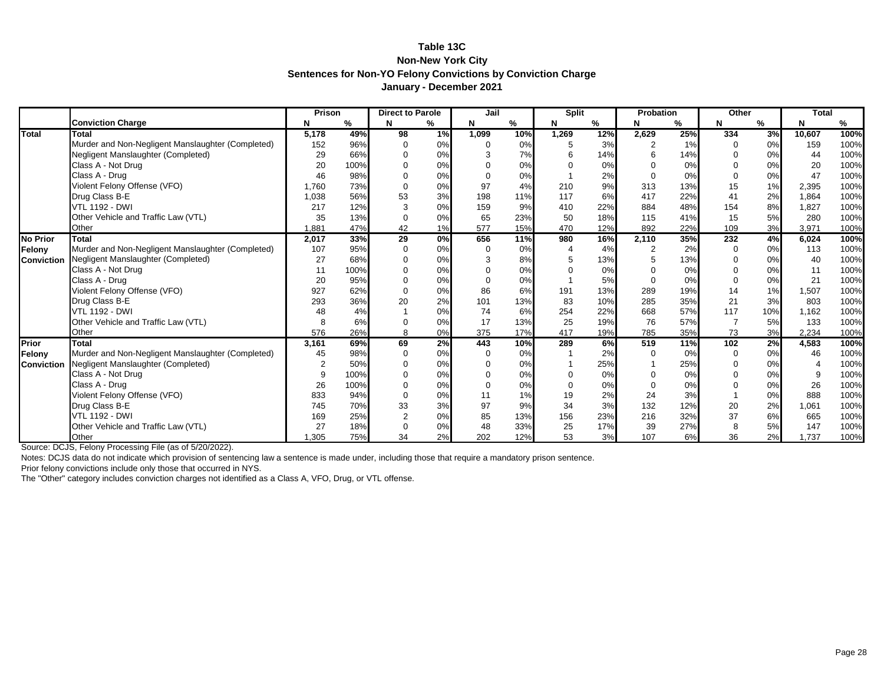# Table 13C
## Non-New York City
### Sentences for Non-YO Felony Convictions by Conviction Charge
### January - December 2021

| | Conviction Charge | Prison | | Direct to Parole | | Jail | | Split | | Probation | | Other | | Total | |
|---|---|---|---|---|---|---|---|---|---|---|---|---|---|---|---|
| | | N | % | N | % | N | % | N | % | N | % | N | % | N | % |
| **Total** | **Total** | **5,178** | **49%** | **98** | **1%** | **1,099** | **10%** | **1,269** | **12%** | **2,629** | **25%** | **334** | **3%** | **10,607** | **100%** |
| | Murder and Non-Negligent Manslaughter (Completed) | 152 | 96% | 0 | 0% | 0 | 0% | 5 | 3% | 2 | 1% | 0 | 0% | 159 | 100% |
| | Negligent Manslaughter (Completed) | 29 | 66% | 0 | 0% | 3 | 7% | 6 | 14% | 6 | 14% | 0 | 0% | 44 | 100% |
| | Class A - Not Drug | 20 | 100% | 0 | 0% | 0 | 0% | 0 | 0% | 0 | 0% | 0 | 0% | 20 | 100% |
| | Class A - Drug | 46 | 98% | 0 | 0% | 0 | 0% | 1 | 2% | 0 | 0% | 0 | 0% | 47 | 100% |
| | Violent Felony Offense (VFO) | 1,760 | 73% | 0 | 0% | 97 | 4% | 210 | 9% | 313 | 13% | 15 | 1% | 2,395 | 100% |
| | Drug Class B-E | 1,038 | 56% | 53 | 3% | 198 | 11% | 117 | 6% | 417 | 22% | 41 | 2% | 1,864 | 100% |
| | VTL 1192 - DWI | 217 | 12% | 3 | 0% | 159 | 9% | 410 | 22% | 884 | 48% | 154 | 8% | 1,827 | 100% |
| | Other Vehicle and Traffic Law (VTL) | 35 | 13% | 0 | 0% | 65 | 23% | 50 | 18% | 115 | 41% | 15 | 5% | 280 | 100% |
| | Other | 1,881 | 47% | 42 | 1% | 577 | 15% | 470 | 12% | 892 | 22% | 109 | 3% | 3,971 | 100% |
| **No Prior Felony Conviction** | **Total** | **2,017** | **33%** | **29** | **0%** | **656** | **11%** | **980** | **16%** | **2,110** | **35%** | **232** | **4%** | **6,024** | **100%** |
| | Murder and Non-Negligent Manslaughter (Completed) | 107 | 95% | 0 | 0% | 0 | 0% | 4 | 4% | 2 | 2% | 0 | 0% | 113 | 100% |
| | Negligent Manslaughter (Completed) | 27 | 68% | 0 | 0% | 3 | 8% | 5 | 13% | 5 | 13% | 0 | 0% | 40 | 100% |
| | Class A - Not Drug | 11 | 100% | 0 | 0% | 0 | 0% | 0 | 0% | 0 | 0% | 0 | 0% | 11 | 100% |
| | Class A - Drug | 20 | 95% | 0 | 0% | 0 | 0% | 1 | 5% | 0 | 0% | 0 | 0% | 21 | 100% |
| | Violent Felony Offense (VFO) | 927 | 62% | 0 | 0% | 86 | 6% | 191 | 13% | 289 | 19% | 14 | 1% | 1,507 | 100% |
| | Drug Class B-E | 293 | 36% | 20 | 2% | 101 | 13% | 83 | 10% | 285 | 35% | 21 | 3% | 803 | 100% |
| | VTL 1192 - DWI | 48 | 4% | 1 | 0% | 74 | 6% | 254 | 22% | 668 | 57% | 117 | 10% | 1,162 | 100% |
| | Other Vehicle and Traffic Law (VTL) | 8 | 6% | 0 | 0% | 17 | 13% | 25 | 19% | 76 | 57% | 7 | 5% | 133 | 100% |
| | Other | 576 | 26% | 8 | 0% | 375 | 17% | 417 | 19% | 785 | 35% | 73 | 3% | 2,234 | 100% |
| **Prior Felony Conviction** | **Total** | **3,161** | **69%** | **69** | **2%** | **443** | **10%** | **289** | **6%** | **519** | **11%** | **102** | **2%** | **4,583** | **100%** |
| | Murder and Non-Negligent Manslaughter (Completed) | 45 | 98% | 0 | 0% | 0 | 0% | 1 | 2% | 0 | 0% | 0 | 0% | 46 | 100% |
| | Negligent Manslaughter (Completed) | 2 | 50% | 0 | 0% | 0 | 0% | 1 | 25% | 1 | 25% | 0 | 0% | 4 | 100% |
| | Class A - Not Drug | 9 | 100% | 0 | 0% | 0 | 0% | 0 | 0% | 0 | 0% | 0 | 0% | 9 | 100% |
| | Class A - Drug | 26 | 100% | 0 | 0% | 0 | 0% | 0 | 0% | 0 | 0% | 0 | 0% | 26 | 100% |
| | Violent Felony Offense (VFO) | 833 | 94% | 0 | 0% | 11 | 1% | 19 | 2% | 24 | 3% | 1 | 0% | 888 | 100% |
| | Drug Class B-E | 745 | 70% | 33 | 3% | 97 | 9% | 34 | 3% | 132 | 12% | 20 | 2% | 1,061 | 100% |
| | VTL 1192 - DWI | 169 | 25% | 2 | 0% | 85 | 13% | 156 | 23% | 216 | 32% | 37 | 6% | 665 | 100% |
| | Other Vehicle and Traffic Law (VTL) | 27 | 18% | 0 | 0% | 48 | 33% | 25 | 17% | 39 | 27% | 8 | 5% | 147 | 100% |
| | Other | 1,305 | 75% | 34 | 2% | 202 | 12% | 53 | 3% | 107 | 6% | 36 | 2% | 1,737 | 100% |

Source: DCJS, Felony Processing File (as of 5/20/2022).

Notes: DCJS data do not indicate which provision of sentencing law a sentence is made under, including those that require a mandatory prison sentence.

Prior felony convictions include only those that occurred in NYS.

The "Other" category includes conviction charges not identified as a Class A, VFO, Drug, or VTL offense.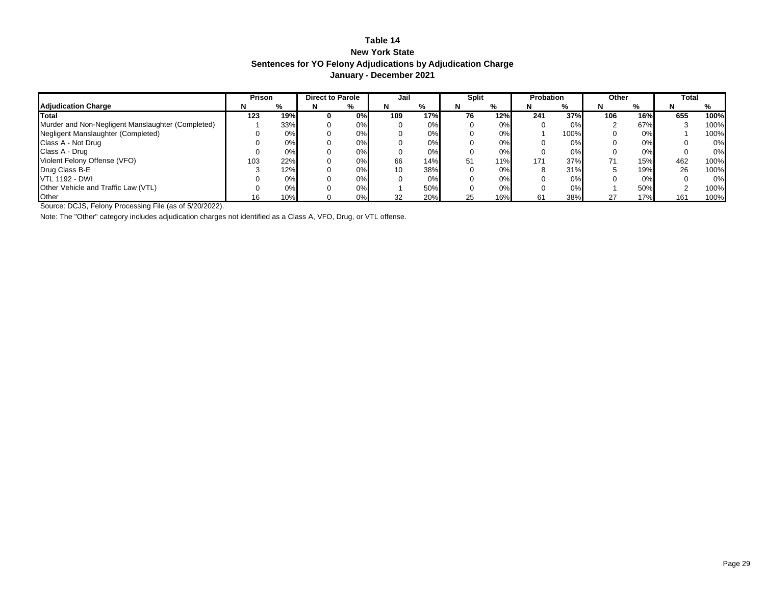# Table 14
## New York State
## Sentences for YO Felony Adjudications by Adjudication Charge
## January - December 2021

| | Prison | | Direct to Parole | | Jail | | Split | | Probation | | Other | | Total | |
|---|---|---|---|---|---|---|---|---|---|---|---|---|---|---|
| **Adjudication Charge** | **N** | **%** | **N** | **%** | **N** | **%** | **N** | **%** | **N** | **%** | **N** | **%** | **N** | **%** |
| **Total** | **123** | **19%** | **0** | **0%** | **109** | **17%** | **76** | **12%** | **241** | **37%** | **106** | **16%** | **655** | **100%** |
| Murder and Non-Negligent Manslaughter (Completed) | 1 | 33% | 0 | 0% | 0 | 0% | 0 | 0% | 0 | 0% | 2 | 67% | 3 | 100% |
| Negligent Manslaughter (Completed) | 0 | 0% | 0 | 0% | 0 | 0% | 0 | 0% | 1 | 100% | 0 | 0% | 1 | 100% |
| Class A - Not Drug | 0 | 0% | 0 | 0% | 0 | 0% | 0 | 0% | 0 | 0% | 0 | 0% | 0 | 0% |
| Class A - Drug | 0 | 0% | 0 | 0% | 0 | 0% | 0 | 0% | 0 | 0% | 0 | 0% | 0 | 0% |
| Violent Felony Offense (VFO) | 103 | 22% | 0 | 0% | 66 | 14% | 51 | 11% | 171 | 37% | 71 | 15% | 462 | 100% |
| Drug Class B-E | 3 | 12% | 0 | 0% | 10 | 38% | 0 | 0% | 8 | 31% | 5 | 19% | 26 | 100% |
| VTL 1192 - DWI | 0 | 0% | 0 | 0% | 0 | 0% | 0 | 0% | 0 | 0% | 0 | 0% | 0 | 0% |
| Other Vehicle and Traffic Law (VTL) | 0 | 0% | 0 | 0% | 1 | 50% | 0 | 0% | 0 | 0% | 1 | 50% | 2 | 100% |
| Other | 16 | 10% | 0 | 0% | 32 | 20% | 25 | 16% | 61 | 38% | 27 | 17% | 161 | 100% |

Source: DCJS, Felony Processing File (as of 5/20/2022).

Note: The "Other" category includes adjudication charges not identified as a Class A, VFO, Drug, or VTL offense.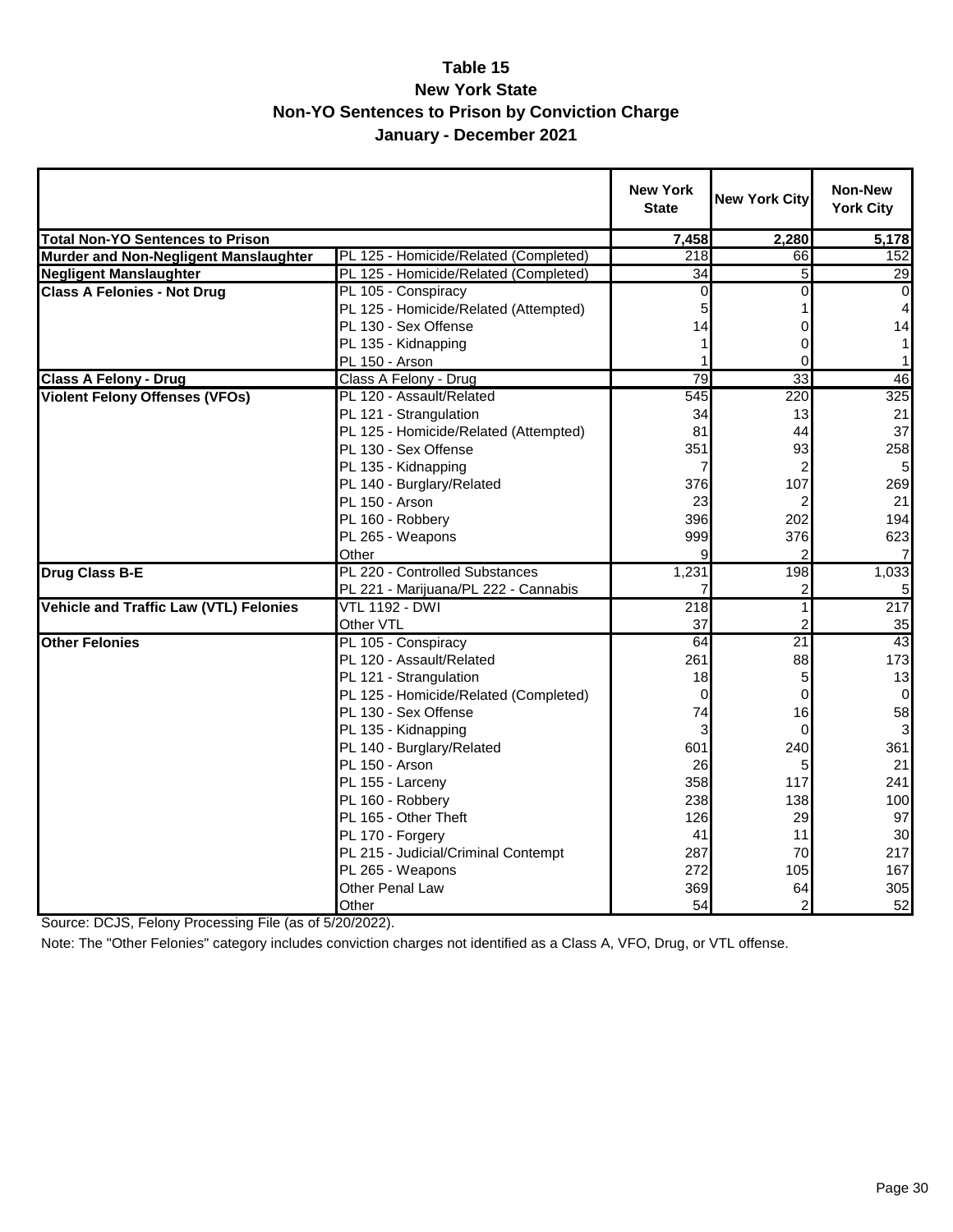# Table 15
## New York State
## Non-YO Sentences to Prison by Conviction Charge
## January - December 2021

| | | New York State | New York City | Non-New York City |
|---|---|---|---|---|
| **Total Non-YO Sentences to Prison** | | **7,458** | **2,280** | **5,178** |
| **Murder and Non-Negligent Manslaughter** | PL 125 - Homicide/Related (Completed) | 218 | 66 | 152 |
| **Negligent Manslaughter** | PL 125 - Homicide/Related (Completed) | 34 | 5 | 29 |
| **Class A Felonies - Not Drug** | PL 105 - Conspiracy | 0 | 0 | 0 |
| | PL 125 - Homicide/Related (Attempted) | 5 | 1 | 4 |
| | PL 130 - Sex Offense | 14 | 0 | 14 |
| | PL 135 - Kidnapping | 1 | 0 | 1 |
| | PL 150 - Arson | 1 | 0 | 1 |
| **Class A Felony - Drug** | Class A Felony - Drug | 79 | 33 | 46 |
| **Violent Felony Offenses (VFOs)** | PL 120 - Assault/Related | 545 | 220 | 325 |
| | PL 121 - Strangulation | 34 | 13 | 21 |
| | PL 125 - Homicide/Related (Attempted) | 81 | 44 | 37 |
| | PL 130 - Sex Offense | 351 | 93 | 258 |
| | PL 135 - Kidnapping | 7 | 2 | 5 |
| | PL 140 - Burglary/Related | 376 | 107 | 269 |
| | PL 150 - Arson | 23 | 2 | 21 |
| | PL 160 - Robbery | 396 | 202 | 194 |
| | PL 265 - Weapons | 999 | 376 | 623 |
| | Other | 9 | 2 | 7 |
| **Drug Class B-E** | PL 220 - Controlled Substances | 1,231 | 198 | 1,033 |
| | PL 221 - Marijuana/PL 222 - Cannabis | 7 | 2 | 5 |
| **Vehicle and Traffic Law (VTL) Felonies** | VTL 1192 - DWI | 218 | 1 | 217 |
| | Other VTL | 37 | 2 | 35 |
| **Other Felonies** | PL 105 - Conspiracy | 64 | 21 | 43 |
| | PL 120 - Assault/Related | 261 | 88 | 173 |
| | PL 121 - Strangulation | 18 | 5 | 13 |
| | PL 125 - Homicide/Related (Completed) | 0 | 0 | 0 |
| | PL 130 - Sex Offense | 74 | 16 | 58 |
| | PL 135 - Kidnapping | 3 | 0 | 3 |
| | PL 140 - Burglary/Related | 601 | 240 | 361 |
| | PL 150 - Arson | 26 | 5 | 21 |
| | PL 155 - Larceny | 358 | 117 | 241 |
| | PL 160 - Robbery | 238 | 138 | 100 |
| | PL 165 - Other Theft | 126 | 29 | 97 |
| | PL 170 - Forgery | 41 | 11 | 30 |
| | PL 215 - Judicial/Criminal Contempt | 287 | 70 | 217 |
| | PL 265 - Weapons | 272 | 105 | 167 |
| | Other Penal Law | 369 | 64 | 305 |
| | Other | 54 | 2 | 52 |

Source: DCJS, Felony Processing File (as of 5/20/2022).

Note: The "Other Felonies" category includes conviction charges not identified as a Class A, VFO, Drug, or VTL offense.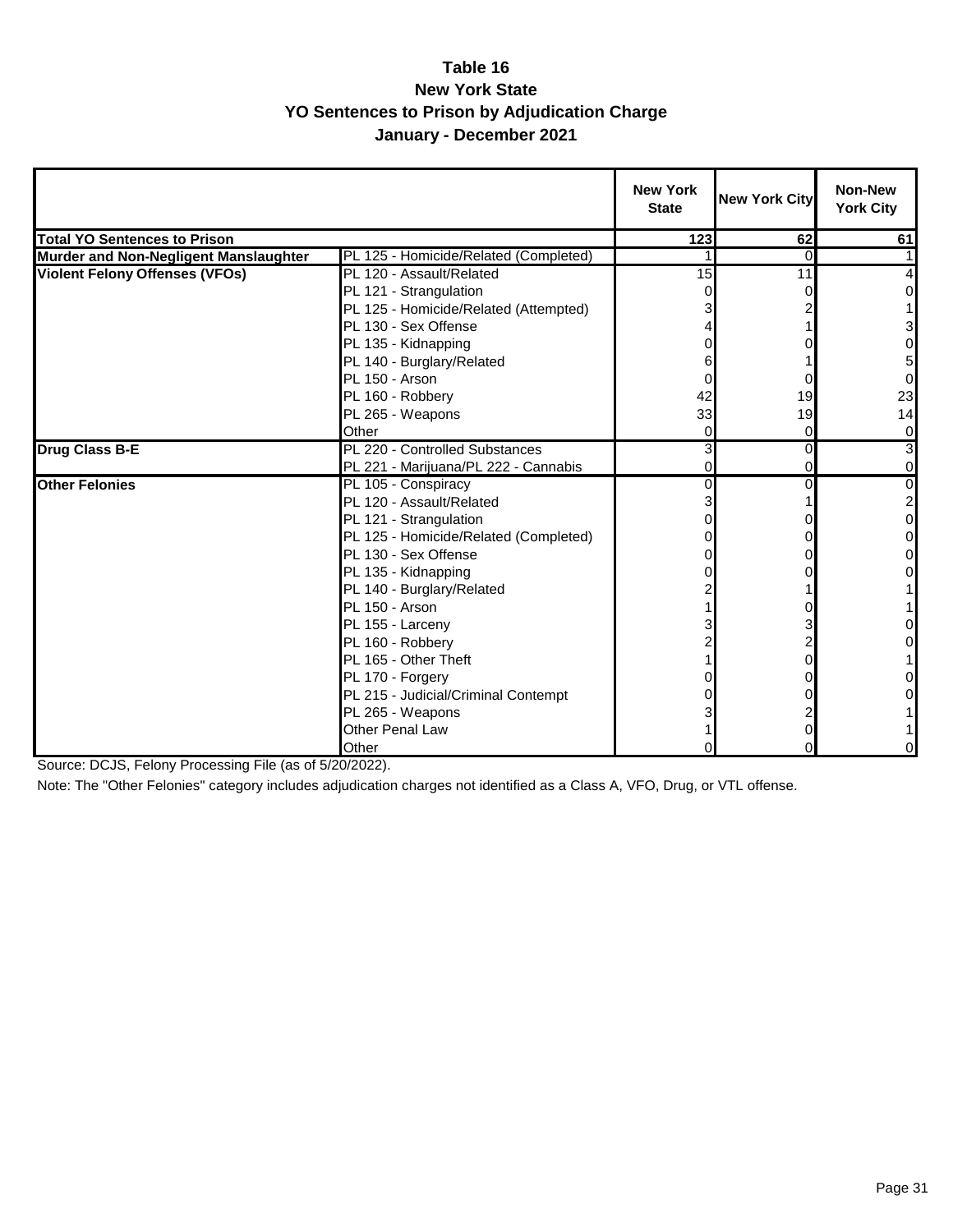# Table 16
## New York State
## YO Sentences to Prison by Adjudication Charge
## January - December 2021

| | | New York State | New York City | Non-New York City |
|---|---|---|---|---|
| **Total YO Sentences to Prison** | | **123** | **62** | **61** |
| **Murder and Non-Negligent Manslaughter** | PL 125 - Homicide/Related (Completed) | 1 | 0 | 1 |
| **Violent Felony Offenses (VFOs)** | PL 120 - Assault/Related | 15 | 11 | 4 |
| | PL 121 - Strangulation | 0 | 0 | 0 |
| | PL 125 - Homicide/Related (Attempted) | 3 | 2 | 1 |
| | PL 130 - Sex Offense | 4 | 1 | 3 |
| | PL 135 - Kidnapping | 0 | 0 | 0 |
| | PL 140 - Burglary/Related | 6 | 1 | 5 |
| | PL 150 - Arson | 0 | 0 | 0 |
| | PL 160 - Robbery | 42 | 19 | 23 |
| | PL 265 - Weapons | 33 | 19 | 14 |
| | Other | 0 | 0 | 0 |
| **Drug Class B-E** | PL 220 - Controlled Substances | 3 | 0 | 3 |
| | PL 221 - Marijuana/PL 222 - Cannabis | 0 | 0 | 0 |
| **Other Felonies** | PL 105 - Conspiracy | 0 | 0 | 0 |
| | PL 120 - Assault/Related | 3 | 1 | 2 |
| | PL 121 - Strangulation | 0 | 0 | 0 |
| | PL 125 - Homicide/Related (Completed) | 0 | 0 | 0 |
| | PL 130 - Sex Offense | 0 | 0 | 0 |
| | PL 135 - Kidnapping | 0 | 0 | 0 |
| | PL 140 - Burglary/Related | 2 | 1 | 1 |
| | PL 150 - Arson | 1 | 0 | 1 |
| | PL 155 - Larceny | 3 | 3 | 0 |
| | PL 160 - Robbery | 2 | 2 | 0 |
| | PL 165 - Other Theft | 1 | 0 | 1 |
| | PL 170 - Forgery | 0 | 0 | 0 |
| | PL 215 - Judicial/Criminal Contempt | 0 | 0 | 0 |
| | PL 265 - Weapons | 3 | 2 | 1 |
| | Other Penal Law | 1 | 0 | 1 |
| | Other | 0 | 0 | 0 |

Source: DCJS, Felony Processing File (as of 5/20/2022).

Note: The "Other Felonies" category includes adjudication charges not identified as a Class A, VFO, Drug, or VTL offense.